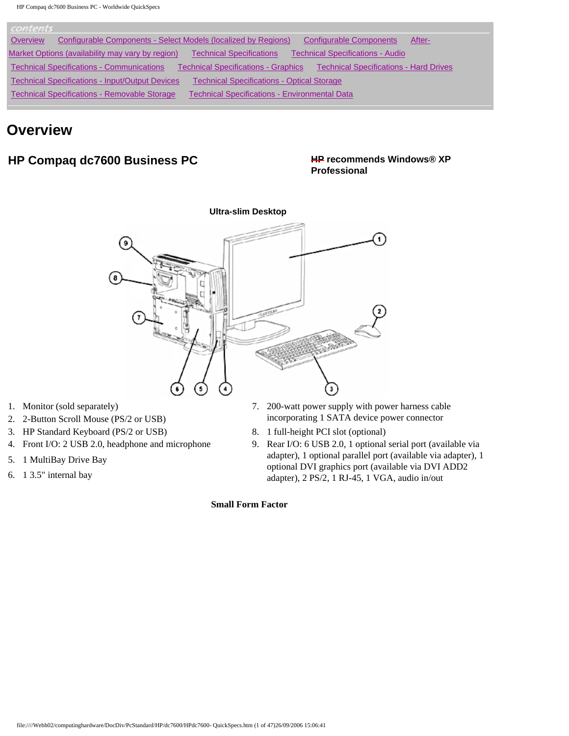contents

Overview | Configurable Components - Select Models (localized by Regions) | Configurable Components | After-Market Options (availability may vary by region) | Technical Specifications | Technical Specifications - Audio | Technical Specifications - Communications | Technical Specifications - Graphics | Technical Specifications - Hard Drives | Technical Specifications - Input/Output Devices | Technical Specifications - Optical Storage | Technical Specifications - Removable Storage | Technical Specifications - Environmental Data

# Overview

## HP Compaq dc7600 Business PC

**HP recommends Windows® XP Professional**

**Ultra-slim Desktop**

1. Monitor (sold separately)
2. 2-Button Scroll Mouse (PS/2 or USB)
3. HP Standard Keyboard (PS/2 or USB)
4. Front I/O: 2 USB 2.0, headphone and microphone
5. 1 MultiBay Drive Bay
6. 1 3.5" internal bay
7. 200-watt power supply with power harness cable incorporating 1 SATA device power connector
8. 1 full-height PCI slot (optional)
9. Rear I/O: 6 USB 2.0, 1 optional serial port (available via adapter), 1 optional parallel port (available via adapter), 1 optional DVI graphics port (available via DVI ADD2 adapter), 2 PS/2, 1 RJ-45, 1 VGA, audio in/out

**Small Form Factor**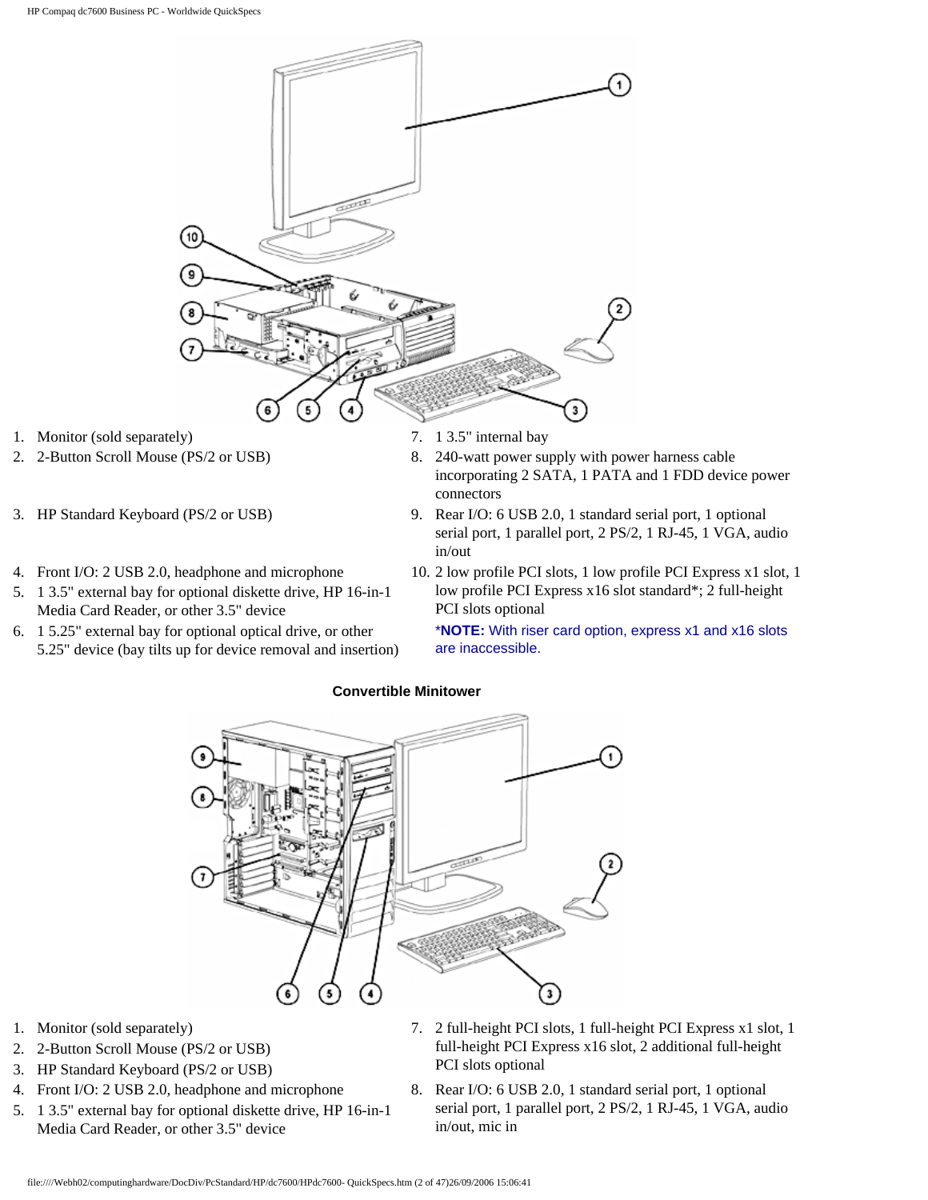1. Monitor (sold separately)
2. 2-Button Scroll Mouse (PS/2 or USB)
3. HP Standard Keyboard (PS/2 or USB)
4. Front I/O: 2 USB 2.0, headphone and microphone
5. 1 3.5" external bay for optional diskette drive, HP 16-in-1 Media Card Reader, or other 3.5" device
6. 1 5.25" external bay for optional optical drive, or other 5.25" device (bay tilts up for device removal and insertion)
7. 1 3.5" internal bay
8. 240-watt power supply with power harness cable incorporating 2 SATA, 1 PATA and 1 FDD device power connectors
9. Rear I/O: 6 USB 2.0, 1 standard serial port, 1 optional serial port, 1 parallel port, 2 PS/2, 1 RJ-45, 1 VGA, audio in/out
10. 2 low profile PCI slots, 1 low profile PCI Express x1 slot, 1 low profile PCI Express x16 slot standard*; 2 full-height PCI slots optional

    ***NOTE:** With riser card option, express x1 and x16 slots are inaccessible.

**Convertible Minitower**

1. Monitor (sold separately)
2. 2-Button Scroll Mouse (PS/2 or USB)
3. HP Standard Keyboard (PS/2 or USB)
4. Front I/O: 2 USB 2.0, headphone and microphone
5. 1 3.5" external bay for optional diskette drive, HP 16-in-1 Media Card Reader, or other 3.5" device
7. 2 full-height PCI slots, 1 full-height PCI Express x1 slot, 1 full-height PCI Express x16 slot, 2 additional full-height PCI slots optional
8. Rear I/O: 6 USB 2.0, 1 standard serial port, 1 optional serial port, 1 parallel port, 2 PS/2, 1 RJ-45, 1 VGA, audio in/out, mic in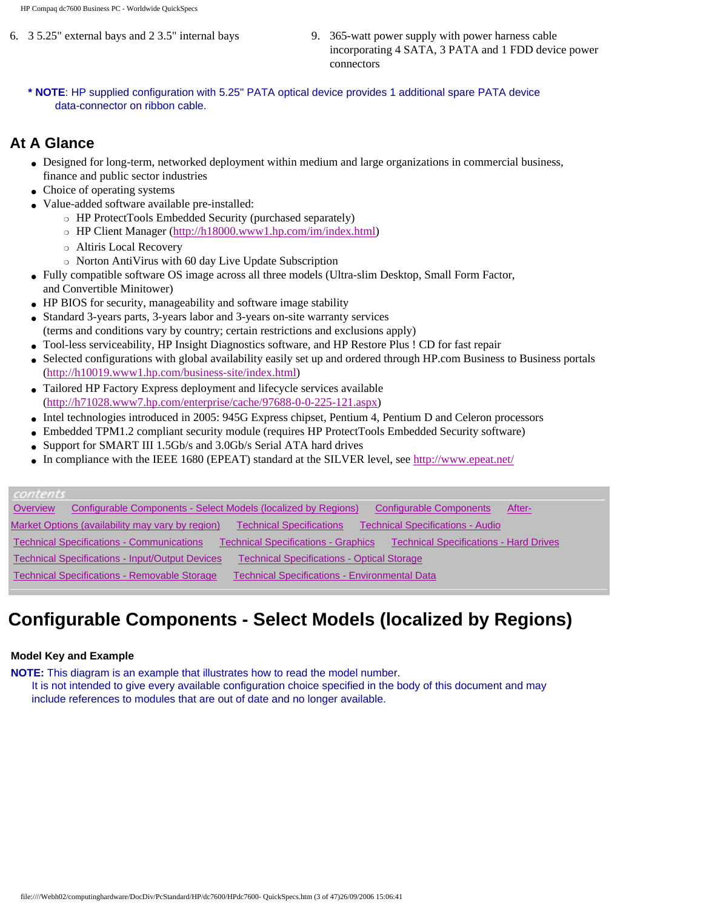6. 3 5.25" external bays and 2 3.5" internal bays

9. 365-watt power supply with power harness cable incorporating 4 SATA, 3 PATA and 1 FDD device power connectors

**\* NOTE**: HP supplied configuration with 5.25" PATA optical device provides 1 additional spare PATA device data-connector on ribbon cable.

## At A Glance

- Designed for long-term, networked deployment within medium and large organizations in commercial business, finance and public sector industries
- Choice of operating systems
- Value-added software available pre-installed:
  - HP ProtectTools Embedded Security (purchased separately)
  - HP Client Manager (http://h18000.www1.hp.com/im/index.html)
  - Altiris Local Recovery
  - Norton AntiVirus with 60 day Live Update Subscription
- Fully compatible software OS image across all three models (Ultra-slim Desktop, Small Form Factor, and Convertible Minitower)
- HP BIOS for security, manageability and software image stability
- Standard 3-years parts, 3-years labor and 3-years on-site warranty services (terms and conditions vary by country; certain restrictions and exclusions apply)
- Tool-less serviceability, HP Insight Diagnostics software, and HP Restore Plus ! CD for fast repair
- Selected configurations with global availability easily set up and ordered through HP.com Business to Business portals (http://h10019.www1.hp.com/business-site/index.html)
- Tailored HP Factory Express deployment and lifecycle services available (http://h71028.www7.hp.com/enterprise/cache/97688-0-0-225-121.aspx)
- Intel technologies introduced in 2005: 945G Express chipset, Pentium 4, Pentium D and Celeron processors
- Embedded TPM1.2 compliant security module (requires HP ProtectTools Embedded Security software)
- Support for SMART III 1.5Gb/s and 3.0Gb/s Serial ATA hard drives
- In compliance with the IEEE 1680 (EPEAT) standard at the SILVER level, see http://www.epeat.net/

*contents*

Overview | Configurable Components - Select Models (localized by Regions) | Configurable Components | After-Market Options (availability may vary by region) | Technical Specifications | Technical Specifications - Audio | Technical Specifications - Communications | Technical Specifications - Graphics | Technical Specifications - Hard Drives | Technical Specifications - Input/Output Devices | Technical Specifications - Optical Storage | Technical Specifications - Removable Storage | Technical Specifications - Environmental Data

# Configurable Components - Select Models (localized by Regions)

**Model Key and Example**

**NOTE:** This diagram is an example that illustrates how to read the model number. It is not intended to give every available configuration choice specified in the body of this document and may include references to modules that are out of date and no longer available.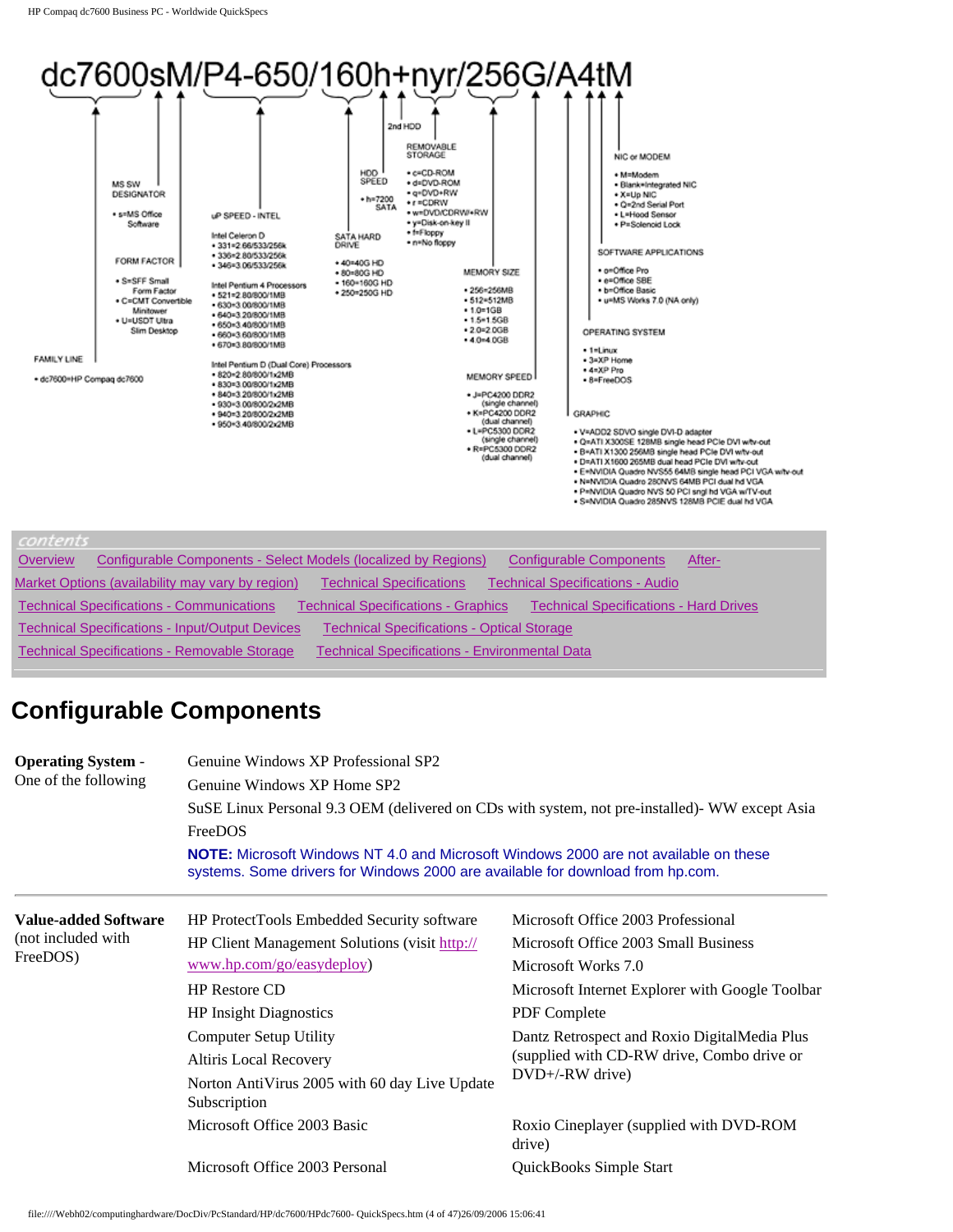dc7600sM/P4-650/160h+nyr/256G/A4tM

**FAMILY LINE**

- dc7600=HP Compaq dc7600

**FORM FACTOR**

- S=SFF Small Form Factor
- C=CMT Convertible Minitower
- U=USDT Ultra Slim Desktop

**MS SW DESIGNATOR**

- s=MS Office Software

**uP SPEED - INTEL**

Intel Celeron D

- 331=2.66/533/256k
- 336=2.80/533/256k
- 346=3.06/533/256k

Intel Pentium 4 Processors

- 521=2.80/800/1MB
- 630=3.00/800/1MB
- 640=3.20/800/1MB
- 650=3.40/800/1MB
- 660=3.60/800/1MB
- 670=3.80/800/1MB

Intel Pentium D (Dual Core) Processors

- 820=2.80/800/1x2MB
- 830=3.00/800/1x2MB
- 840=3.20/800/1x2MB
- 930=3.00/800/2x2MB
- 940=3.20/800/2x2MB
- 950=3.40/800/2x2MB

**SATA HARD DRIVE**

- 40=40G HD
- 80=80G HD
- 160=160G HD
- 250=250G HD

**HDD SPEED**

- h=7200 SATA

**2nd HDD**

**REMOVABLE STORAGE**

- c=CD-ROM
- d=DVD-ROM
- q=DVD+RW
- r=CDRW
- w=DVD/CDRW/+RW
- y=Disk-on-key II
- f=Floppy
- n=No floppy

**MEMORY SIZE**

- 256=256MB
- 512=512MB
- 1.0=1GB
- 1.5=1.5GB
- 2.0=2.0GB
- 4.0=4.0GB

**MEMORY SPEED**

- J=PC4200 DDR2 (single channel)
- K=PC4200 DDR2 (dual channel)
- L=PC5300 DDR2 (single channel)
- R=PC5300 DDR2 (dual channel)

**GRAPHIC**

- V=ADD2 SDVO single DVI-D adapter
- Q=ATI X300SE 128MB single head PCIe DVI w/tv-out
- B=ATI X1300 256MB single head PCIe DVI w/tv-out
- D=ATI X1600 265MB dual head PCIe DVI w/tv-out
- E=NVIDIA Quadro NVS55 64MB single head PCI VGA w/tv-out
- N=NVIDIA Quadro 280NVS 64MB PCI dual hd VGA
- P=NVIDIA Quadro NVS 50 PCI sngl hd VGA w/TV-out
- S=NVIDIA Quadro 285NVS 128MB PCIE dual hd VGA

**OPERATING SYSTEM**

- 1=Linux
- 3=XP Home
- 4=XP Pro
- 8=FreeDOS

**SOFTWARE APPLICATIONS**

- o=Office Pro
- e=Office SBE
- b=Office Basic
- u=MS Works 7.0 (NA only)

**NIC or MODEM**

- M=Modem
- Blank=Integrated NIC
- X=Up NIC
- Q=2nd Serial Port
- L=Hood Sensor
- P=Solenoid Lock

*contents*

Overview | Configurable Components - Select Models (localized by Regions) | Configurable Components | After-Market Options (availability may vary by region) | Technical Specifications | Technical Specifications - Audio | Technical Specifications - Communications | Technical Specifications - Graphics | Technical Specifications - Hard Drives | Technical Specifications - Input/Output Devices | Technical Specifications - Optical Storage | Technical Specifications - Removable Storage | Technical Specifications - Environmental Data

# Configurable Components

**Operating System** - One of the following

- Genuine Windows XP Professional SP2
- Genuine Windows XP Home SP2
- SuSE Linux Personal 9.3 OEM (delivered on CDs with system, not pre-installed)- WW except Asia
- FreeDOS

**NOTE:** Microsoft Windows NT 4.0 and Microsoft Windows 2000 are not available on these systems. Some drivers for Windows 2000 are available for download from hp.com.

---

**Value-added Software** (not included with FreeDOS)

- HP ProtectTools Embedded Security software
- HP Client Management Solutions (visit http://www.hp.com/go/easydeploy)
- HP Restore CD
- HP Insight Diagnostics
- Computer Setup Utility
- Altiris Local Recovery
- Norton AntiVirus 2005 with 60 day Live Update Subscription
- Microsoft Office 2003 Basic
- Microsoft Office 2003 Personal
- Microsoft Office 2003 Professional
- Microsoft Office 2003 Small Business
- Microsoft Works 7.0
- Microsoft Internet Explorer with Google Toolbar
- PDF Complete
- Dantz Retrospect and Roxio DigitalMedia Plus (supplied with CD-RW drive, Combo drive or DVD+/-RW drive)
- Roxio Cineplayer (supplied with DVD-ROM drive)
- QuickBooks Simple Start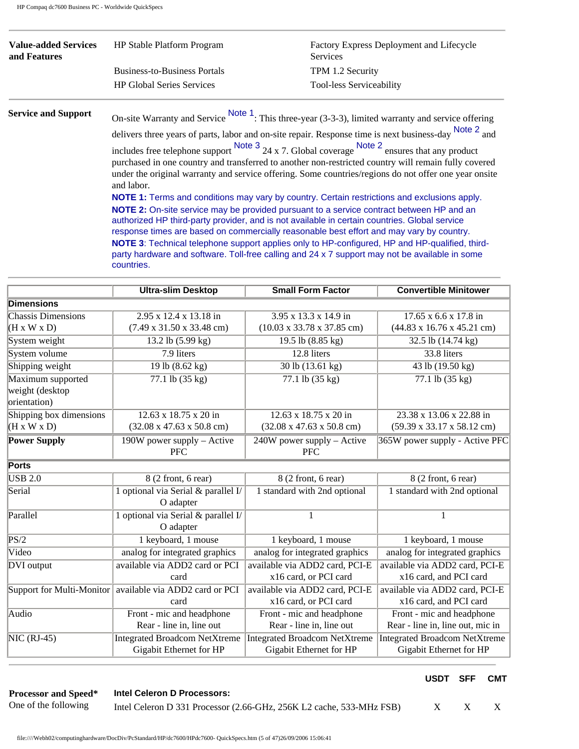| | | |
|---|---|---|
| **Value-added Services and Features** | HP Stable Platform Program | Factory Express Deployment and Lifecycle Services |
| | Business-to-Business Portals | TPM 1.2 Security |
| | HP Global Series Services | Tool-less Serviceability |

**Service and Support**

On-site Warranty and Service Note 1: This three-year (3-3-3), limited warranty and service offering delivers three years of parts, labor and on-site repair. Response time is next business-day Note 2 and includes free telephone support Note 3 24 x 7. Global coverage Note 2 ensures that any product purchased in one country and transferred to another non-restricted country will remain fully covered under the original warranty and service offering. Some countries/regions do not offer one year onsite and labor.

**NOTE 1:** Terms and conditions may vary by country. Certain restrictions and exclusions apply.

**NOTE 2:** On-site service may be provided pursuant to a service contract between HP and an authorized HP third-party provider, and is not available in certain countries. Global service response times are based on commercially reasonable best effort and may vary by country.

**NOTE 3**: Technical telephone support applies only to HP-configured, HP and HP-qualified, third-party hardware and software. Toll-free calling and 24 x 7 support may not be available in some countries.

| | Ultra-slim Desktop | Small Form Factor | Convertible Minitower |
|---|---|---|---|
| **Dimensions** | | | |
| Chassis Dimensions (H x W x D) | 2.95 x 12.4 x 13.18 in (7.49 x 31.50 x 33.48 cm) | 3.95 x 13.3 x 14.9 in (10.03 x 33.78 x 37.85 cm) | 17.65 x 6.6 x 17.8 in (44.83 x 16.76 x 45.21 cm) |
| System weight | 13.2 lb (5.99 kg) | 19.5 lb (8.85 kg) | 32.5 lb (14.74 kg) |
| System volume | 7.9 liters | 12.8 liters | 33.8 liters |
| Shipping weight | 19 lb (8.62 kg) | 30 lb (13.61 kg) | 43 lb (19.50 kg) |
| Maximum supported weight (desktop orientation) | 77.1 lb (35 kg) | 77.1 lb (35 kg) | 77.1 lb (35 kg) |
| Shipping box dimensions (H x W x D) | 12.63 x 18.75 x 20 in (32.08 x 47.63 x 50.8 cm) | 12.63 x 18.75 x 20 in (32.08 x 47.63 x 50.8 cm) | 23.38 x 13.06 x 22.88 in (59.39 x 33.17 x 58.12 cm) |
| **Power Supply** | 190W power supply – Active PFC | 240W power supply – Active PFC | 365W power supply - Active PFC |
| **Ports** | | | |
| USB 2.0 | 8 (2 front, 6 rear) | 8 (2 front, 6 rear) | 8 (2 front, 6 rear) |
| Serial | 1 optional via Serial & parallel I/O adapter | 1 standard with 2nd optional | 1 standard with 2nd optional |
| Parallel | 1 optional via Serial & parallel I/O adapter | 1 | 1 |
| PS/2 | 1 keyboard, 1 mouse | 1 keyboard, 1 mouse | 1 keyboard, 1 mouse |
| Video | analog for integrated graphics | analog for integrated graphics | analog for integrated graphics |
| DVI output | available via ADD2 card or PCI card | available via ADD2 card, PCI-E x16 card, or PCI card | available via ADD2 card, PCI-E x16 card, and PCI card |
| Support for Multi-Monitor | available via ADD2 card or PCI card | available via ADD2 card, PCI-E x16 card, or PCI card | available via ADD2 card, PCI-E x16 card, and PCI card |
| Audio | Front - mic and headphone<br>Rear - line in, line out | Front - mic and headphone<br>Rear - line in, line out | Front - mic and headphone<br>Rear - line in, line out, mic in |
| NIC (RJ-45) | Integrated Broadcom NetXtreme Gigabit Ethernet for HP | Integrated Broadcom NetXtreme Gigabit Ethernet for HP | Integrated Broadcom NetXtreme Gigabit Ethernet for HP |

| | | USDT | SFF | CMT |
|---|---|---|---|---|
| **Processor and Speed*** One of the following | **Intel Celeron D Processors:** | | | |
| | Intel Celeron D 331 Processor (2.66-GHz, 256K L2 cache, 533-MHz FSB) | X | X | X |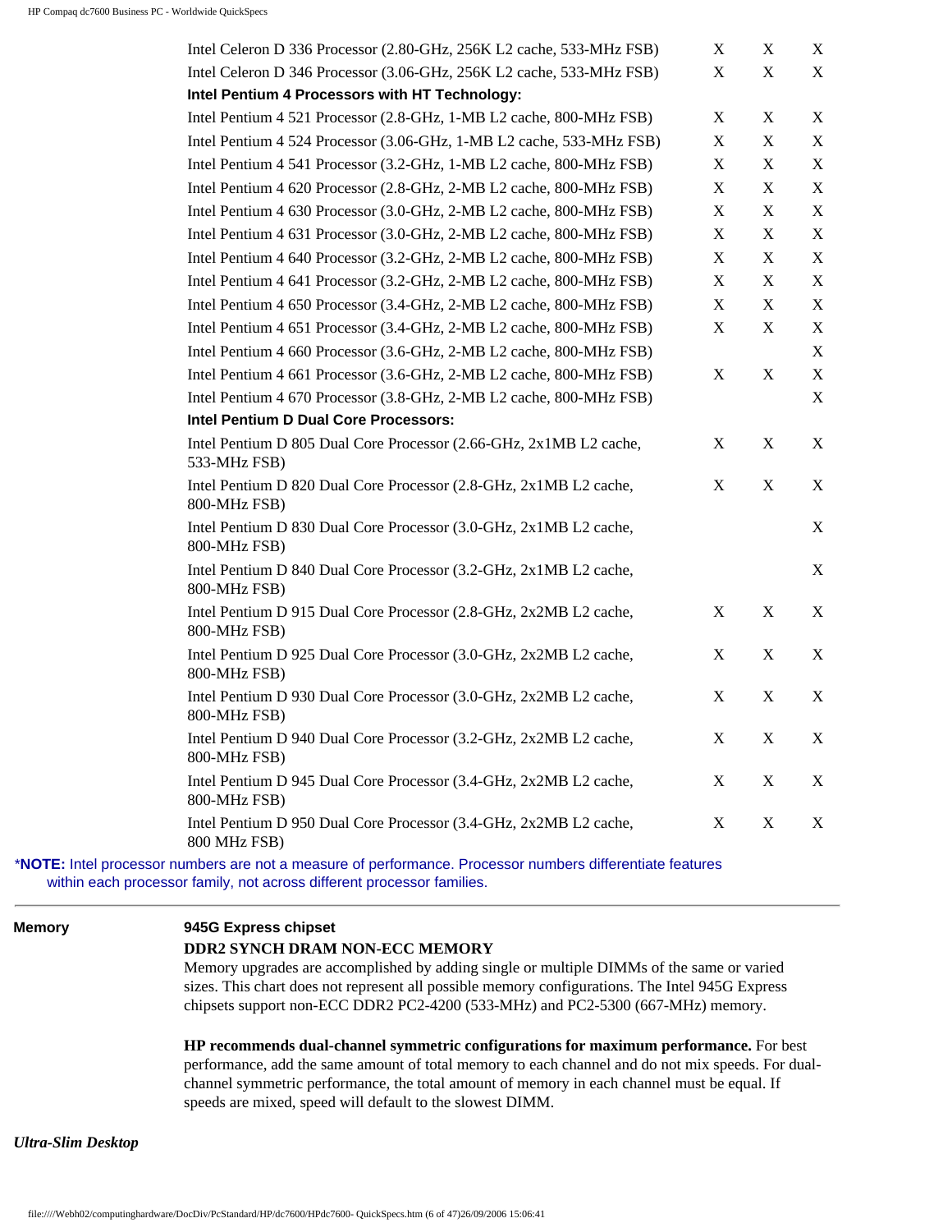| | | | |
|---|---|---|---|
| Intel Celeron D 336 Processor (2.80-GHz, 256K L2 cache, 533-MHz FSB) | X | X | X |
| Intel Celeron D 346 Processor (3.06-GHz, 256K L2 cache, 533-MHz FSB) | X | X | X |
| **Intel Pentium 4 Processors with HT Technology:** | | | |
| Intel Pentium 4 521 Processor (2.8-GHz, 1-MB L2 cache, 800-MHz FSB) | X | X | X |
| Intel Pentium 4 524 Processor (3.06-GHz, 1-MB L2 cache, 533-MHz FSB) | X | X | X |
| Intel Pentium 4 541 Processor (3.2-GHz, 1-MB L2 cache, 800-MHz FSB) | X | X | X |
| Intel Pentium 4 620 Processor (2.8-GHz, 2-MB L2 cache, 800-MHz FSB) | X | X | X |
| Intel Pentium 4 630 Processor (3.0-GHz, 2-MB L2 cache, 800-MHz FSB) | X | X | X |
| Intel Pentium 4 631 Processor (3.0-GHz, 2-MB L2 cache, 800-MHz FSB) | X | X | X |
| Intel Pentium 4 640 Processor (3.2-GHz, 2-MB L2 cache, 800-MHz FSB) | X | X | X |
| Intel Pentium 4 641 Processor (3.2-GHz, 2-MB L2 cache, 800-MHz FSB) | X | X | X |
| Intel Pentium 4 650 Processor (3.4-GHz, 2-MB L2 cache, 800-MHz FSB) | X | X | X |
| Intel Pentium 4 651 Processor (3.4-GHz, 2-MB L2 cache, 800-MHz FSB) | X | X | X |
| Intel Pentium 4 660 Processor (3.6-GHz, 2-MB L2 cache, 800-MHz FSB) | | | X |
| Intel Pentium 4 661 Processor (3.6-GHz, 2-MB L2 cache, 800-MHz FSB) | X | X | X |
| Intel Pentium 4 670 Processor (3.8-GHz, 2-MB L2 cache, 800-MHz FSB) | | | X |
| **Intel Pentium D Dual Core Processors:** | | | |
| Intel Pentium D 805 Dual Core Processor (2.66-GHz, 2x1MB L2 cache, 533-MHz FSB) | X | X | X |
| Intel Pentium D 820 Dual Core Processor (2.8-GHz, 2x1MB L2 cache, 800-MHz FSB) | X | X | X |
| Intel Pentium D 830 Dual Core Processor (3.0-GHz, 2x1MB L2 cache, 800-MHz FSB) | | | X |
| Intel Pentium D 840 Dual Core Processor (3.2-GHz, 2x1MB L2 cache, 800-MHz FSB) | | | X |
| Intel Pentium D 915 Dual Core Processor (2.8-GHz, 2x2MB L2 cache, 800-MHz FSB) | X | X | X |
| Intel Pentium D 925 Dual Core Processor (3.0-GHz, 2x2MB L2 cache, 800-MHz FSB) | X | X | X |
| Intel Pentium D 930 Dual Core Processor (3.0-GHz, 2x2MB L2 cache, 800-MHz FSB) | X | X | X |
| Intel Pentium D 940 Dual Core Processor (3.2-GHz, 2x2MB L2 cache, 800-MHz FSB) | X | X | X |
| Intel Pentium D 945 Dual Core Processor (3.4-GHz, 2x2MB L2 cache, 800-MHz FSB) | X | X | X |
| Intel Pentium D 950 Dual Core Processor (3.4-GHz, 2x2MB L2 cache, 800 MHz FSB) | X | X | X |

***NOTE:** Intel processor numbers are not a measure of performance. Processor numbers differentiate features within each processor family, not across different processor families.

---

**Memory**

**945G Express chipset**

**DDR2 SYNCH DRAM NON-ECC MEMORY**

Memory upgrades are accomplished by adding single or multiple DIMMs of the same or varied sizes. This chart does not represent all possible memory configurations. The Intel 945G Express chipsets support non-ECC DDR2 PC2-4200 (533-MHz) and PC2-5300 (667-MHz) memory.

**HP recommends dual-channel symmetric configurations for maximum performance.** For best performance, add the same amount of total memory to each channel and do not mix speeds. For dual-channel symmetric performance, the total amount of memory in each channel must be equal. If speeds are mixed, speed will default to the slowest DIMM.

***Ultra-Slim Desktop***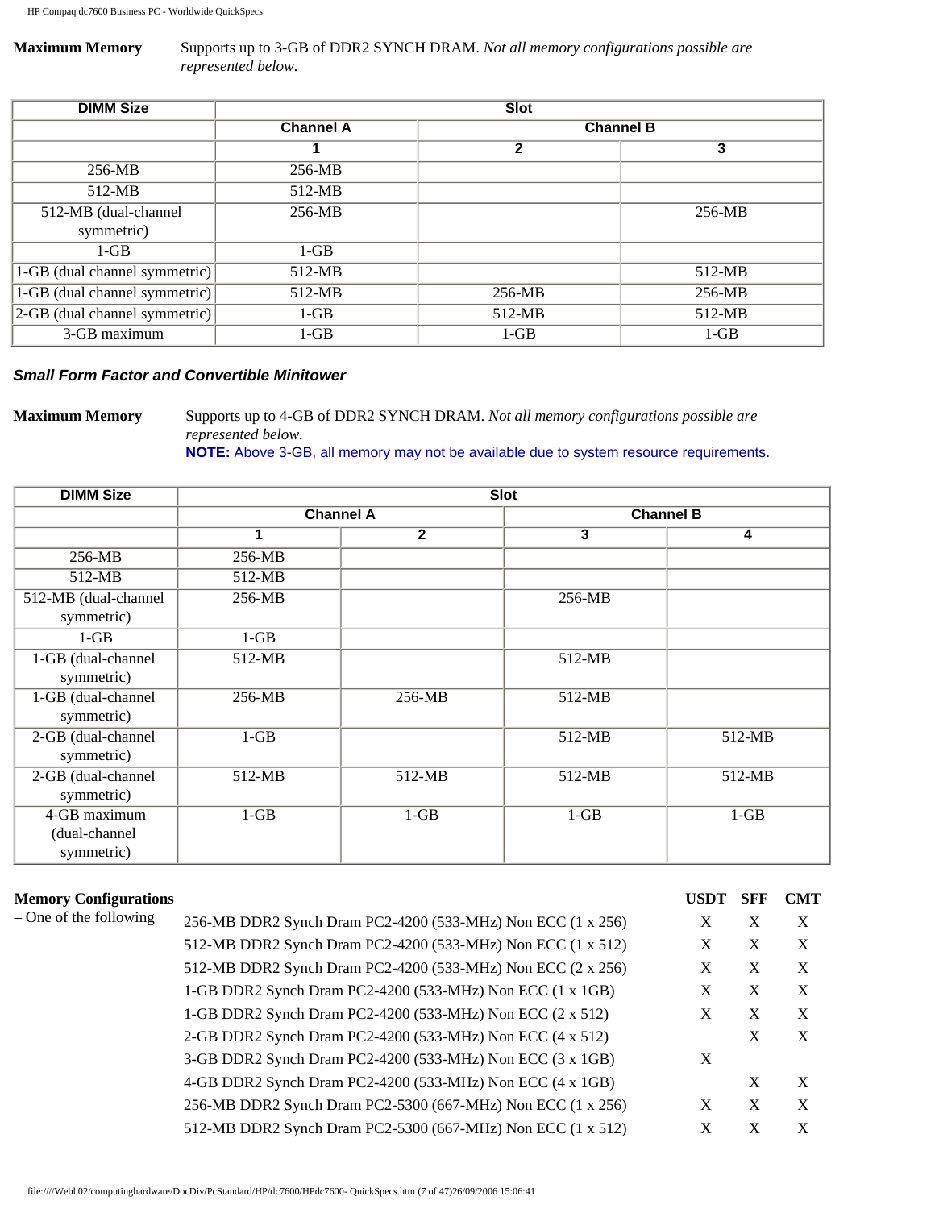**Maximum Memory** Supports up to 3-GB of DDR2 SYNCH DRAM. *Not all memory configurations possible are represented below.*

| DIMM Size | Slot | | |
|---|---|---|---|
| | Channel A | Channel B | |
| | 1 | 2 | 3 |
| 256-MB | 256-MB | | |
| 512-MB | 512-MB | | |
| 512-MB (dual-channel symmetric) | 256-MB | | 256-MB |
| 1-GB | 1-GB | | |
| 1-GB (dual channel symmetric) | 512-MB | | 512-MB |
| 1-GB (dual channel symmetric) | 512-MB | 256-MB | 256-MB |
| 2-GB (dual channel symmetric) | 1-GB | 512-MB | 512-MB |
| 3-GB maximum | 1-GB | 1-GB | 1-GB |

### *Small Form Factor and Convertible Minitower*

**Maximum Memory** Supports up to 4-GB of DDR2 SYNCH DRAM. *Not all memory configurations possible are represented below.*
**NOTE:** Above 3-GB, all memory may not be available due to system resource requirements.

| DIMM Size | Slot | | | |
|---|---|---|---|---|
| | Channel A | | Channel B | |
| | 1 | 2 | 3 | 4 |
| 256-MB | 256-MB | | | |
| 512-MB | 512-MB | | | |
| 512-MB (dual-channel symmetric) | 256-MB | | 256-MB | |
| 1-GB | 1-GB | | | |
| 1-GB (dual-channel symmetric) | 512-MB | | 512-MB | |
| 1-GB (dual-channel symmetric) | 256-MB | 256-MB | 512-MB | |
| 2-GB (dual-channel symmetric) | 1-GB | | 512-MB | 512-MB |
| 2-GB (dual-channel symmetric) | 512-MB | 512-MB | 512-MB | 512-MB |
| 4-GB maximum (dual-channel symmetric) | 1-GB | 1-GB | 1-GB | 1-GB |

**Memory Configurations** – One of the following

| | USDT | SFF | CMT |
|---|---|---|---|
| 256-MB DDR2 Synch Dram PC2-4200 (533-MHz) Non ECC (1 x 256) | X | X | X |
| 512-MB DDR2 Synch Dram PC2-4200 (533-MHz) Non ECC (1 x 512) | X | X | X |
| 512-MB DDR2 Synch Dram PC2-4200 (533-MHz) Non ECC (2 x 256) | X | X | X |
| 1-GB DDR2 Synch Dram PC2-4200 (533-MHz) Non ECC (1 x 1GB) | X | X | X |
| 1-GB DDR2 Synch Dram PC2-4200 (533-MHz) Non ECC (2 x 512) | X | X | X |
| 2-GB DDR2 Synch Dram PC2-4200 (533-MHz) Non ECC (4 x 512) | | X | X |
| 3-GB DDR2 Synch Dram PC2-4200 (533-MHz) Non ECC (3 x 1GB) | X | | |
| 4-GB DDR2 Synch Dram PC2-4200 (533-MHz) Non ECC (4 x 1GB) | | X | X |
| 256-MB DDR2 Synch Dram PC2-5300 (667-MHz) Non ECC (1 x 256) | X | X | X |
| 512-MB DDR2 Synch Dram PC2-5300 (667-MHz) Non ECC (1 x 512) | X | X | X |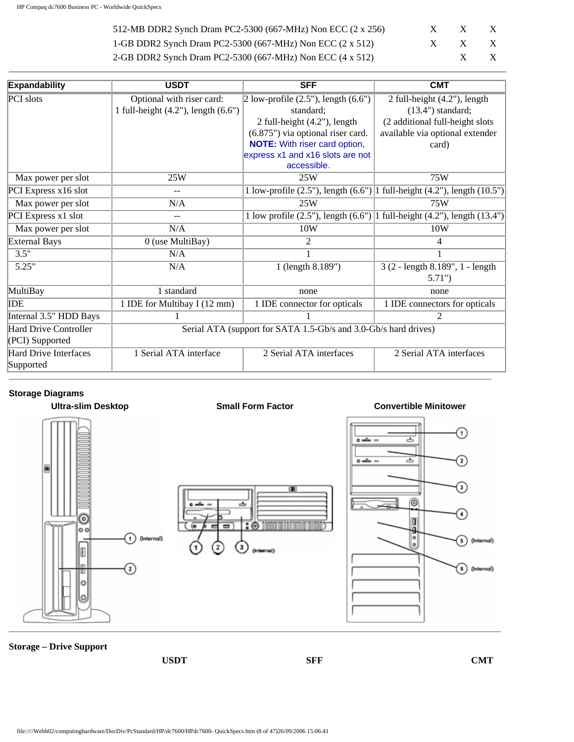| | | | |
|---|---|---|---|
| 512-MB DDR2 Synch Dram PC2-5300 (667-MHz) Non ECC (2 x 256) | X | X | X |
| 1-GB DDR2 Synch Dram PC2-5300 (667-MHz) Non ECC (2 x 512) | X | X | X |
| 2-GB DDR2 Synch Dram PC2-5300 (667-MHz) Non ECC (4 x 512) | | X | X |

| Expandability | USDT | SFF | CMT |
|---|---|---|---|
| PCI slots | Optional with riser card: 1 full-height (4.2"), length (6.6") | 2 low-profile (2.5"), length (6.6") standard; 2 full-height (4.2"), length (6.875") via optional riser card. **NOTE:** With riser card option, express x1 and x16 slots are not accessible. | 2 full-height (4.2"), length (13.4") standard; (2 additional full-height slots available via optional extender card) |
| Max power per slot | 25W | 25W | 75W |
| PCI Express x16 slot | -- | 1 low-profile (2.5"), length (6.6") | 1 full-height (4.2"), length (10.5") |
| Max power per slot | N/A | 25W | 75W |
| PCI Express x1 slot | -- | 1 low profile (2.5"), length (6.6") | 1 full-height (4.2"), length (13.4") |
| Max power per slot | N/A | 10W | 10W |
| External Bays | 0 (use MultiBay) | 2 | 4 |
| 3.5" | N/A | 1 | 1 |
| 5.25" | N/A | 1 (length 8.189") | 3 (2 - length 8.189", 1 - length 5.71") |
| MultiBay | 1 standard | none | none |
| IDE | 1 IDE for Multibay I (12 mm) | 1 IDE connector for opticals | 1 IDE connectors for opticals |
| Internal 3.5" HDD Bays | 1 | 1 | 2 |
| Hard Drive Controller (PCI) Supported | Serial ATA (support for SATA 1.5-Gb/s and 3.0-Gb/s hard drives) | | |
| Hard Drive Interfaces Supported | 1 Serial ATA interface | 2 Serial ATA interfaces | 2 Serial ATA interfaces |

**Storage Diagrams**

**Ultra-slim Desktop** **Small Form Factor** **Convertible Minitower**

**Storage – Drive Support**

| | USDT | SFF | CMT |
|---|---|---|---|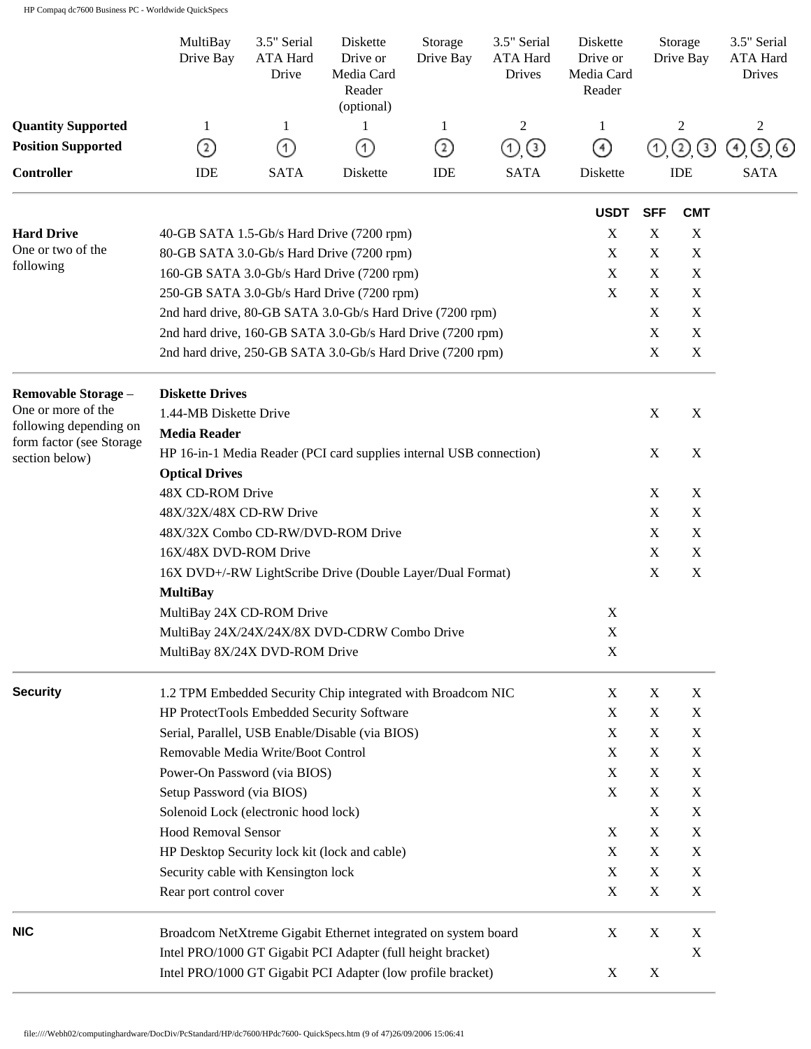| | MultiBay Drive Bay | 3.5" Serial ATA Hard Drive | Diskette Drive or Media Card Reader (optional) | Storage Drive Bay | 3.5" Serial ATA Hard Drives | Diskette Drive or Media Card Reader | Storage Drive Bay | 3.5" Serial ATA Hard Drives |
|---|---|---|---|---|---|---|---|---|
| **Quantity Supported** | 1 | 1 | 1 | 1 | 2 | 1 | 2 | 2 |
| **Position Supported** | ② | ① | ① | ② | ①, ③ | ④ | ①, ②, ③ | ④, ⑤, ⑥ |
| **Controller** | IDE | SATA | Diskette | IDE | SATA | Diskette | IDE | SATA |

| | | USDT | SFF | CMT |
|---|---|---|---|---|
| **Hard Drive** One or two of the following | 40-GB SATA 1.5-Gb/s Hard Drive (7200 rpm) | X | X | X |
| | 80-GB SATA 3.0-Gb/s Hard Drive (7200 rpm) | X | X | X |
| | 160-GB SATA 3.0-Gb/s Hard Drive (7200 rpm) | X | X | X |
| | 250-GB SATA 3.0-Gb/s Hard Drive (7200 rpm) | X | X | X |
| | 2nd hard drive, 80-GB SATA 3.0-Gb/s Hard Drive (7200 rpm) | | X | X |
| | 2nd hard drive, 160-GB SATA 3.0-Gb/s Hard Drive (7200 rpm) | | X | X |
| | 2nd hard drive, 250-GB SATA 3.0-Gb/s Hard Drive (7200 rpm) | | X | X |
| **Removable Storage** – One or more of the following depending on form factor (see Storage section below) | **Diskette Drives** | | | |
| | 1.44-MB Diskette Drive | | X | X |
| | **Media Reader** | | | |
| | HP 16-in-1 Media Reader (PCI card supplies internal USB connection) | | X | X |
| | **Optical Drives** | | | |
| | 48X CD-ROM Drive | | X | X |
| | 48X/32X/48X CD-RW Drive | | X | X |
| | 48X/32X Combo CD-RW/DVD-ROM Drive | | X | X |
| | 16X/48X DVD-ROM Drive | | X | X |
| | 16X DVD+/-RW LightScribe Drive (Double Layer/Dual Format) | | X | X |
| | **MultiBay** | | | |
| | MultiBay 24X CD-ROM Drive | X | | |
| | MultiBay 24X/24X/24X/8X DVD-CDRW Combo Drive | X | | |
| | MultiBay 8X/24X DVD-ROM Drive | X | | |
| **Security** | 1.2 TPM Embedded Security Chip integrated with Broadcom NIC | X | X | X |
| | HP ProtectTools Embedded Security Software | X | X | X |
| | Serial, Parallel, USB Enable/Disable (via BIOS) | X | X | X |
| | Removable Media Write/Boot Control | X | X | X |
| | Power-On Password (via BIOS) | X | X | X |
| | Setup Password (via BIOS) | X | X | X |
| | Solenoid Lock (electronic hood lock) | | X | X |
| | Hood Removal Sensor | X | X | X |
| | HP Desktop Security lock kit (lock and cable) | X | X | X |
| | Security cable with Kensington lock | X | X | X |
| | Rear port control cover | X | X | X |
| **NIC** | Broadcom NetXtreme Gigabit Ethernet integrated on system board | X | X | X |
| | Intel PRO/1000 GT Gigabit PCI Adapter (full height bracket) | | | X |
| | Intel PRO/1000 GT Gigabit PCI Adapter (low profile bracket) | X | X | |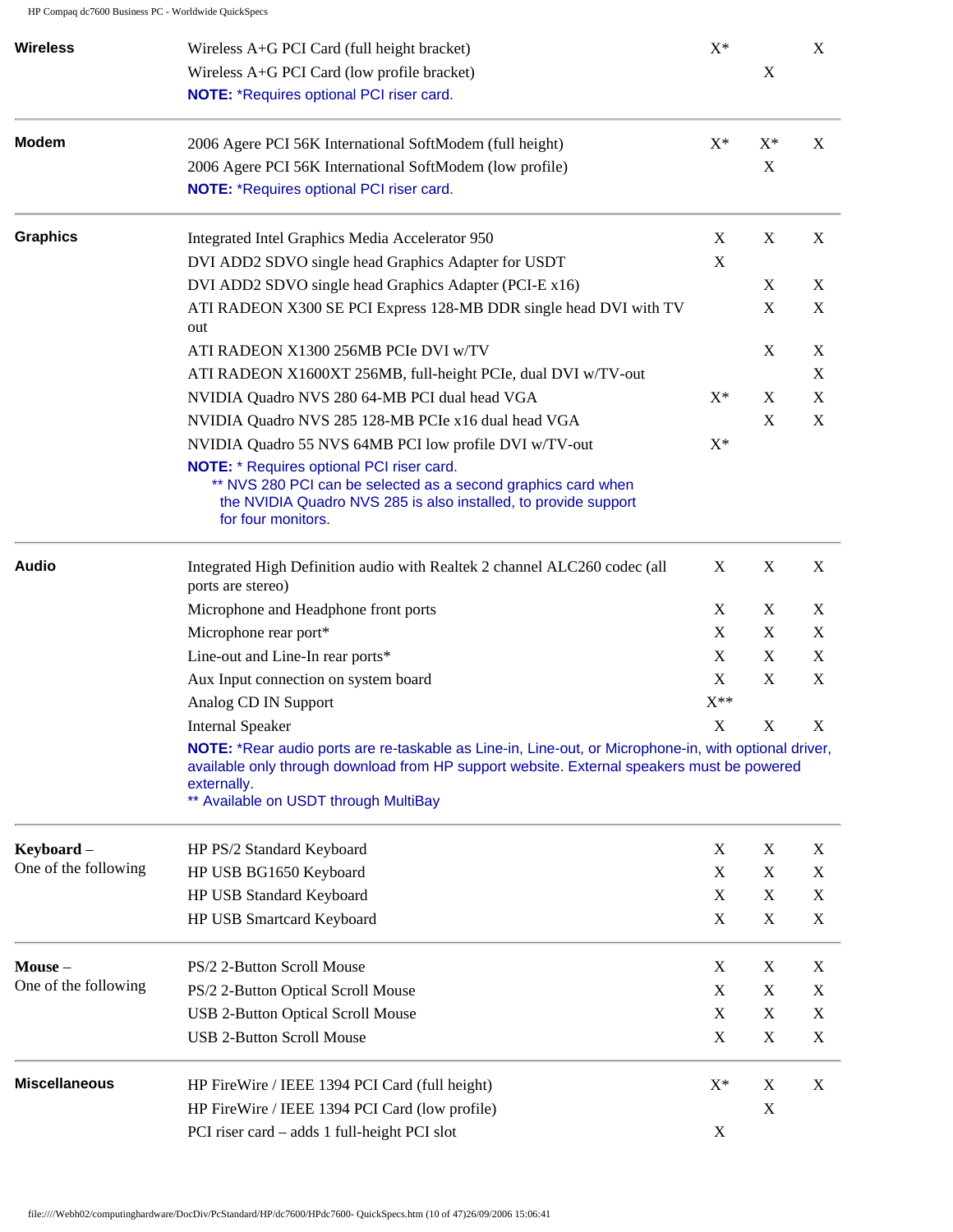| | | | | |
|---|---|---|---|---|
| **Wireless** | Wireless A+G PCI Card (full height bracket) | X* | | X |
| | Wireless A+G PCI Card (low profile bracket) | | X | |
| | **NOTE:** *Requires optional PCI riser card. | | | |
| **Modem** | 2006 Agere PCI 56K International SoftModem (full height) | X* | X* | X |
| | 2006 Agere PCI 56K International SoftModem (low profile) | | X | |
| | **NOTE:** *Requires optional PCI riser card. | | | |
| **Graphics** | Integrated Intel Graphics Media Accelerator 950 | X | X | X |
| | DVI ADD2 SDVO single head Graphics Adapter for USDT | X | | |
| | DVI ADD2 SDVO single head Graphics Adapter (PCI-E x16) | | X | X |
| | ATI RADEON X300 SE PCI Express 128-MB DDR single head DVI with TV out | | X | X |
| | ATI RADEON X1300 256MB PCIe DVI w/TV | | X | X |
| | ATI RADEON X1600XT 256MB, full-height PCIe, dual DVI w/TV-out | | | X |
| | NVIDIA Quadro NVS 280 64-MB PCI dual head VGA | X* | X | X |
| | NVIDIA Quadro NVS 285 128-MB PCIe x16 dual head VGA | | X | X |
| | NVIDIA Quadro 55 NVS 64MB PCI low profile DVI w/TV-out | X* | | |
| | **NOTE:** * Requires optional PCI riser card.<br>** NVS 280 PCI can be selected as a second graphics card when the NVIDIA Quadro NVS 285 is also installed, to provide support for four monitors. | | | |
| **Audio** | Integrated High Definition audio with Realtek 2 channel ALC260 codec (all ports are stereo) | X | X | X |
| | Microphone and Headphone front ports | X | X | X |
| | Microphone rear port* | X | X | X |
| | Line-out and Line-In rear ports* | X | X | X |
| | Aux Input connection on system board | X | X | X |
| | Analog CD IN Support | X** | | |
| | Internal Speaker | X | X | X |
| | **NOTE:** *Rear audio ports are re-taskable as Line-in, Line-out, or Microphone-in, with optional driver, available only through download from HP support website. External speakers must be powered externally.<br>** Available on USDT through MultiBay | | | |
| **Keyboard** – One of the following | HP PS/2 Standard Keyboard | X | X | X |
| | HP USB BG1650 Keyboard | X | X | X |
| | HP USB Standard Keyboard | X | X | X |
| | HP USB Smartcard Keyboard | X | X | X |
| **Mouse** – One of the following | PS/2 2-Button Scroll Mouse | X | X | X |
| | PS/2 2-Button Optical Scroll Mouse | X | X | X |
| | USB 2-Button Optical Scroll Mouse | X | X | X |
| | USB 2-Button Scroll Mouse | X | X | X |
| **Miscellaneous** | HP FireWire / IEEE 1394 PCI Card (full height) | X* | X | X |
| | HP FireWire / IEEE 1394 PCI Card (low profile) | | X | |
| | PCI riser card – adds 1 full-height PCI slot | X | | |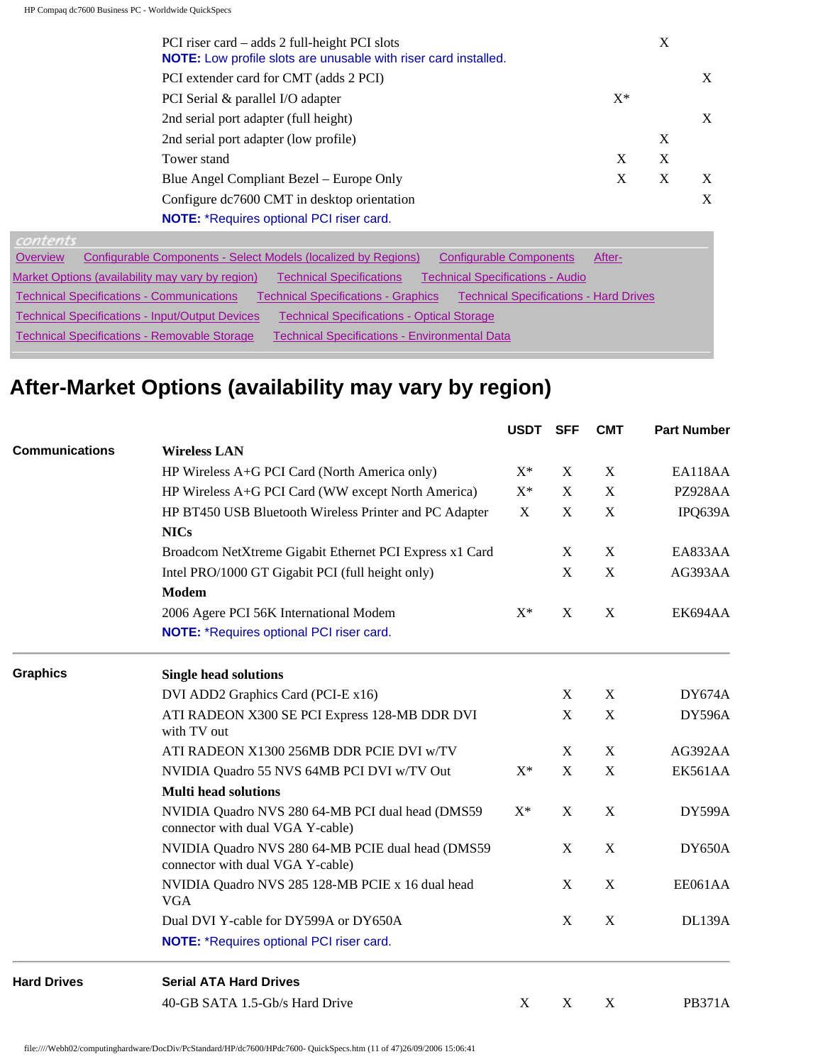| | | | |
|---|---|---|---|
| PCI riser card – adds 2 full-height PCI slots **NOTE:** Low profile slots are unusable with riser card installed. | | X | |
| PCI extender card for CMT (adds 2 PCI) | | | X |
| PCI Serial & parallel I/O adapter | X* | | |
| 2nd serial port adapter (full height) | | | X |
| 2nd serial port adapter (low profile) | | X | |
| Tower stand | X | X | |
| Blue Angel Compliant Bezel – Europe Only | X | X | X |
| Configure dc7600 CMT in desktop orientation | | | X |

**NOTE:** *Requires optional PCI riser card.

*contents*

Overview | Configurable Components - Select Models (localized by Regions) | Configurable Components | After-Market Options (availability may vary by region) | Technical Specifications | Technical Specifications - Audio | Technical Specifications - Communications | Technical Specifications - Graphics | Technical Specifications - Hard Drives | Technical Specifications - Input/Output Devices | Technical Specifications - Optical Storage | Technical Specifications - Removable Storage | Technical Specifications - Environmental Data

## After-Market Options (availability may vary by region)

| | | USDT | SFF | CMT | Part Number |
|---|---|---|---|---|---|
| **Communications** | **Wireless LAN** | | | | |
| | HP Wireless A+G PCI Card (North America only) | X* | X | X | EA118AA |
| | HP Wireless A+G PCI Card (WW except North America) | X* | X | X | PZ928AA |
| | HP BT450 USB Bluetooth Wireless Printer and PC Adapter | X | X | X | IPQ639A |
| | **NICs** | | | | |
| | Broadcom NetXtreme Gigabit Ethernet PCI Express x1 Card | | X | X | EA833AA |
| | Intel PRO/1000 GT Gigabit PCI (full height only) | | X | X | AG393AA |
| | **Modem** | | | | |
| | 2006 Agere PCI 56K International Modem | X* | X | X | EK694AA |
| | **NOTE:** *Requires optional PCI riser card. | | | | |
| **Graphics** | **Single head solutions** | | | | |
| | DVI ADD2 Graphics Card (PCI-E x16) | | X | X | DY674A |
| | ATI RADEON X300 SE PCI Express 128-MB DDR DVI with TV out | | X | X | DY596A |
| | ATI RADEON X1300 256MB DDR PCIE DVI w/TV | | X | X | AG392AA |
| | NVIDIA Quadro 55 NVS 64MB PCI DVI w/TV Out | X* | X | X | EK561AA |
| | **Multi head solutions** | | | | |
| | NVIDIA Quadro NVS 280 64-MB PCI dual head (DMS59 connector with dual VGA Y-cable) | X* | X | X | DY599A |
| | NVIDIA Quadro NVS 280 64-MB PCIE dual head (DMS59 connector with dual VGA Y-cable) | | X | X | DY650A |
| | NVIDIA Quadro NVS 285 128-MB PCIE x 16 dual head VGA | | X | X | EE061AA |
| | Dual DVI Y-cable for DY599A or DY650A | | X | X | DL139A |
| | **NOTE:** *Requires optional PCI riser card. | | | | |
| **Hard Drives** | **Serial ATA Hard Drives** | | | | |
| | 40-GB SATA 1.5-Gb/s Hard Drive | X | X | X | PB371A |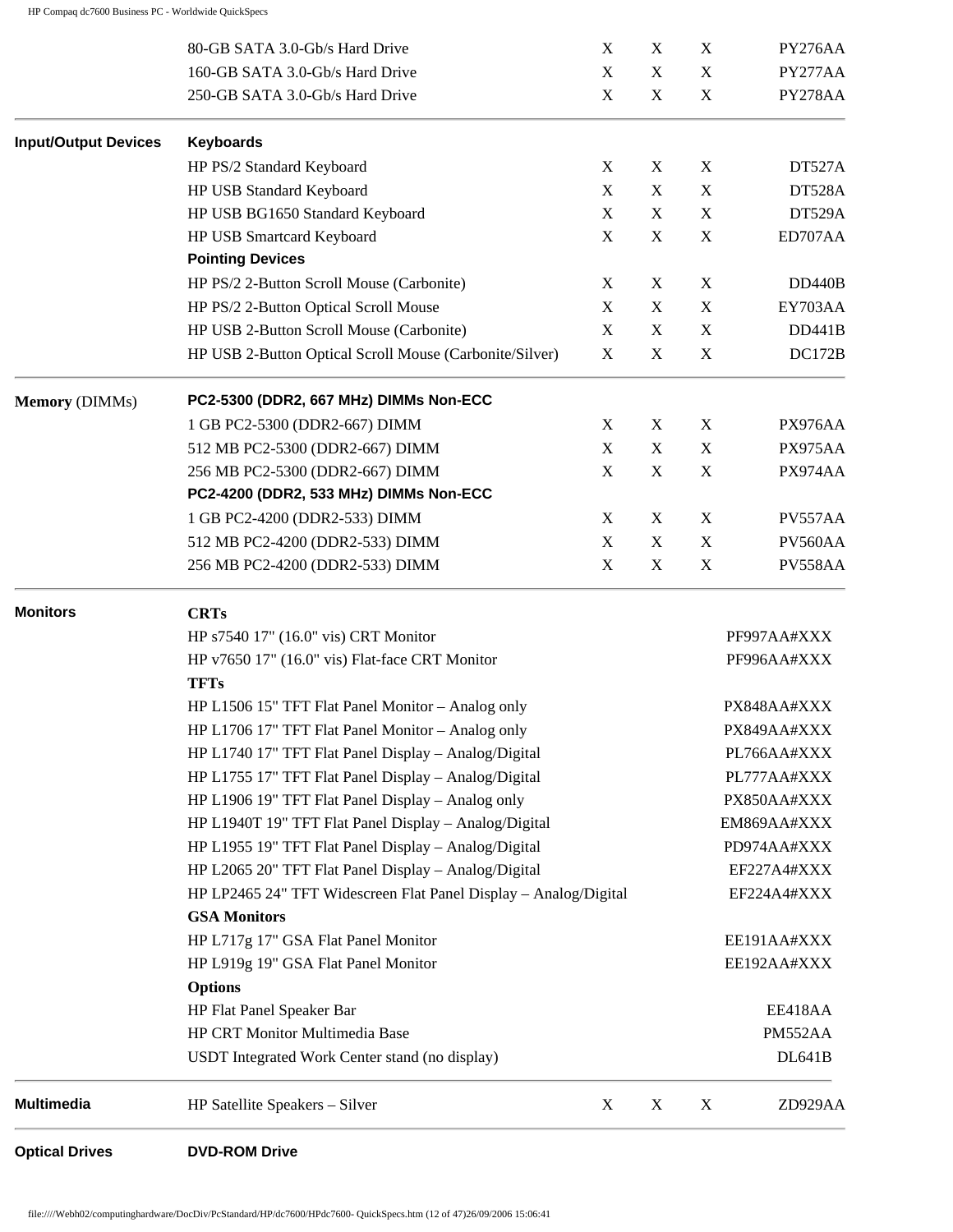| | | | | | |
|---|---|---|---|---|---|
| | 80-GB SATA 3.0-Gb/s Hard Drive | X | X | X | PY276AA |
| | 160-GB SATA 3.0-Gb/s Hard Drive | X | X | X | PY277AA |
| | 250-GB SATA 3.0-Gb/s Hard Drive | X | X | X | PY278AA |
| **Input/Output Devices** | **Keyboards** | | | | |
| | HP PS/2 Standard Keyboard | X | X | X | DT527A |
| | HP USB Standard Keyboard | X | X | X | DT528A |
| | HP USB BG1650 Standard Keyboard | X | X | X | DT529A |
| | HP USB Smartcard Keyboard | X | X | X | ED707AA |
| | **Pointing Devices** | | | | |
| | HP PS/2 2-Button Scroll Mouse (Carbonite) | X | X | X | DD440B |
| | HP PS/2 2-Button Optical Scroll Mouse | X | X | X | EY703AA |
| | HP USB 2-Button Scroll Mouse (Carbonite) | X | X | X | DD441B |
| | HP USB 2-Button Optical Scroll Mouse (Carbonite/Silver) | X | X | X | DC172B |
| **Memory** (DIMMs) | **PC2-5300 (DDR2, 667 MHz) DIMMs Non-ECC** | | | | |
| | 1 GB PC2-5300 (DDR2-667) DIMM | X | X | X | PX976AA |
| | 512 MB PC2-5300 (DDR2-667) DIMM | X | X | X | PX975AA |
| | 256 MB PC2-5300 (DDR2-667) DIMM | X | X | X | PX974AA |
| | **PC2-4200 (DDR2, 533 MHz) DIMMs Non-ECC** | | | | |
| | 1 GB PC2-4200 (DDR2-533) DIMM | X | X | X | PV557AA |
| | 512 MB PC2-4200 (DDR2-533) DIMM | X | X | X | PV560AA |
| | 256 MB PC2-4200 (DDR2-533) DIMM | X | X | X | PV558AA |
| **Monitors** | **CRTs** | | | | |
| | HP s7540 17" (16.0" vis) CRT Monitor | | | | PF997AA#XXX |
| | HP v7650 17" (16.0" vis) Flat-face CRT Monitor | | | | PF996AA#XXX |
| | **TFTs** | | | | |
| | HP L1506 15" TFT Flat Panel Monitor – Analog only | | | | PX848AA#XXX |
| | HP L1706 17" TFT Flat Panel Monitor – Analog only | | | | PX849AA#XXX |
| | HP L1740 17" TFT Flat Panel Display – Analog/Digital | | | | PL766AA#XXX |
| | HP L1755 17" TFT Flat Panel Display – Analog/Digital | | | | PL777AA#XXX |
| | HP L1906 19" TFT Flat Panel Display – Analog only | | | | PX850AA#XXX |
| | HP L1940T 19" TFT Flat Panel Display – Analog/Digital | | | | EM869AA#XXX |
| | HP L1955 19" TFT Flat Panel Display – Analog/Digital | | | | PD974AA#XXX |
| | HP L2065 20" TFT Flat Panel Display – Analog/Digital | | | | EF227A4#XXX |
| | HP LP2465 24" TFT Widescreen Flat Panel Display – Analog/Digital | | | | EF224A4#XXX |
| | **GSA Monitors** | | | | |
| | HP L717g 17" GSA Flat Panel Monitor | | | | EE191AA#XXX |
| | HP L919g 19" GSA Flat Panel Monitor | | | | EE192AA#XXX |
| | **Options** | | | | |
| | HP Flat Panel Speaker Bar | | | | EE418AA |
| | HP CRT Monitor Multimedia Base | | | | PM552AA |
| | USDT Integrated Work Center stand (no display) | | | | DL641B |
| **Multimedia** | HP Satellite Speakers – Silver | X | X | X | ZD929AA |
| **Optical Drives** | **DVD-ROM Drive** | | | | |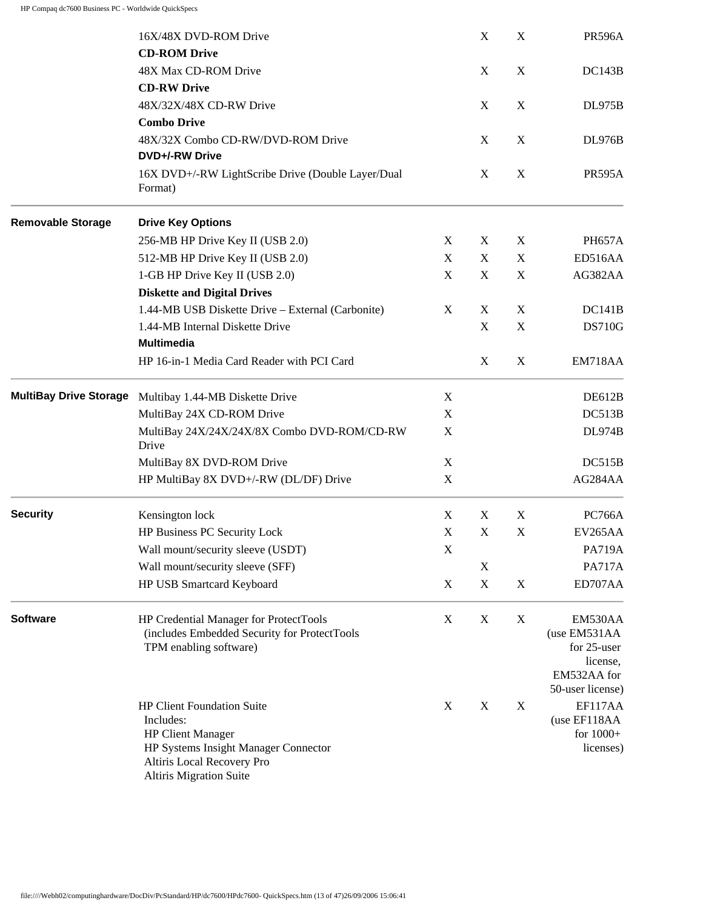| | | | | | |
|---|---|---|---|---|---|
| | 16X/48X DVD-ROM Drive | | X | X | PR596A |
| | **CD-ROM Drive** | | | | |
| | 48X Max CD-ROM Drive | | X | X | DC143B |
| | **CD-RW Drive** | | | | |
| | 48X/32X/48X CD-RW Drive | | X | X | DL975B |
| | **Combo Drive** | | | | |
| | 48X/32X Combo CD-RW/DVD-ROM Drive | | X | X | DL976B |
| | **DVD+/-RW Drive** | | | | |
| | 16X DVD+/-RW LightScribe Drive (Double Layer/Dual Format) | | X | X | PR595A |
| **Removable Storage** | **Drive Key Options** | | | | |
| | 256-MB HP Drive Key II (USB 2.0) | X | X | X | PH657A |
| | 512-MB HP Drive Key II (USB 2.0) | X | X | X | ED516AA |
| | 1-GB HP Drive Key II (USB 2.0) | X | X | X | AG382AA |
| | **Diskette and Digital Drives** | | | | |
| | 1.44-MB USB Diskette Drive – External (Carbonite) | X | X | X | DC141B |
| | 1.44-MB Internal Diskette Drive | | X | X | DS710G |
| | **Multimedia** | | | | |
| | HP 16-in-1 Media Card Reader with PCI Card | | X | X | EM718AA |
| **MultiBay Drive Storage** | Multibay 1.44-MB Diskette Drive | X | | | DE612B |
| | MultiBay 24X CD-ROM Drive | X | | | DC513B |
| | MultiBay 24X/24X/24X/8X Combo DVD-ROM/CD-RW Drive | X | | | DL974B |
| | MultiBay 8X DVD-ROM Drive | X | | | DC515B |
| | HP MultiBay 8X DVD+/-RW (DL/DF) Drive | X | | | AG284AA |
| **Security** | Kensington lock | X | X | X | PC766A |
| | HP Business PC Security Lock | X | X | X | EV265AA |
| | Wall mount/security sleeve (USDT) | X | | | PA719A |
| | Wall mount/security sleeve (SFF) | | X | | PA717A |
| | HP USB Smartcard Keyboard | X | X | X | ED707AA |
| **Software** | HP Credential Manager for ProtectTools (includes Embedded Security for ProtectTools TPM enabling software) | X | X | X | EM530AA (use EM531AA for 25-user license, EM532AA for 50-user license) |
| | HP Client Foundation Suite Includes: HP Client Manager HP Systems Insight Manager Connector Altiris Local Recovery Pro Altiris Migration Suite | X | X | X | EF117AA (use EF118AA for 1000+ licenses) |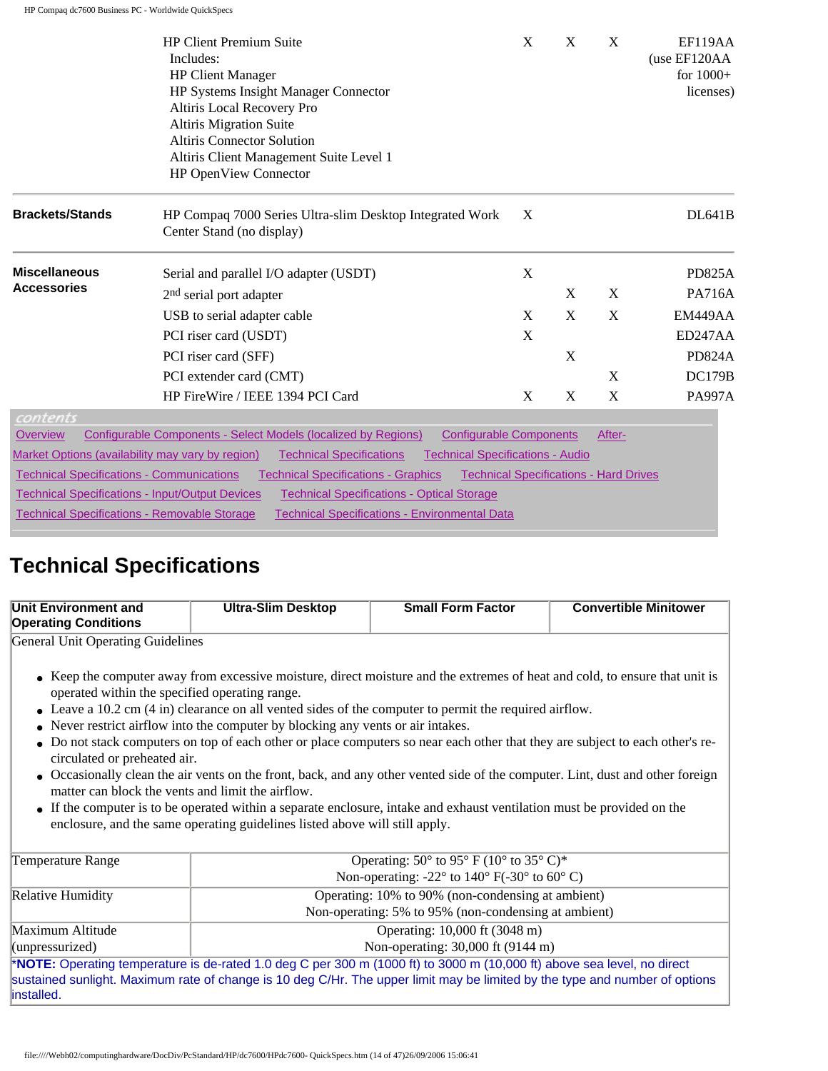| | | | | | |
|---|---|---|---|---|---|
| | HP Client Premium Suite<br>Includes:<br>HP Client Manager<br>HP Systems Insight Manager Connector<br>Altiris Local Recovery Pro<br>Altiris Migration Suite<br>Altiris Connector Solution<br>Altiris Client Management Suite Level 1<br>HP OpenView Connector | X | X | X | EF119AA (use EF120AA for 1000+ licenses) |
| **Brackets/Stands** | HP Compaq 7000 Series Ultra-slim Desktop Integrated Work Center Stand (no display) | X | | | DL641B |
| **Miscellaneous Accessories** | Serial and parallel I/O adapter (USDT) | X | | | PD825A |
| | 2nd serial port adapter | | X | X | PA716A |
| | USB to serial adapter cable | X | X | X | EM449AA |
| | PCI riser card (USDT) | X | | | ED247AA |
| | PCI riser card (SFF) | | X | | PD824A |
| | PCI extender card (CMT) | | | X | DC179B |
| | HP FireWire / IEEE 1394 PCI Card | X | X | X | PA997A |

contents

Overview Configurable Components - Select Models (localized by Regions) Configurable Components After-Market Options (availability may vary by region) Technical Specifications Technical Specifications - Audio Technical Specifications - Communications Technical Specifications - Graphics Technical Specifications - Hard Drives Technical Specifications - Input/Output Devices Technical Specifications - Optical Storage Technical Specifications - Removable Storage Technical Specifications - Environmental Data

# Technical Specifications

| **Unit Environment and Operating Conditions** | **Ultra-Slim Desktop** | **Small Form Factor** | **Convertible Minitower** |
|---|---|---|---|

General Unit Operating Guidelines

- Keep the computer away from excessive moisture, direct moisture and the extremes of heat and cold, to ensure that unit is operated within the specified operating range.
- Leave a 10.2 cm (4 in) clearance on all vented sides of the computer to permit the required airflow.
- Never restrict airflow into the computer by blocking any vents or air intakes.
- Do not stack computers on top of each other or place computers so near each other that they are subject to each other's re-circulated or preheated air.
- Occasionally clean the air vents on the front, back, and any other vented side of the computer. Lint, dust and other foreign matter can block the vents and limit the airflow.
- If the computer is to be operated within a separate enclosure, intake and exhaust ventilation must be provided on the enclosure, and the same operating guidelines listed above will still apply.

| | |
|---|---|
| Temperature Range | Operating: 50° to 95° F (10° to 35° C)*<br>Non-operating: -22° to 140° F(-30° to 60° C) |
| Relative Humidity | Operating: 10% to 90% (non-condensing at ambient)<br>Non-operating: 5% to 95% (non-condensing at ambient) |
| Maximum Altitude (unpressurized) | Operating: 10,000 ft (3048 m)<br>Non-operating: 30,000 ft (9144 m) |

*NOTE: Operating temperature is de-rated 1.0 deg C per 300 m (1000 ft) to 3000 m (10,000 ft) above sea level, no direct sustained sunlight. Maximum rate of change is 10 deg C/Hr. The upper limit may be limited by the type and number of options installed.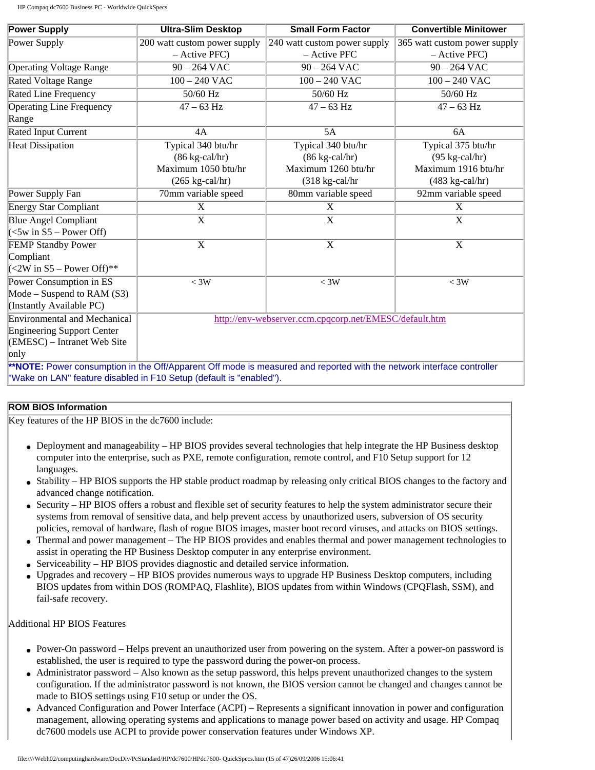| Power Supply | Ultra-Slim Desktop | Small Form Factor | Convertible Minitower |
|---|---|---|---|
| Power Supply | 200 watt custom power supply – Active PFC) | 240 watt custom power supply – Active PFC | 365 watt custom power supply – Active PFC) |
| Operating Voltage Range | 90 – 264 VAC | 90 – 264 VAC | 90 – 264 VAC |
| Rated Voltage Range | 100 – 240 VAC | 100 – 240 VAC | 100 – 240 VAC |
| Rated Line Frequency | 50/60 Hz | 50/60 Hz | 50/60 Hz |
| Operating Line Frequency Range | 47 – 63 Hz | 47 – 63 Hz | 47 – 63 Hz |
| Rated Input Current | 4A | 5A | 6A |
| Heat Dissipation | Typical 340 btu/hr (86 kg-cal/hr) Maximum 1050 btu/hr (265 kg-cal/hr) | Typical 340 btu/hr (86 kg-cal/hr) Maximum 1260 btu/hr (318 kg-cal/hr | Typical 375 btu/hr (95 kg-cal/hr) Maximum 1916 btu/hr (483 kg-cal/hr) |
| Power Supply Fan | 70mm variable speed | 80mm variable speed | 92mm variable speed |
| Energy Star Compliant | X | X | X |
| Blue Angel Compliant (<5w in S5 – Power Off) | X | X | X |
| FEMP Standby Power Compliant (<2W in S5 – Power Off)** | X | X | X |
| Power Consumption in ES Mode – Suspend to RAM (S3) (Instantly Available PC) | < 3W | < 3W | < 3W |
| Environmental and Mechanical Engineering Support Center (EMESC) – Intranet Web Site only | http://env-webserver.ccm.cpqcorp.net/EMESC/default.htm | | |

****NOTE:** Power consumption in the Off/Apparent Off mode is measured and reported with the network interface controller "Wake on LAN" feature disabled in F10 Setup (default is "enabled").

**ROM BIOS Information**

Key features of the HP BIOS in the dc7600 include:

- Deployment and manageability – HP BIOS provides several technologies that help integrate the HP Business desktop computer into the enterprise, such as PXE, remote configuration, remote control, and F10 Setup support for 12 languages.
- Stability – HP BIOS supports the HP stable product roadmap by releasing only critical BIOS changes to the factory and advanced change notification.
- Security – HP BIOS offers a robust and flexible set of security features to help the system administrator secure their systems from removal of sensitive data, and help prevent access by unauthorized users, subversion of OS security policies, removal of hardware, flash of rogue BIOS images, master boot record viruses, and attacks on BIOS settings.
- Thermal and power management – The HP BIOS provides and enables thermal and power management technologies to assist in operating the HP Business Desktop computer in any enterprise environment.
- Serviceability – HP BIOS provides diagnostic and detailed service information.
- Upgrades and recovery – HP BIOS provides numerous ways to upgrade HP Business Desktop computers, including BIOS updates from within DOS (ROMPAQ, Flashlite), BIOS updates from within Windows (CPQFlash, SSM), and fail-safe recovery.

Additional HP BIOS Features

- Power-On password – Helps prevent an unauthorized user from powering on the system. After a power-on password is established, the user is required to type the password during the power-on process.
- Administrator password – Also known as the setup password, this helps prevent unauthorized changes to the system configuration. If the administrator password is not known, the BIOS version cannot be changed and changes cannot be made to BIOS settings using F10 setup or under the OS.
- Advanced Configuration and Power Interface (ACPI) – Represents a significant innovation in power and configuration management, allowing operating systems and applications to manage power based on activity and usage. HP Compaq dc7600 models use ACPI to provide power conservation features under Windows XP.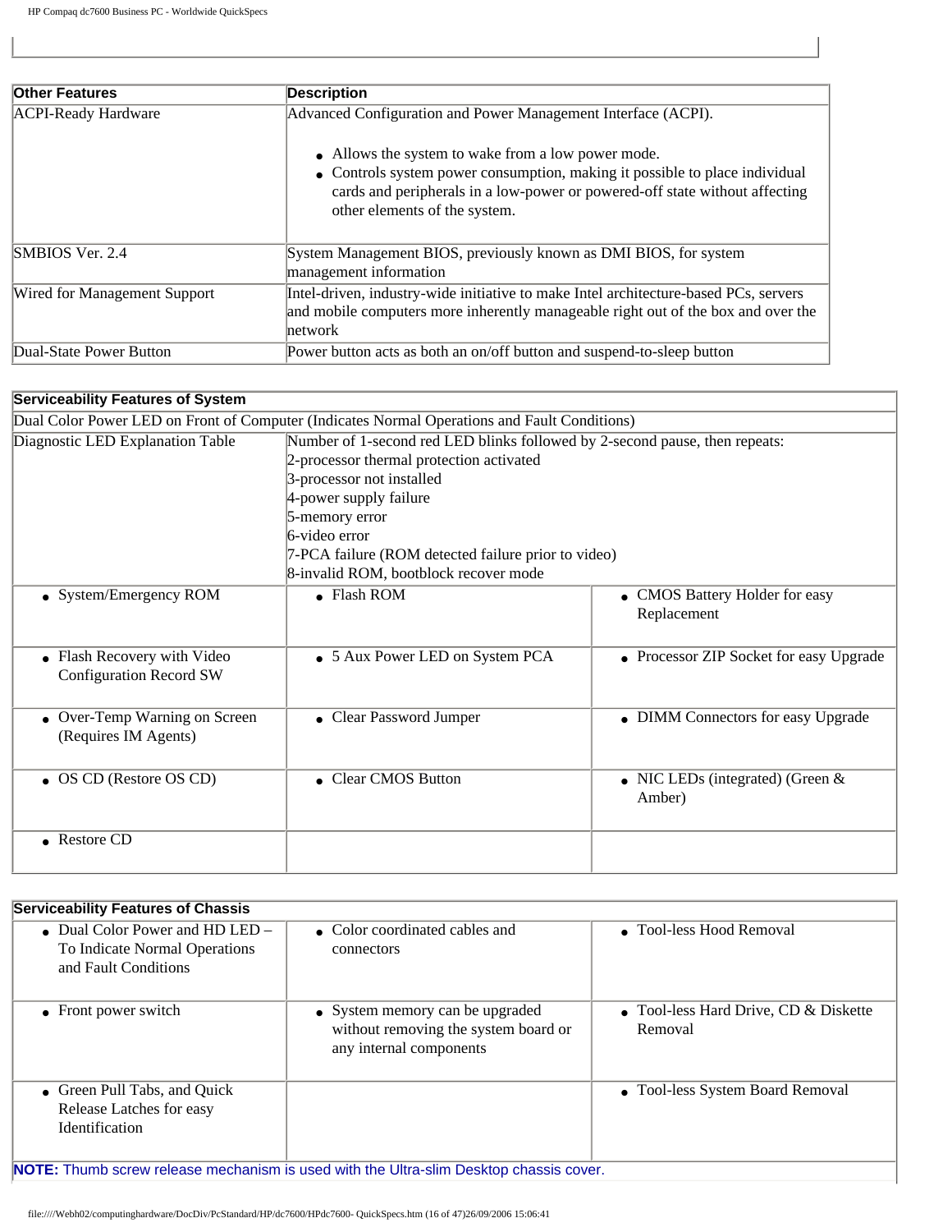| Other Features | Description |
| --- | --- |
| ACPI-Ready Hardware | Advanced Configuration and Power Management Interface (ACPI).<br><br>• Allows the system to wake from a low power mode.<br>• Controls system power consumption, making it possible to place individual cards and peripherals in a low-power or powered-off state without affecting other elements of the system. |
| SMBIOS Ver. 2.4 | System Management BIOS, previously known as DMI BIOS, for system management information |
| Wired for Management Support | Intel-driven, industry-wide initiative to make Intel architecture-based PCs, servers and mobile computers more inherently manageable right out of the box and over the network |
| Dual-State Power Button | Power button acts as both an on/off button and suspend-to-sleep button |

| Serviceability Features of System | | |
| --- | --- | --- |
| Dual Color Power LED on Front of Computer (Indicates Normal Operations and Fault Conditions) | | |
| Diagnostic LED Explanation Table | Number of 1-second red LED blinks followed by 2-second pause, then repeats:<br>2-processor thermal protection activated<br>3-processor not installed<br>4-power supply failure<br>5-memory error<br>6-video error<br>7-PCA failure (ROM detected failure prior to video)<br>8-invalid ROM, bootblock recover mode | |
| • System/Emergency ROM | • Flash ROM | • CMOS Battery Holder for easy Replacement |
| • Flash Recovery with Video Configuration Record SW | • 5 Aux Power LED on System PCA | • Processor ZIP Socket for easy Upgrade |
| • Over-Temp Warning on Screen (Requires IM Agents) | • Clear Password Jumper | • DIMM Connectors for easy Upgrade |
| • OS CD (Restore OS CD) | • Clear CMOS Button | • NIC LEDs (integrated) (Green & Amber) |
| • Restore CD | | |

| Serviceability Features of Chassis | | |
| --- | --- | --- |
| • Dual Color Power and HD LED – To Indicate Normal Operations and Fault Conditions | • Color coordinated cables and connectors | • Tool-less Hood Removal |
| • Front power switch | • System memory can be upgraded without removing the system board or any internal components | • Tool-less Hard Drive, CD & Diskette Removal |
| • Green Pull Tabs, and Quick Release Latches for easy Identification | | • Tool-less System Board Removal |
| **NOTE:** Thumb screw release mechanism is used with the Ultra-slim Desktop chassis cover. | | |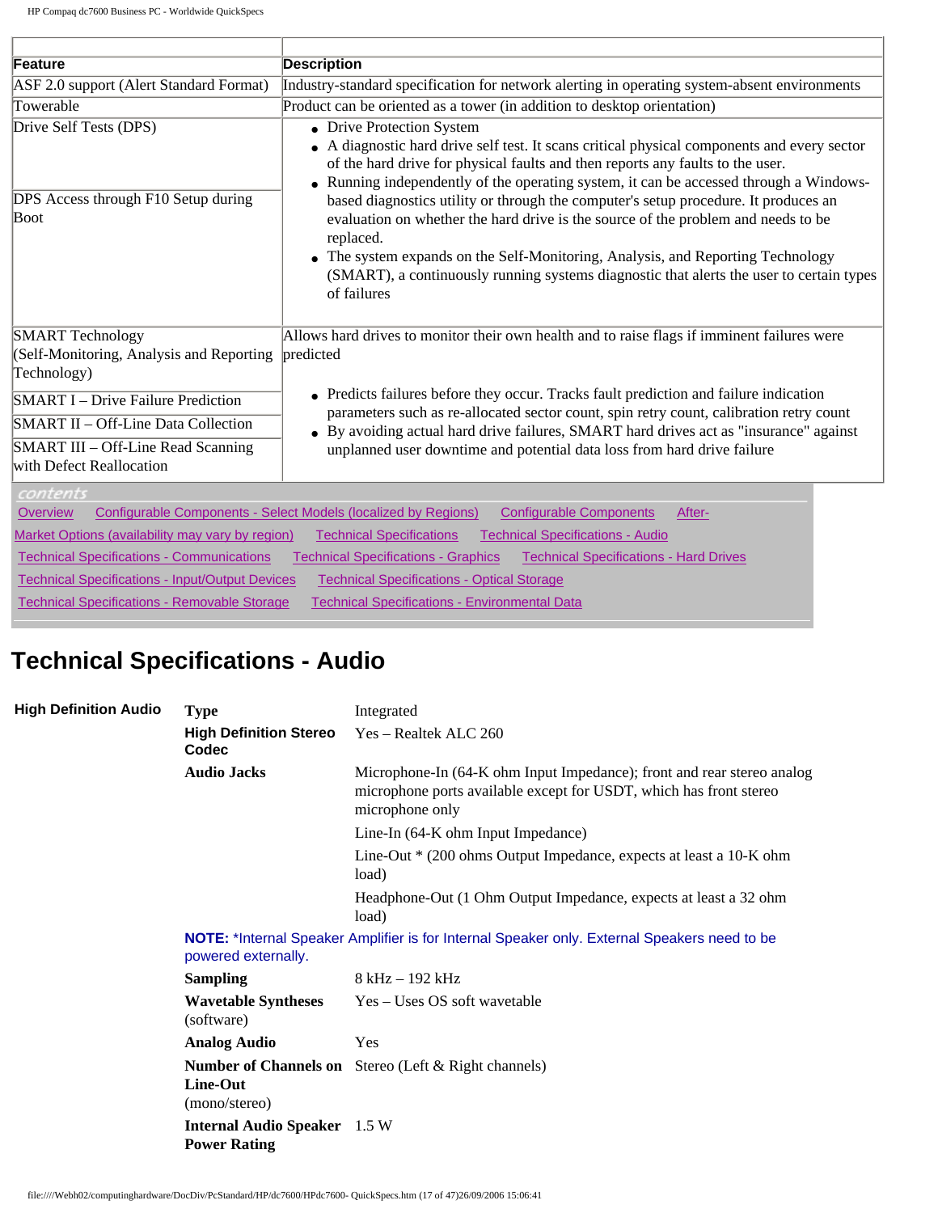| Feature | Description |
| --- | --- |
| ASF 2.0 support (Alert Standard Format) | Industry-standard specification for network alerting in operating system-absent environments |
| Towerable | Product can be oriented as a tower (in addition to desktop orientation) |
| Drive Self Tests (DPS)<br><br>DPS Access through F10 Setup during Boot | • Drive Protection System<br>• A diagnostic hard drive self test. It scans critical physical components and every sector of the hard drive for physical faults and then reports any faults to the user.<br>• Running independently of the operating system, it can be accessed through a Windows-based diagnostics utility or through the computer's setup procedure. It produces an evaluation on whether the hard drive is the source of the problem and needs to be replaced.<br>• The system expands on the Self-Monitoring, Analysis, and Reporting Technology (SMART), a continuously running systems diagnostic that alerts the user to certain types of failures |
| SMART Technology (Self-Monitoring, Analysis and Reporting Technology)<br>SMART I – Drive Failure Prediction<br>SMART II – Off-Line Data Collection<br>SMART III – Off-Line Read Scanning with Defect Reallocation | Allows hard drives to monitor their own health and to raise flags if imminent failures were predicted<br>• Predicts failures before they occur. Tracks fault prediction and failure indication parameters such as re-allocated sector count, spin retry count, calibration retry count<br>• By avoiding actual hard drive failures, SMART hard drives act as "insurance" against unplanned user downtime and potential data loss from hard drive failure |

*contents*

Overview | Configurable Components - Select Models (localized by Regions) | Configurable Components | After-Market Options (availability may vary by region) | Technical Specifications | Technical Specifications - Audio | Technical Specifications - Communications | Technical Specifications - Graphics | Technical Specifications - Hard Drives | Technical Specifications - Input/Output Devices | Technical Specifications - Optical Storage | Technical Specifications - Removable Storage | Technical Specifications - Environmental Data

# Technical Specifications - Audio

**High Definition Audio**

| | |
| --- | --- |
| **Type** | Integrated |
| **High Definition Stereo Codec** | Yes – Realtek ALC 260 |
| **Audio Jacks** | Microphone-In (64-K ohm Input Impedance); front and rear stereo analog microphone ports available except for USDT, which has front stereo microphone only |
| | Line-In (64-K ohm Input Impedance) |
| | Line-Out * (200 ohms Output Impedance, expects at least a 10-K ohm load) |
| | Headphone-Out (1 Ohm Output Impedance, expects at least a 32 ohm load) |

**NOTE:** *Internal Speaker Amplifier is for Internal Speaker only. External Speakers need to be powered externally.

| | |
| --- | --- |
| **Sampling** | 8 kHz – 192 kHz |
| **Wavetable Syntheses** (software) | Yes – Uses OS soft wavetable |
| **Analog Audio** | Yes |
| **Number of Channels on Line-Out** (mono/stereo) | Stereo (Left & Right channels) |
| **Internal Audio Speaker Power Rating** | 1.5 W |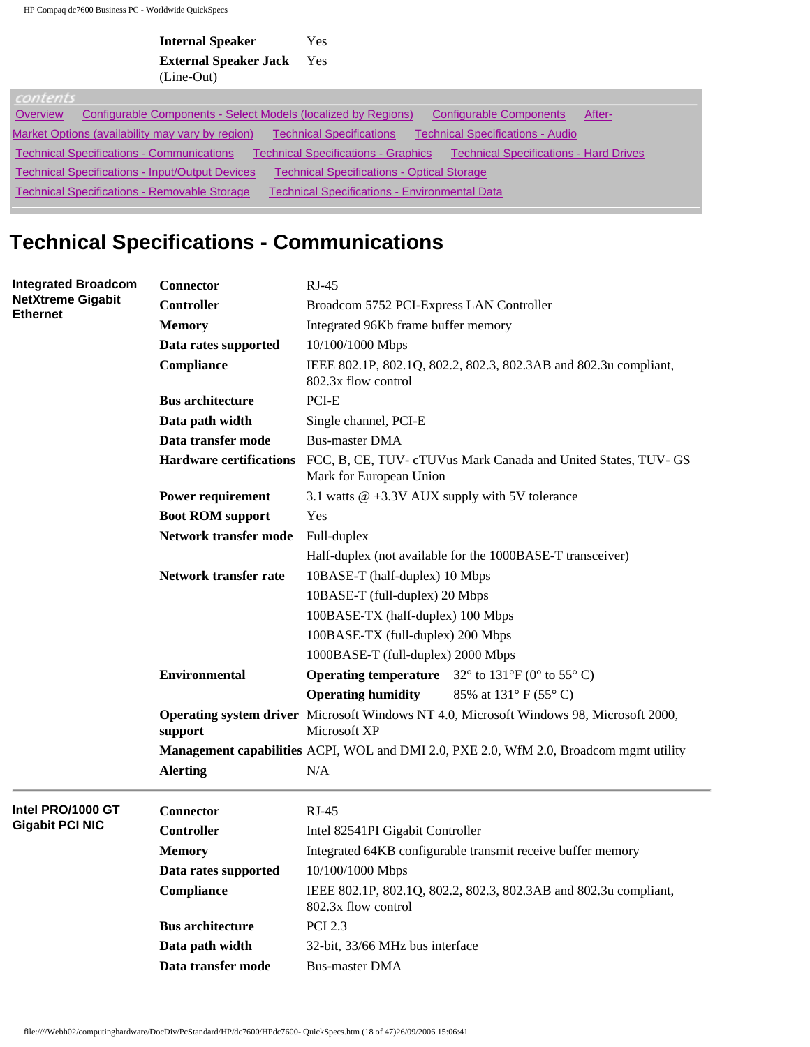| | |
|---|---|
| **Internal Speaker** | Yes |
| **External Speaker Jack** (Line-Out) | Yes |

contents

Overview | Configurable Components - Select Models (localized by Regions) | Configurable Components | After-Market Options (availability may vary by region) | Technical Specifications | Technical Specifications - Audio | Technical Specifications - Communications | Technical Specifications - Graphics | Technical Specifications - Hard Drives | Technical Specifications - Input/Output Devices | Technical Specifications - Optical Storage | Technical Specifications - Removable Storage | Technical Specifications - Environmental Data

# Technical Specifications - Communications

| | | |
|---|---|---|
| **Integrated Broadcom NetXtreme Gigabit Ethernet** | **Connector** | RJ-45 |
| | **Controller** | Broadcom 5752 PCI-Express LAN Controller |
| | **Memory** | Integrated 96Kb frame buffer memory |
| | **Data rates supported** | 10/100/1000 Mbps |
| | **Compliance** | IEEE 802.1P, 802.1Q, 802.2, 802.3, 802.3AB and 802.3u compliant, 802.3x flow control |
| | **Bus architecture** | PCI-E |
| | **Data path width** | Single channel, PCI-E |
| | **Data transfer mode** | Bus-master DMA |
| | **Hardware certifications** | FCC, B, CE, TUV- cTUVus Mark Canada and United States, TUV- GS Mark for European Union |
| | **Power requirement** | 3.1 watts @ +3.3V AUX supply with 5V tolerance |
| | **Boot ROM support** | Yes |
| | **Network transfer mode** | Full-duplex |
| | | Half-duplex (not available for the 1000BASE-T transceiver) |
| | **Network transfer rate** | 10BASE-T (half-duplex) 10 Mbps |
| | | 10BASE-T (full-duplex) 20 Mbps |
| | | 100BASE-TX (half-duplex) 100 Mbps |
| | | 100BASE-TX (full-duplex) 200 Mbps |
| | | 1000BASE-T (full-duplex) 2000 Mbps |
| | **Environmental** | **Operating temperature** 32° to 131°F (0° to 55° C) |
| | | **Operating humidity** 85% at 131° F (55° C) |
| | **Operating system driver support** | Microsoft Windows NT 4.0, Microsoft Windows 98, Microsoft 2000, Microsoft XP |
| | **Management capabilities** | ACPI, WOL and DMI 2.0, PXE 2.0, WfM 2.0, Broadcom mgmt utility |
| | **Alerting** | N/A |

| | | |
|---|---|---|
| **Intel PRO/1000 GT Gigabit PCI NIC** | **Connector** | RJ-45 |
| | **Controller** | Intel 82541PI Gigabit Controller |
| | **Memory** | Integrated 64KB configurable transmit receive buffer memory |
| | **Data rates supported** | 10/100/1000 Mbps |
| | **Compliance** | IEEE 802.1P, 802.1Q, 802.2, 802.3, 802.3AB and 802.3u compliant, 802.3x flow control |
| | **Bus architecture** | PCI 2.3 |
| | **Data path width** | 32-bit, 33/66 MHz bus interface |
| | **Data transfer mode** | Bus-master DMA |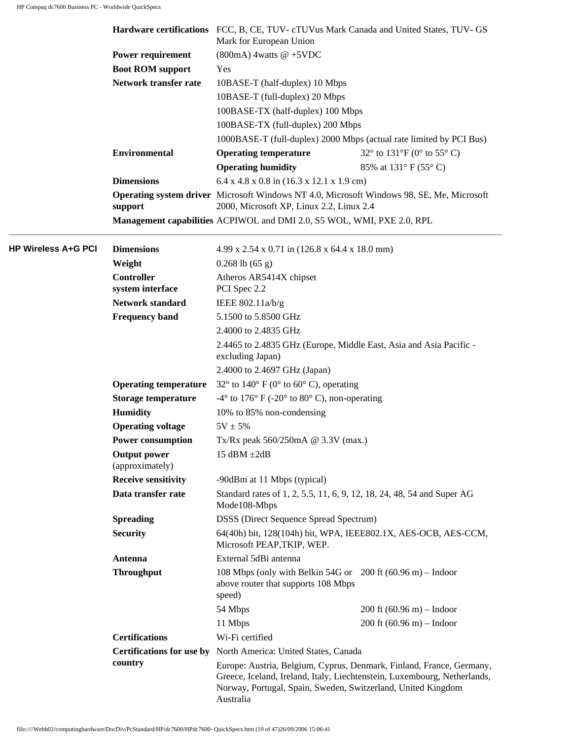| | | | |
|---|---|---|---|
| | **Hardware certifications** | FCC, B, CE, TUV- cTUVus Mark Canada and United States, TUV- GS Mark for European Union | |
| | **Power requirement** | (800mA) 4watts @ +5VDC | |
| | **Boot ROM support** | Yes | |
| | **Network transfer rate** | 10BASE-T (half-duplex) 10 Mbps | |
| | | 10BASE-T (full-duplex) 20 Mbps | |
| | | 100BASE-TX (half-duplex) 100 Mbps | |
| | | 100BASE-TX (full-duplex) 200 Mbps | |
| | | 1000BASE-T (full-duplex) 2000 Mbps (actual rate limited by PCI Bus) | |
| | **Environmental** | **Operating temperature** | 32° to 131°F (0° to 55° C) |
| | | **Operating humidity** | 85% at 131° F (55° C) |
| | **Dimensions** | 6.4 x 4.8 x 0.8 in (16.3 x 12.1 x 1.9 cm) | |
| | **Operating system driver support** | Microsoft Windows NT 4.0, Microsoft Windows 98, SE, Me, Microsoft 2000, Microsoft XP, Linux 2.2, Linux 2.4 | |
| | **Management capabilities** | ACPIWOL and DMI 2.0, S5 WOL, WMI, PXE 2.0, RPL | |

| | | | |
|---|---|---|---|
| **HP Wireless A+G PCI** | **Dimensions** | 4.99 x 2.54 x 0.71 in (126.8 x 64.4 x 18.0 mm) | |
| | **Weight** | 0.268 lb (65 g) | |
| | **Controller system interface** | Atheros AR5414X chipset PCI Spec 2.2 | |
| | **Network standard** | IEEE 802.11a/b/g | |
| | **Frequency band** | 5.1500 to 5.8500 GHz | |
| | | 2.4000 to 2.4835 GHz | |
| | | 2.4465 to 2.4835 GHz (Europe, Middle East, Asia and Asia Pacific - excluding Japan) | |
| | | 2.4000 to 2.4697 GHz (Japan) | |
| | **Operating temperature** | 32° to 140° F (0° to 60° C), operating | |
| | **Storage temperature** | -4° to 176° F (-20° to 80° C), non-operating | |
| | **Humidity** | 10% to 85% non-condensing | |
| | **Operating voltage** | 5V ± 5% | |
| | **Power consumption** | Tx/Rx peak 560/250mA @ 3.3V (max.) | |
| | **Output power** (approximately) | 15 dBM ±2dB | |
| | **Receive sensitivity** | -90dBm at 11 Mbps (typical) | |
| | **Data transfer rate** | Standard rates of 1, 2, 5.5, 11, 6, 9, 12, 18, 24, 48, 54 and Super AG Mode108-Mbps | |
| | **Spreading** | DSSS (Direct Sequence Spread Spectrum) | |
| | **Security** | 64(40h) bit, 128(104h) bit, WPA, IEEE802.1X, AES-OCB, AES-CCM, Microsoft PEAP,TKIP, WEP. | |
| | **Antenna** | External 5dBi antenna | |
| | **Throughput** | 108 Mbps (only with Belkin 54G or above router that supports 108 Mbps speed) | 200 ft (60.96 m) – Indoor |
| | | 54 Mbps | 200 ft (60.96 m) – Indoor |
| | | 11 Mbps | 200 ft (60.96 m) – Indoor |
| | **Certifications** | Wi-Fi certified | |
| | **Certifications for use by country** | North America: United States, Canada | |
| | | Europe: Austria, Belgium, Cyprus, Denmark, Finland, France, Germany, Greece, Iceland, Ireland, Italy, Liechtenstein, Luxembourg, Netherlands, Norway, Portugal, Spain, Sweden, Switzerland, United Kingdom Australia | |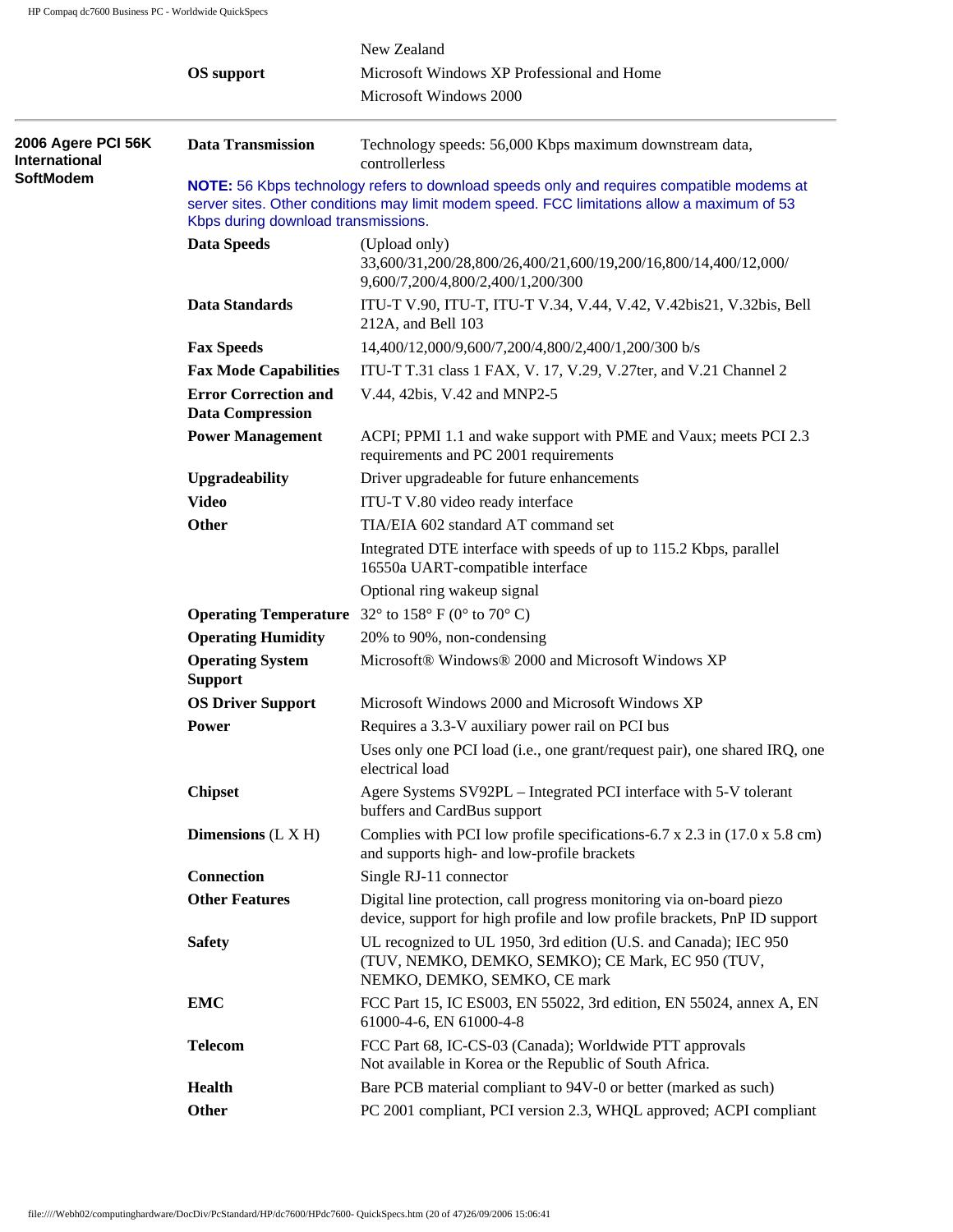| | | |
|---|---|---|
| | | New Zealand |
| | **OS support** | Microsoft Windows XP Professional and Home |
| | | Microsoft Windows 2000 |

| | | |
|---|---|---|
| **2006 Agere PCI 56K International SoftModem** | **Data Transmission** | Technology speeds: 56,000 Kbps maximum downstream data, controllerless |
| | **NOTE:** 56 Kbps technology refers to download speeds only and requires compatible modems at server sites. Other conditions may limit modem speed. FCC limitations allow a maximum of 53 Kbps during download transmissions. | |
| | **Data Speeds** | (Upload only) 33,600/31,200/28,800/26,400/21,600/19,200/16,800/14,400/12,000/ 9,600/7,200/4,800/2,400/1,200/300 |
| | **Data Standards** | ITU-T V.90, ITU-T, ITU-T V.34, V.44, V.42, V.42bis21, V.32bis, Bell 212A, and Bell 103 |
| | **Fax Speeds** | 14,400/12,000/9,600/7,200/4,800/2,400/1,200/300 b/s |
| | **Fax Mode Capabilities** | ITU-T T.31 class 1 FAX, V. 17, V.29, V.27ter, and V.21 Channel 2 |
| | **Error Correction and Data Compression** | V.44, 42bis, V.42 and MNP2-5 |
| | **Power Management** | ACPI; PPMI 1.1 and wake support with PME and Vaux; meets PCI 2.3 requirements and PC 2001 requirements |
| | **Upgradeability** | Driver upgradeable for future enhancements |
| | **Video** | ITU-T V.80 video ready interface |
| | **Other** | TIA/EIA 602 standard AT command set |
| | | Integrated DTE interface with speeds of up to 115.2 Kbps, parallel 16550a UART-compatible interface |
| | | Optional ring wakeup signal |
| | **Operating Temperature** | 32° to 158° F (0° to 70° C) |
| | **Operating Humidity** | 20% to 90%, non-condensing |
| | **Operating System Support** | Microsoft® Windows® 2000 and Microsoft Windows XP |
| | **OS Driver Support** | Microsoft Windows 2000 and Microsoft Windows XP |
| | **Power** | Requires a 3.3-V auxiliary power rail on PCI bus |
| | | Uses only one PCI load (i.e., one grant/request pair), one shared IRQ, one electrical load |
| | **Chipset** | Agere Systems SV92PL – Integrated PCI interface with 5-V tolerant buffers and CardBus support |
| | **Dimensions** (L X H) | Complies with PCI low profile specifications-6.7 x 2.3 in (17.0 x 5.8 cm) and supports high- and low-profile brackets |
| | **Connection** | Single RJ-11 connector |
| | **Other Features** | Digital line protection, call progress monitoring via on-board piezo device, support for high profile and low profile brackets, PnP ID support |
| | **Safety** | UL recognized to UL 1950, 3rd edition (U.S. and Canada); IEC 950 (TUV, NEMKO, DEMKO, SEMKO); CE Mark, EC 950 (TUV, NEMKO, DEMKO, SEMKO, CE mark |
| | **EMC** | FCC Part 15, IC ES003, EN 55022, 3rd edition, EN 55024, annex A, EN 61000-4-6, EN 61000-4-8 |
| | **Telecom** | FCC Part 68, IC-CS-03 (Canada); Worldwide PTT approvals Not available in Korea or the Republic of South Africa. |
| | **Health** | Bare PCB material compliant to 94V-0 or better (marked as such) |
| | **Other** | PC 2001 compliant, PCI version 2.3, WHQL approved; ACPI compliant |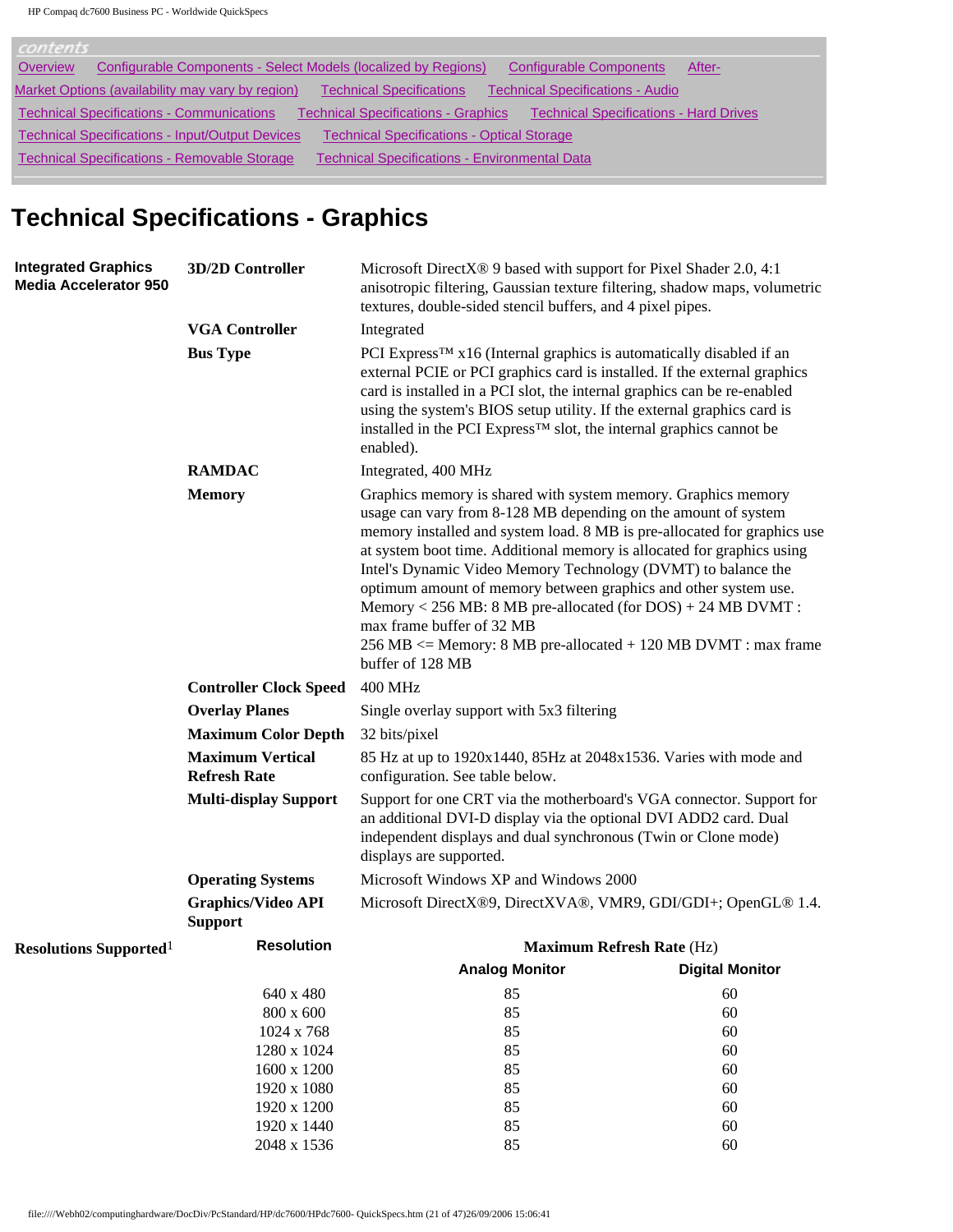contents

Overview | Configurable Components - Select Models (localized by Regions) | Configurable Components | After-Market Options (availability may vary by region) | Technical Specifications | Technical Specifications - Audio | Technical Specifications - Communications | Technical Specifications - Graphics | Technical Specifications - Hard Drives | Technical Specifications - Input/Output Devices | Technical Specifications - Optical Storage | Technical Specifications - Removable Storage | Technical Specifications - Environmental Data

# Technical Specifications - Graphics

| | | |
|---|---|---|
| **Integrated Graphics Media Accelerator 950** | **3D/2D Controller** | Microsoft DirectX® 9 based with support for Pixel Shader 2.0, 4:1 anisotropic filtering, Gaussian texture filtering, shadow maps, volumetric textures, double-sided stencil buffers, and 4 pixel pipes. |
| | **VGA Controller** | Integrated |
| | **Bus Type** | PCI Express™ x16 (Internal graphics is automatically disabled if an external PCIE or PCI graphics card is installed. If the external graphics card is installed in a PCI slot, the internal graphics can be re-enabled using the system's BIOS setup utility. If the external graphics card is installed in the PCI Express™ slot, the internal graphics cannot be enabled). |
| | **RAMDAC** | Integrated, 400 MHz |
| | **Memory** | Graphics memory is shared with system memory. Graphics memory usage can vary from 8-128 MB depending on the amount of system memory installed and system load. 8 MB is pre-allocated for graphics use at system boot time. Additional memory is allocated for graphics using Intel's Dynamic Video Memory Technology (DVMT) to balance the optimum amount of memory between graphics and other system use.<br>Memory < 256 MB: 8 MB pre-allocated (for DOS) + 24 MB DVMT : max frame buffer of 32 MB<br>256 MB <= Memory: 8 MB pre-allocated + 120 MB DVMT : max frame buffer of 128 MB |
| | **Controller Clock Speed** | 400 MHz |
| | **Overlay Planes** | Single overlay support with 5x3 filtering |
| | **Maximum Color Depth** | 32 bits/pixel |
| | **Maximum Vertical Refresh Rate** | 85 Hz at up to 1920x1440, 85Hz at 2048x1536. Varies with mode and configuration. See table below. |
| | **Multi-display Support** | Support for one CRT via the motherboard's VGA connector. Support for an additional DVI-D display via the optional DVI ADD2 card. Dual independent displays and dual synchronous (Twin or Clone mode) displays are supported. |
| | **Operating Systems** | Microsoft Windows XP and Windows 2000 |
| | **Graphics/Video API Support** | Microsoft DirectX®9, DirectXVA®, VMR9, GDI/GDI+; OpenGL® 1.4. |

**Resolutions Supported**[1]

| Resolution | Maximum Refresh Rate (Hz) | |
|---|---|---|
| | **Analog Monitor** | **Digital Monitor** |
| 640 x 480 | 85 | 60 |
| 800 x 600 | 85 | 60 |
| 1024 x 768 | 85 | 60 |
| 1280 x 1024 | 85 | 60 |
| 1600 x 1200 | 85 | 60 |
| 1920 x 1080 | 85 | 60 |
| 1920 x 1200 | 85 | 60 |
| 1920 x 1440 | 85 | 60 |
| 2048 x 1536 | 85 | 60 |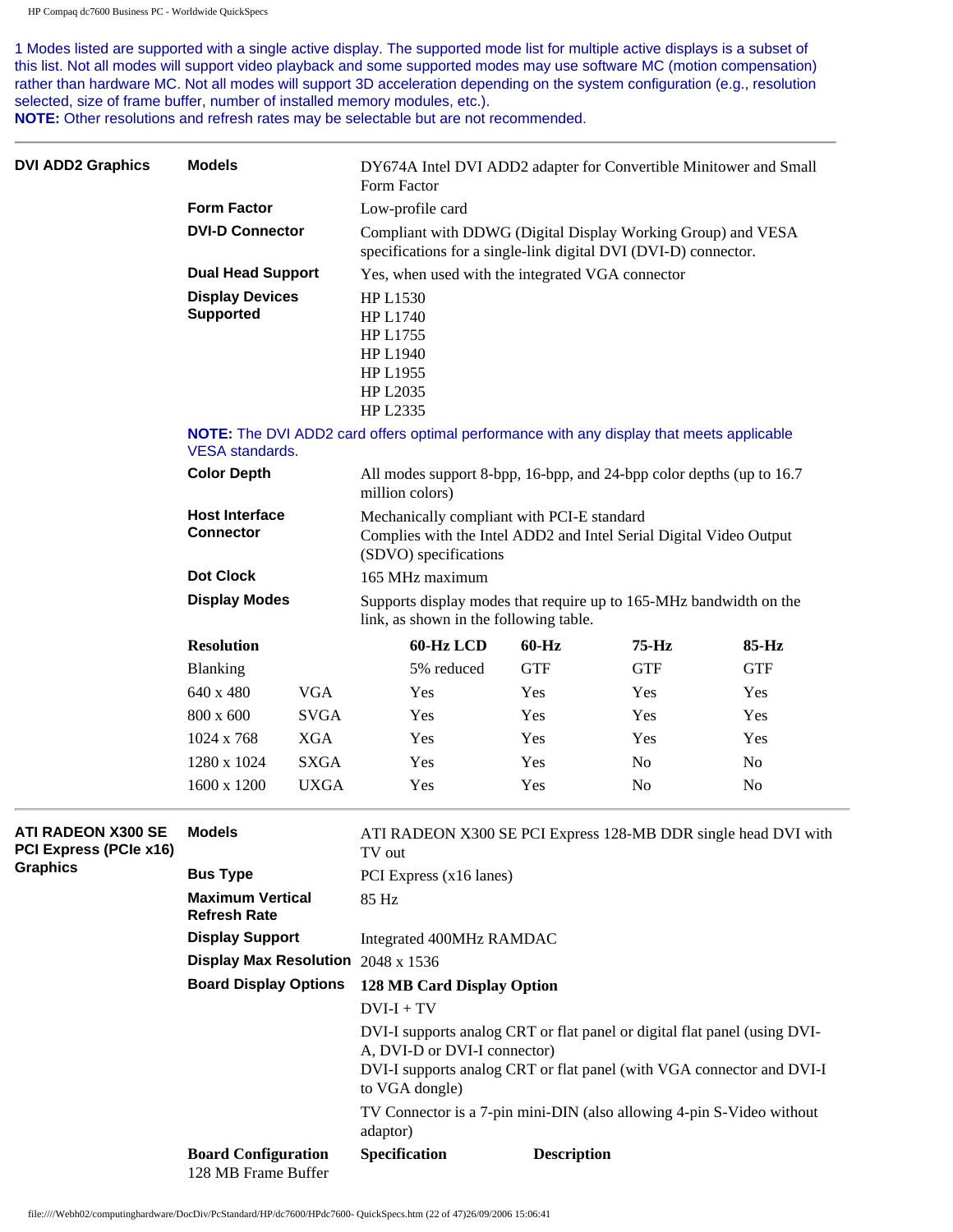1 Modes listed are supported with a single active display. The supported mode list for multiple active displays is a subset of this list. Not all modes will support video playback and some supported modes may use software MC (motion compensation) rather than hardware MC. Not all modes will support 3D acceleration depending on the system configuration (e.g., resolution selected, size of frame buffer, number of installed memory modules, etc.).
**NOTE:** Other resolutions and refresh rates may be selectable but are not recommended.

---

## DVI ADD2 Graphics

**Models**
DY674A Intel DVI ADD2 adapter for Convertible Minitower and Small Form Factor

**Form Factor**
Low-profile card

**DVI-D Connector**
Compliant with DDWG (Digital Display Working Group) and VESA specifications for a single-link digital DVI (DVI-D) connector.

**Dual Head Support**
Yes, when used with the integrated VGA connector

**Display Devices Supported**
HP L1530
HP L1740
HP L1755
HP L1940
HP L1955
HP L2035
HP L2335

**NOTE:** The DVI ADD2 card offers optimal performance with any display that meets applicable VESA standards.

**Color Depth**
All modes support 8-bpp, 16-bpp, and 24-bpp color depths (up to 16.7 million colors)

**Host Interface Connector**
Mechanically compliant with PCI-E standard
Complies with the Intel ADD2 and Intel Serial Digital Video Output (SDVO) specifications

**Dot Clock**
165 MHz maximum

**Display Modes**
Supports display modes that require up to 165-MHz bandwidth on the link, as shown in the following table.

| Resolution | | 60-Hz LCD | 60-Hz | 75-Hz | 85-Hz |
|---|---|---|---|---|---|
| Blanking | | 5% reduced | GTF | GTF | GTF |
| 640 x 480 | VGA | Yes | Yes | Yes | Yes |
| 800 x 600 | SVGA | Yes | Yes | Yes | Yes |
| 1024 x 768 | XGA | Yes | Yes | Yes | Yes |
| 1280 x 1024 | SXGA | Yes | Yes | No | No |
| 1600 x 1200 | UXGA | Yes | Yes | No | No |

---

## ATI RADEON X300 SE PCI Express (PCIe x16) Graphics

**Models**
ATI RADEON X300 SE PCI Express 128-MB DDR single head DVI with TV out

**Bus Type**
PCI Express (x16 lanes)

**Maximum Vertical Refresh Rate**
85 Hz

**Display Support**
Integrated 400MHz RAMDAC

**Display Max Resolution**
2048 x 1536

**Board Display Options**
**128 MB Card Display Option**

DVI-I + TV

DVI-I supports analog CRT or flat panel or digital flat panel (using DVI-A, DVI-D or DVI-I connector)
DVI-I supports analog CRT or flat panel (with VGA connector and DVI-I to VGA dongle)

TV Connector is a 7-pin mini-DIN (also allowing 4-pin S-Video without adaptor)

| **Board Configuration** | **Specification** | **Description** |
|---|---|---|
| 128 MB Frame Buffer | | |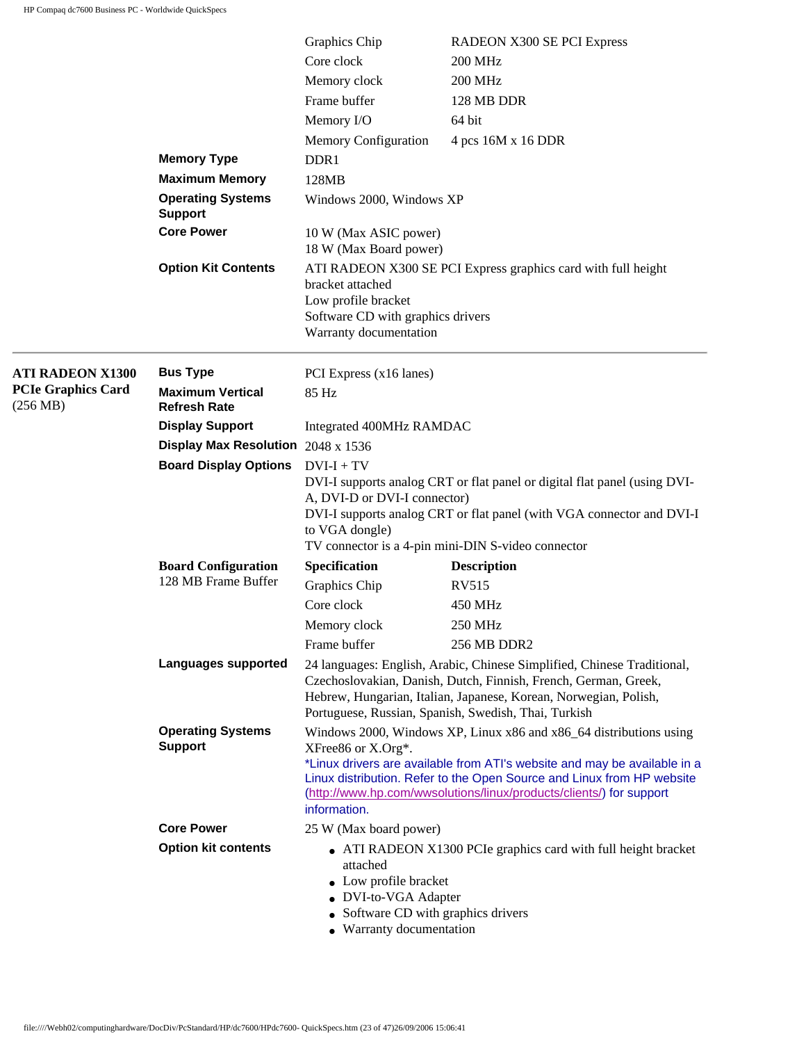| | | |
|---|---|---|
| Graphics Chip | RADEON X300 SE PCI Express |
| Core clock | 200 MHz |
| Memory clock | 200 MHz |
| Frame buffer | 128 MB DDR |
| Memory I/O | 64 bit |
| Memory Configuration | 4 pcs 16M x 16 DDR |

| | |
|---|---|
| **Memory Type** | DDR1 |
| **Maximum Memory** | 128MB |
| **Operating Systems Support** | Windows 2000, Windows XP |
| **Core Power** | 10 W (Max ASIC power)<br>18 W (Max Board power) |
| **Option Kit Contents** | ATI RADEON X300 SE PCI Express graphics card with full height bracket attached<br>Low profile bracket<br>Software CD with graphics drivers<br>Warranty documentation |

---

## ATI RADEON X1300 PCIe Graphics Card (256 MB)

| | |
|---|---|
| **Bus Type** | PCI Express (x16 lanes) |
| **Maximum Vertical Refresh Rate** | 85 Hz |
| **Display Support** | Integrated 400MHz RAMDAC |
| **Display Max Resolution** | 2048 x 1536 |
| **Board Display Options** | DVI-I + TV<br>DVI-I supports analog CRT or flat panel or digital flat panel (using DVI-A, DVI-D or DVI-I connector)<br>DVI-I supports analog CRT or flat panel (with VGA connector and DVI-I to VGA dongle)<br>TV connector is a 4-pin mini-DIN S-video connector |

**Board Configuration**
128 MB Frame Buffer

| **Specification** | **Description** |
|---|---|
| Graphics Chip | RV515 |
| Core clock | 450 MHz |
| Memory clock | 250 MHz |
| Frame buffer | 256 MB DDR2 |

| | |
|---|---|
| **Languages supported** | 24 languages: English, Arabic, Chinese Simplified, Chinese Traditional, Czechoslovakian, Danish, Dutch, Finnish, French, German, Greek, Hebrew, Hungarian, Italian, Japanese, Korean, Norwegian, Polish, Portuguese, Russian, Spanish, Swedish, Thai, Turkish |
| **Operating Systems Support** | Windows 2000, Windows XP, Linux x86 and x86_64 distributions using XFree86 or X.Org*.<br>*Linux drivers are available from ATI's website and may be available in a Linux distribution. Refer to the Open Source and Linux from HP website (http://www.hp.com/wwsolutions/linux/products/clients/) for support information. |
| **Core Power** | 25 W (Max board power) |

**Option kit contents**

- ATI RADEON X1300 PCIe graphics card with full height bracket attached
- Low profile bracket
- DVI-to-VGA Adapter
- Software CD with graphics drivers
- Warranty documentation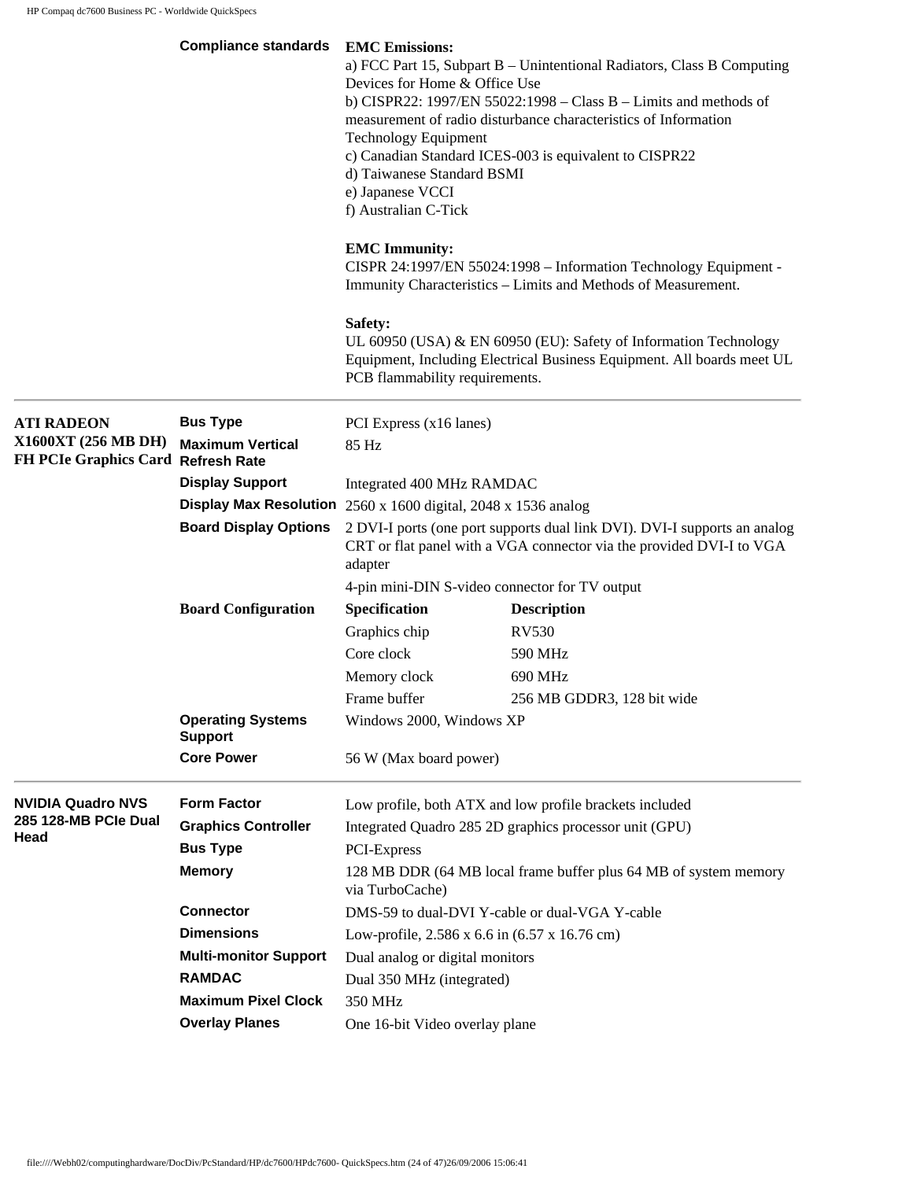| | | |
|---|---|---|
| | **Compliance standards** | **EMC Emissions:**<br>a) FCC Part 15, Subpart B – Unintentional Radiators, Class B Computing Devices for Home & Office Use<br>b) CISPR22: 1997/EN 55022:1998 – Class B – Limits and methods of measurement of radio disturbance characteristics of Information Technology Equipment<br>c) Canadian Standard ICES-003 is equivalent to CISPR22<br>d) Taiwanese Standard BSMI<br>e) Japanese VCCI<br>f) Australian C-Tick<br><br>**EMC Immunity:**<br>CISPR 24:1997/EN 55024:1998 – Information Technology Equipment - Immunity Characteristics – Limits and Methods of Measurement.<br><br>**Safety:**<br>UL 60950 (USA) & EN 60950 (EU): Safety of Information Technology Equipment, Including Electrical Business Equipment. All boards meet UL PCB flammability requirements. |

| | | | |
|---|---|---|---|
| **ATI RADEON X1600XT (256 MB DH) FH PCIe Graphics Card** | **Bus Type** | PCI Express (x16 lanes) | |
| | **Maximum Vertical Refresh Rate** | 85 Hz | |
| | **Display Support** | Integrated 400 MHz RAMDAC | |
| | **Display Max Resolution** | 2560 x 1600 digital, 2048 x 1536 analog | |
| | **Board Display Options** | 2 DVI-I ports (one port supports dual link DVI). DVI-I supports an analog CRT or flat panel with a VGA connector via the provided DVI-I to VGA adapter | |
| | | 4-pin mini-DIN S-video connector for TV output | |
| | **Board Configuration** | **Specification** | **Description** |
| | | Graphics chip | RV530 |
| | | Core clock | 590 MHz |
| | | Memory clock | 690 MHz |
| | | Frame buffer | 256 MB GDDR3, 128 bit wide |
| | **Operating Systems Support** | Windows 2000, Windows XP | |
| | **Core Power** | 56 W (Max board power) | |

| | | |
|---|---|---|
| **NVIDIA Quadro NVS 285 128-MB PCIe Dual Head** | **Form Factor** | Low profile, both ATX and low profile brackets included |
| | **Graphics Controller** | Integrated Quadro 285 2D graphics processor unit (GPU) |
| | **Bus Type** | PCI-Express |
| | **Memory** | 128 MB DDR (64 MB local frame buffer plus 64 MB of system memory via TurboCache) |
| | **Connector** | DMS-59 to dual-DVI Y-cable or dual-VGA Y-cable |
| | **Dimensions** | Low-profile, 2.586 x 6.6 in (6.57 x 16.76 cm) |
| | **Multi-monitor Support** | Dual analog or digital monitors |
| | **RAMDAC** | Dual 350 MHz (integrated) |
| | **Maximum Pixel Clock** | 350 MHz |
| | **Overlay Planes** | One 16-bit Video overlay plane |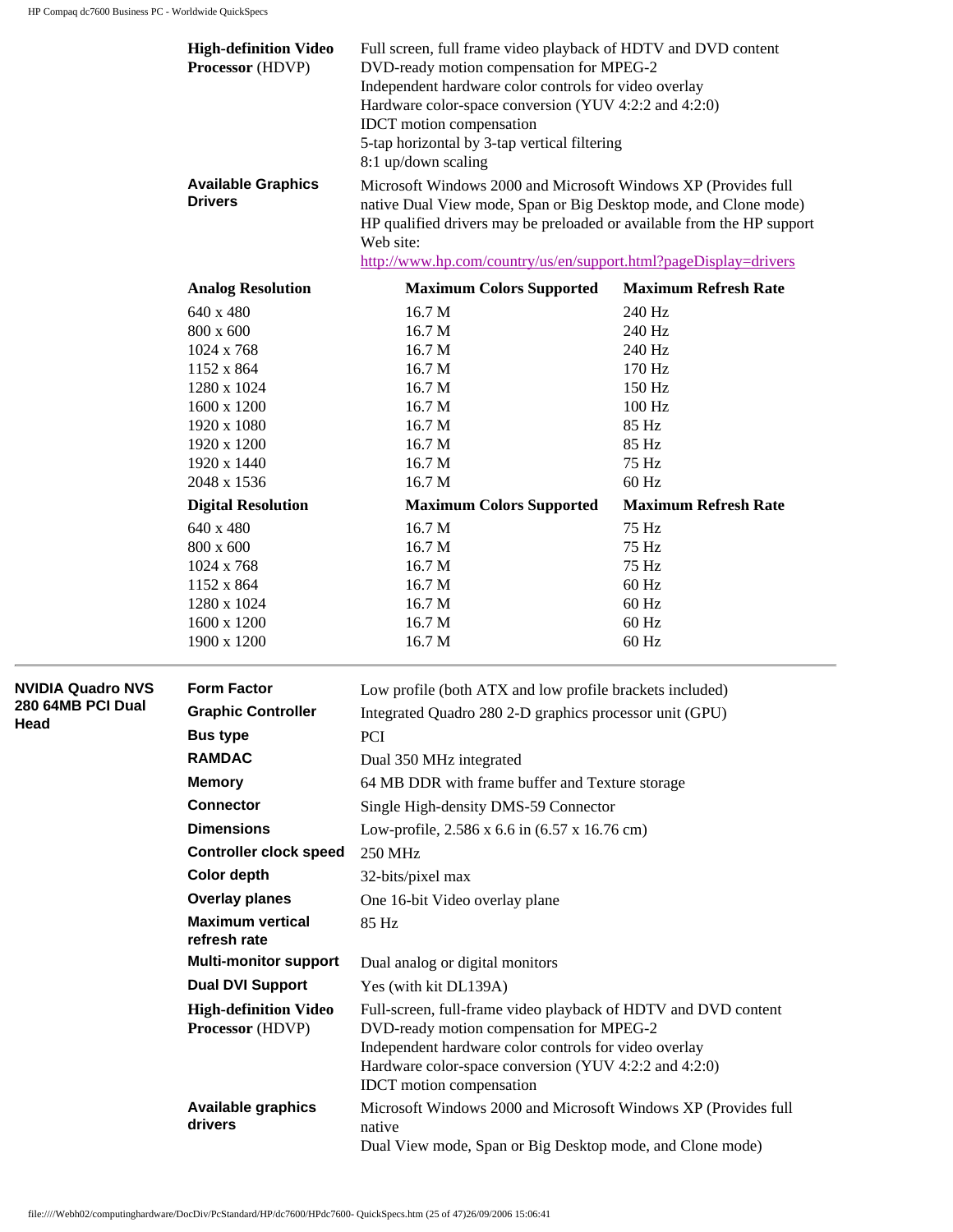**High-definition Video Processor** (HDVP)

Full screen, full frame video playback of HDTV and DVD content
DVD-ready motion compensation for MPEG-2
Independent hardware color controls for video overlay
Hardware color-space conversion (YUV 4:2:2 and 4:2:0)
IDCT motion compensation
5-tap horizontal by 3-tap vertical filtering
8:1 up/down scaling

**Available Graphics Drivers**

Microsoft Windows 2000 and Microsoft Windows XP (Provides full native Dual View mode, Span or Big Desktop mode, and Clone mode)
HP qualified drivers may be preloaded or available from the HP support Web site:
http://www.hp.com/country/us/en/support.html?pageDisplay=drivers

| Analog Resolution | Maximum Colors Supported | Maximum Refresh Rate |
|---|---|---|
| 640 x 480 | 16.7 M | 240 Hz |
| 800 x 600 | 16.7 M | 240 Hz |
| 1024 x 768 | 16.7 M | 240 Hz |
| 1152 x 864 | 16.7 M | 170 Hz |
| 1280 x 1024 | 16.7 M | 150 Hz |
| 1600 x 1200 | 16.7 M | 100 Hz |
| 1920 x 1080 | 16.7 M | 85 Hz |
| 1920 x 1200 | 16.7 M | 85 Hz |
| 1920 x 1440 | 16.7 M | 75 Hz |
| 2048 x 1536 | 16.7 M | 60 Hz |

| Digital Resolution | Maximum Colors Supported | Maximum Refresh Rate |
|---|---|---|
| 640 x 480 | 16.7 M | 75 Hz |
| 800 x 600 | 16.7 M | 75 Hz |
| 1024 x 768 | 16.7 M | 75 Hz |
| 1152 x 864 | 16.7 M | 60 Hz |
| 1280 x 1024 | 16.7 M | 60 Hz |
| 1600 x 1200 | 16.7 M | 60 Hz |
| 1900 x 1200 | 16.7 M | 60 Hz |

---

## NVIDIA Quadro NVS 280 64MB PCI Dual Head

| | |
|---|---|
| **Form Factor** | Low profile (both ATX and low profile brackets included) |
| **Graphic Controller** | Integrated Quadro 280 2-D graphics processor unit (GPU) |
| **Bus type** | PCI |
| **RAMDAC** | Dual 350 MHz integrated |
| **Memory** | 64 MB DDR with frame buffer and Texture storage |
| **Connector** | Single High-density DMS-59 Connector |
| **Dimensions** | Low-profile, 2.586 x 6.6 in (6.57 x 16.76 cm) |
| **Controller clock speed** | 250 MHz |
| **Color depth** | 32-bits/pixel max |
| **Overlay planes** | One 16-bit Video overlay plane |
| **Maximum vertical refresh rate** | 85 Hz |
| **Multi-monitor support** | Dual analog or digital monitors |
| **Dual DVI Support** | Yes (with kit DL139A) |
| **High-definition Video Processor** (HDVP) | Full-screen, full-frame video playback of HDTV and DVD content<br>DVD-ready motion compensation for MPEG-2<br>Independent hardware color controls for video overlay<br>Hardware color-space conversion (YUV 4:2:2 and 4:2:0)<br>IDCT motion compensation |
| **Available graphics drivers** | Microsoft Windows 2000 and Microsoft Windows XP (Provides full native<br>Dual View mode, Span or Big Desktop mode, and Clone mode) |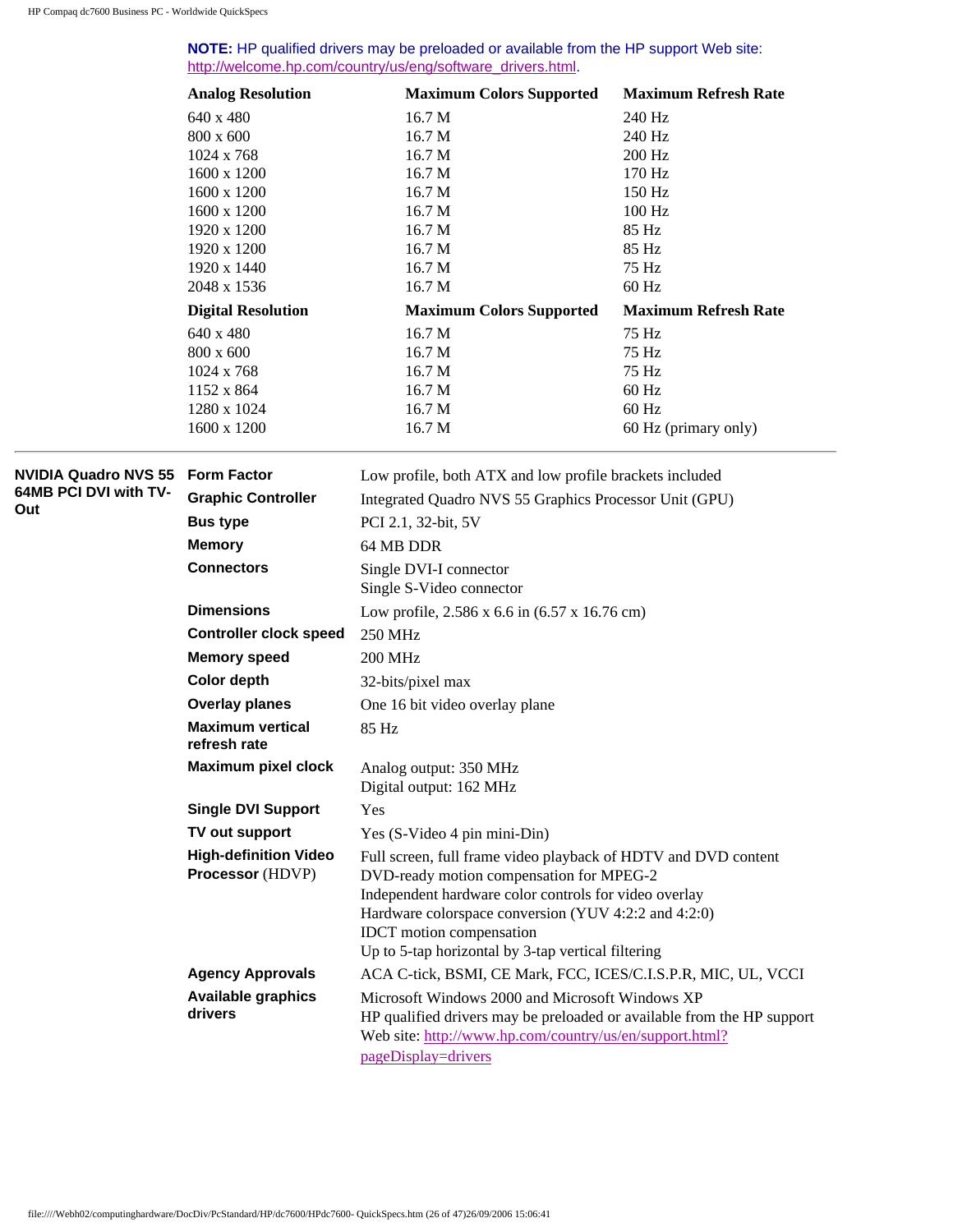**NOTE:** HP qualified drivers may be preloaded or available from the HP support Web site: http://welcome.hp.com/country/us/eng/software_drivers.html.

| Analog Resolution | Maximum Colors Supported | Maximum Refresh Rate |
|---|---|---|
| 640 x 480 | 16.7 M | 240 Hz |
| 800 x 600 | 16.7 M | 240 Hz |
| 1024 x 768 | 16.7 M | 200 Hz |
| 1600 x 1200 | 16.7 M | 170 Hz |
| 1600 x 1200 | 16.7 M | 150 Hz |
| 1600 x 1200 | 16.7 M | 100 Hz |
| 1920 x 1200 | 16.7 M | 85 Hz |
| 1920 x 1200 | 16.7 M | 85 Hz |
| 1920 x 1440 | 16.7 M | 75 Hz |
| 2048 x 1536 | 16.7 M | 60 Hz |

| Digital Resolution | Maximum Colors Supported | Maximum Refresh Rate |
|---|---|---|
| 640 x 480 | 16.7 M | 75 Hz |
| 800 x 600 | 16.7 M | 75 Hz |
| 1024 x 768 | 16.7 M | 75 Hz |
| 1152 x 864 | 16.7 M | 60 Hz |
| 1280 x 1024 | 16.7 M | 60 Hz |
| 1600 x 1200 | 16.7 M | 60 Hz (primary only) |

---

**NVIDIA Quadro NVS 55 64MB PCI DVI with TV-Out**

| | |
|---|---|
| **Form Factor** | Low profile, both ATX and low profile brackets included |
| **Graphic Controller** | Integrated Quadro NVS 55 Graphics Processor Unit (GPU) |
| **Bus type** | PCI 2.1, 32-bit, 5V |
| **Memory** | 64 MB DDR |
| **Connectors** | Single DVI-I connector<br>Single S-Video connector |
| **Dimensions** | Low profile, 2.586 x 6.6 in (6.57 x 16.76 cm) |
| **Controller clock speed** | 250 MHz |
| **Memory speed** | 200 MHz |
| **Color depth** | 32-bits/pixel max |
| **Overlay planes** | One 16 bit video overlay plane |
| **Maximum vertical refresh rate** | 85 Hz |
| **Maximum pixel clock** | Analog output: 350 MHz<br>Digital output: 162 MHz |
| **Single DVI Support** | Yes |
| **TV out support** | Yes (S-Video 4 pin mini-Din) |
| **High-definition Video Processor** (HDVP) | Full screen, full frame video playback of HDTV and DVD content<br>DVD-ready motion compensation for MPEG-2<br>Independent hardware color controls for video overlay<br>Hardware colorspace conversion (YUV 4:2:2 and 4:2:0)<br>IDCT motion compensation<br>Up to 5-tap horizontal by 3-tap vertical filtering |
| **Agency Approvals** | ACA C-tick, BSMI, CE Mark, FCC, ICES/C.I.S.P.R, MIC, UL, VCCI |
| **Available graphics drivers** | Microsoft Windows 2000 and Microsoft Windows XP<br>HP qualified drivers may be preloaded or available from the HP support Web site: http://www.hp.com/country/us/en/support.html?pageDisplay=drivers |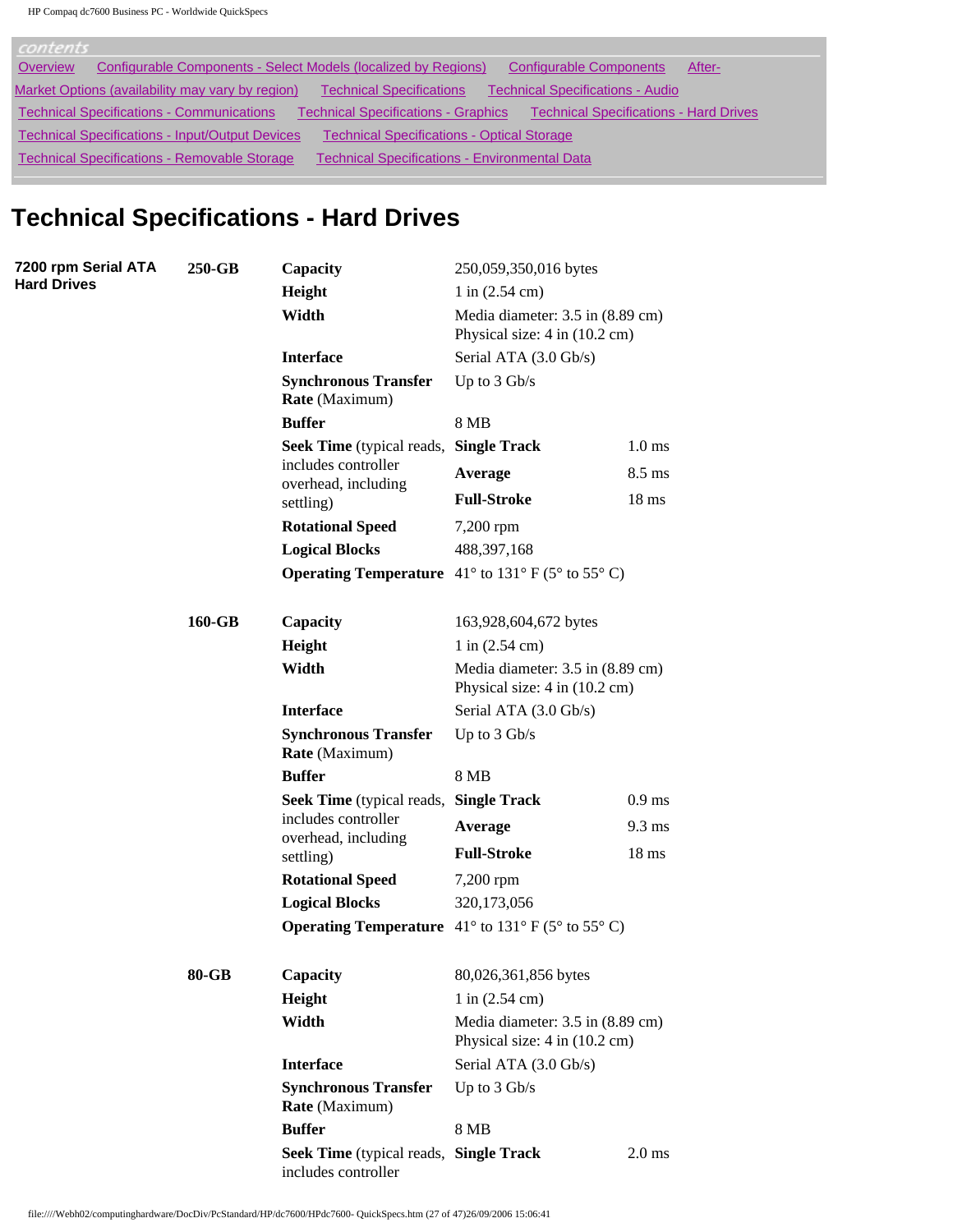contents

Overview | Configurable Components - Select Models (localized by Regions) | Configurable Components | After-Market Options (availability may vary by region) | Technical Specifications | Technical Specifications - Audio | Technical Specifications - Communications | Technical Specifications - Graphics | Technical Specifications - Hard Drives | Technical Specifications - Input/Output Devices | Technical Specifications - Optical Storage | Technical Specifications - Removable Storage | Technical Specifications - Environmental Data

# Technical Specifications - Hard Drives

| | | | | |
|---|---|---|---|---|
| **7200 rpm Serial ATA Hard Drives** | **250-GB** | **Capacity** | 250,059,350,016 bytes | |
| | | **Height** | 1 in (2.54 cm) | |
| | | **Width** | Media diameter: 3.5 in (8.89 cm) Physical size: 4 in (10.2 cm) | |
| | | **Interface** | Serial ATA (3.0 Gb/s) | |
| | | **Synchronous Transfer Rate** (Maximum) | Up to 3 Gb/s | |
| | | **Buffer** | 8 MB | |
| | | **Seek Time** (typical reads, includes controller overhead, including settling) | **Single Track** | 1.0 ms |
| | | | **Average** | 8.5 ms |
| | | | **Full-Stroke** | 18 ms |
| | | **Rotational Speed** | 7,200 rpm | |
| | | **Logical Blocks** | 488,397,168 | |
| | | **Operating Temperature** | 41° to 131° F (5° to 55° C) | |
| | **160-GB** | **Capacity** | 163,928,604,672 bytes | |
| | | **Height** | 1 in (2.54 cm) | |
| | | **Width** | Media diameter: 3.5 in (8.89 cm) Physical size: 4 in (10.2 cm) | |
| | | **Interface** | Serial ATA (3.0 Gb/s) | |
| | | **Synchronous Transfer Rate** (Maximum) | Up to 3 Gb/s | |
| | | **Buffer** | 8 MB | |
| | | **Seek Time** (typical reads, includes controller overhead, including settling) | **Single Track** | 0.9 ms |
| | | | **Average** | 9.3 ms |
| | | | **Full-Stroke** | 18 ms |
| | | **Rotational Speed** | 7,200 rpm | |
| | | **Logical Blocks** | 320,173,056 | |
| | | **Operating Temperature** | 41° to 131° F (5° to 55° C) | |
| | **80-GB** | **Capacity** | 80,026,361,856 bytes | |
| | | **Height** | 1 in (2.54 cm) | |
| | | **Width** | Media diameter: 3.5 in (8.89 cm) Physical size: 4 in (10.2 cm) | |
| | | **Interface** | Serial ATA (3.0 Gb/s) | |
| | | **Synchronous Transfer Rate** (Maximum) | Up to 3 Gb/s | |
| | | **Buffer** | 8 MB | |
| | | **Seek Time** (typical reads, includes controller | **Single Track** | 2.0 ms |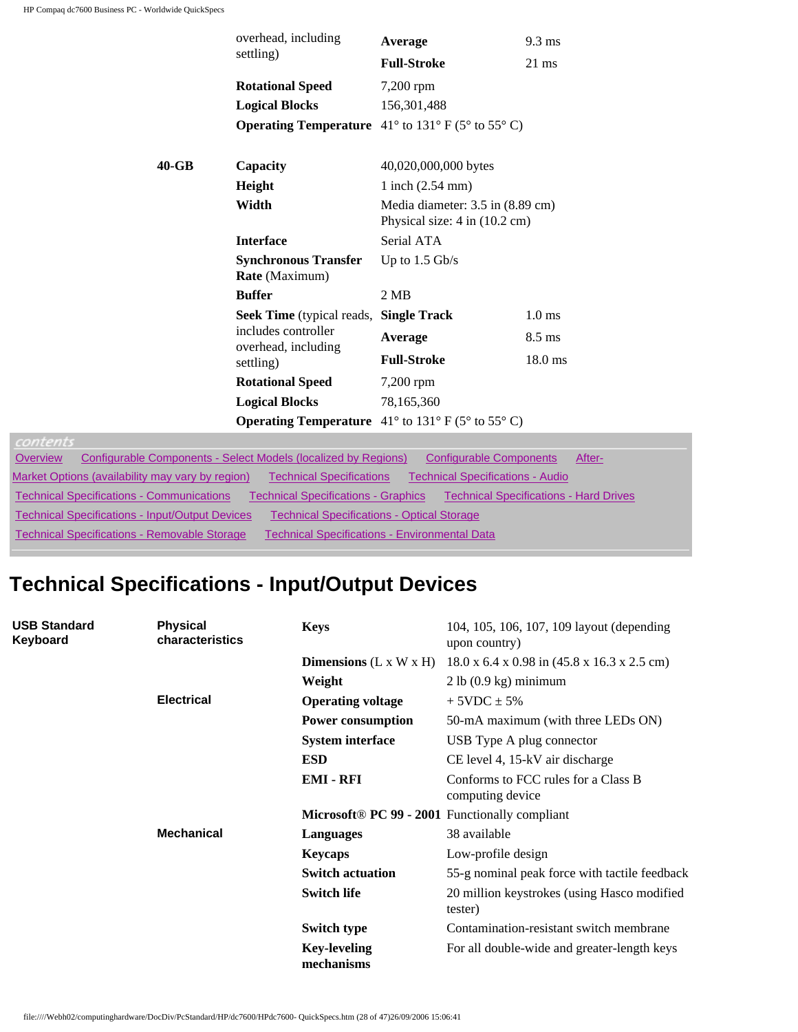| | | | |
|---|---|---|---|
| | overhead, including settling) | **Average** | 9.3 ms |
| | | **Full-Stroke** | 21 ms |
| | **Rotational Speed** | 7,200 rpm | |
| | **Logical Blocks** | 156,301,488 | |
| | **Operating Temperature** | 41° to 131° F (5° to 55° C) | |
| **40-GB** | **Capacity** | 40,020,000,000 bytes | |
| | **Height** | 1 inch (2.54 mm) | |
| | **Width** | Media diameter: 3.5 in (8.89 cm) Physical size: 4 in (10.2 cm) | |
| | **Interface** | Serial ATA | |
| | **Synchronous Transfer Rate** (Maximum) | Up to 1.5 Gb/s | |
| | **Buffer** | 2 MB | |
| | **Seek Time** (typical reads, includes controller overhead, including settling) | **Single Track** | 1.0 ms |
| | | **Average** | 8.5 ms |
| | | **Full-Stroke** | 18.0 ms |
| | **Rotational Speed** | 7,200 rpm | |
| | **Logical Blocks** | 78,165,360 | |
| | **Operating Temperature** | 41° to 131° F (5° to 55° C) | |

contents

Overview Configurable Components - Select Models (localized by Regions) Configurable Components After-Market Options (availability may vary by region) Technical Specifications Technical Specifications - Audio Technical Specifications - Communications Technical Specifications - Graphics Technical Specifications - Hard Drives Technical Specifications - Input/Output Devices Technical Specifications - Optical Storage Technical Specifications - Removable Storage Technical Specifications - Environmental Data

# Technical Specifications - Input/Output Devices

| | | | |
|---|---|---|---|
| **USB Standard Keyboard** | **Physical characteristics** | **Keys** | 104, 105, 106, 107, 109 layout (depending upon country) |
| | | **Dimensions** (L x W x H) | 18.0 x 6.4 x 0.98 in (45.8 x 16.3 x 2.5 cm) |
| | | **Weight** | 2 lb (0.9 kg) minimum |
| | **Electrical** | **Operating voltage** | + 5VDC ± 5% |
| | | **Power consumption** | 50-mA maximum (with three LEDs ON) |
| | | **System interface** | USB Type A plug connector |
| | | **ESD** | CE level 4, 15-kV air discharge |
| | | **EMI - RFI** | Conforms to FCC rules for a Class B computing device |
| | | **Microsoft® PC 99 - 2001** | Functionally compliant |
| | **Mechanical** | **Languages** | 38 available |
| | | **Keycaps** | Low-profile design |
| | | **Switch actuation** | 55-g nominal peak force with tactile feedback |
| | | **Switch life** | 20 million keystrokes (using Hasco modified tester) |
| | | **Switch type** | Contamination-resistant switch membrane |
| | | **Key-leveling mechanisms** | For all double-wide and greater-length keys |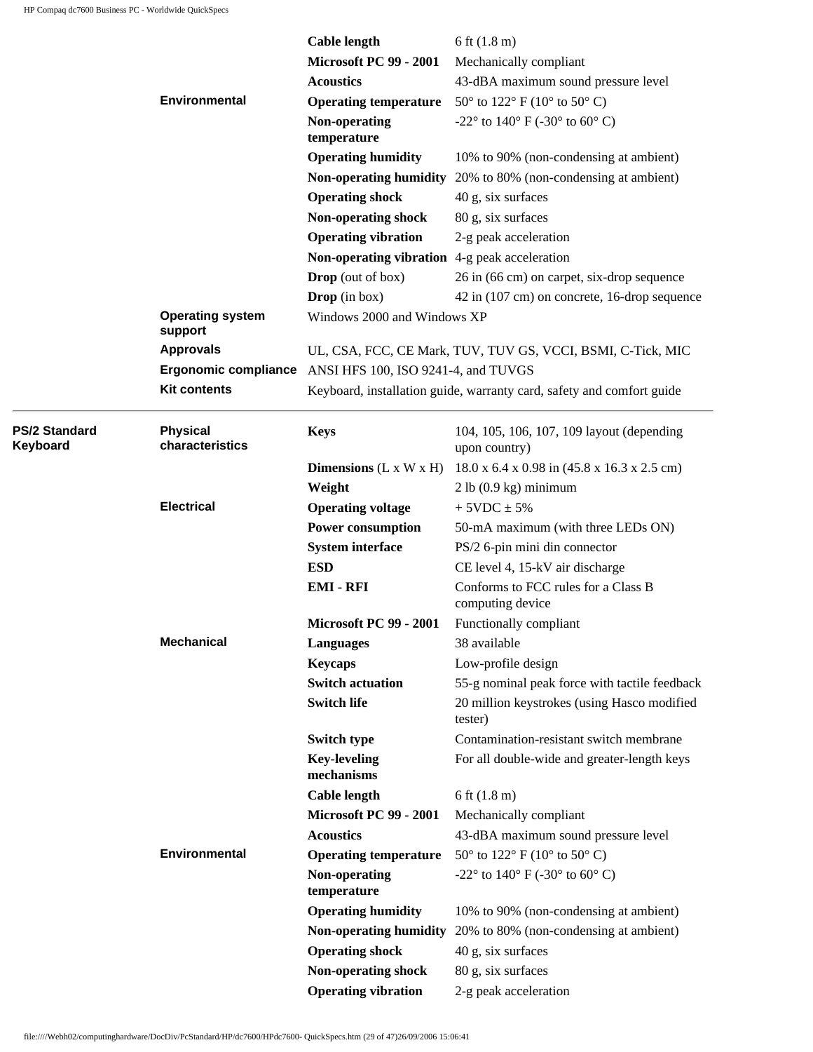| | | | |
|---|---|---|---|
| | | **Cable length** | 6 ft (1.8 m) |
| | | **Microsoft PC 99 - 2001** | Mechanically compliant |
| | | **Acoustics** | 43-dBA maximum sound pressure level |
| | **Environmental** | **Operating temperature** | 50° to 122° F (10° to 50° C) |
| | | **Non-operating temperature** | -22° to 140° F (-30° to 60° C) |
| | | **Operating humidity** | 10% to 90% (non-condensing at ambient) |
| | | **Non-operating humidity** | 20% to 80% (non-condensing at ambient) |
| | | **Operating shock** | 40 g, six surfaces |
| | | **Non-operating shock** | 80 g, six surfaces |
| | | **Operating vibration** | 2-g peak acceleration |
| | | **Non-operating vibration** | 4-g peak acceleration |
| | | **Drop** (out of box) | 26 in (66 cm) on carpet, six-drop sequence |
| | | **Drop** (in box) | 42 in (107 cm) on concrete, 16-drop sequence |
| | **Operating system support** | Windows 2000 and Windows XP | |
| | **Approvals** | UL, CSA, FCC, CE Mark, TUV, TUV GS, VCCI, BSMI, C-Tick, MIC | |
| | **Ergonomic compliance** | ANSI HFS 100, ISO 9241-4, and TUVGS | |
| | **Kit contents** | Keyboard, installation guide, warranty card, safety and comfort guide | |

| | | | |
|---|---|---|---|
| **PS/2 Standard Keyboard** | **Physical characteristics** | **Keys** | 104, 105, 106, 107, 109 layout (depending upon country) |
| | | **Dimensions** (L x W x H) | 18.0 x 6.4 x 0.98 in (45.8 x 16.3 x 2.5 cm) |
| | | **Weight** | 2 lb (0.9 kg) minimum |
| | **Electrical** | **Operating voltage** | + 5VDC ± 5% |
| | | **Power consumption** | 50-mA maximum (with three LEDs ON) |
| | | **System interface** | PS/2 6-pin mini din connector |
| | | **ESD** | CE level 4, 15-kV air discharge |
| | | **EMI - RFI** | Conforms to FCC rules for a Class B computing device |
| | | **Microsoft PC 99 - 2001** | Functionally compliant |
| | **Mechanical** | **Languages** | 38 available |
| | | **Keycaps** | Low-profile design |
| | | **Switch actuation** | 55-g nominal peak force with tactile feedback |
| | | **Switch life** | 20 million keystrokes (using Hasco modified tester) |
| | | **Switch type** | Contamination-resistant switch membrane |
| | | **Key-leveling mechanisms** | For all double-wide and greater-length keys |
| | | **Cable length** | 6 ft (1.8 m) |
| | | **Microsoft PC 99 - 2001** | Mechanically compliant |
| | | **Acoustics** | 43-dBA maximum sound pressure level |
| | **Environmental** | **Operating temperature** | 50° to 122° F (10° to 50° C) |
| | | **Non-operating temperature** | -22° to 140° F (-30° to 60° C) |
| | | **Operating humidity** | 10% to 90% (non-condensing at ambient) |
| | | **Non-operating humidity** | 20% to 80% (non-condensing at ambient) |
| | | **Operating shock** | 40 g, six surfaces |
| | | **Non-operating shock** | 80 g, six surfaces |
| | | **Operating vibration** | 2-g peak acceleration |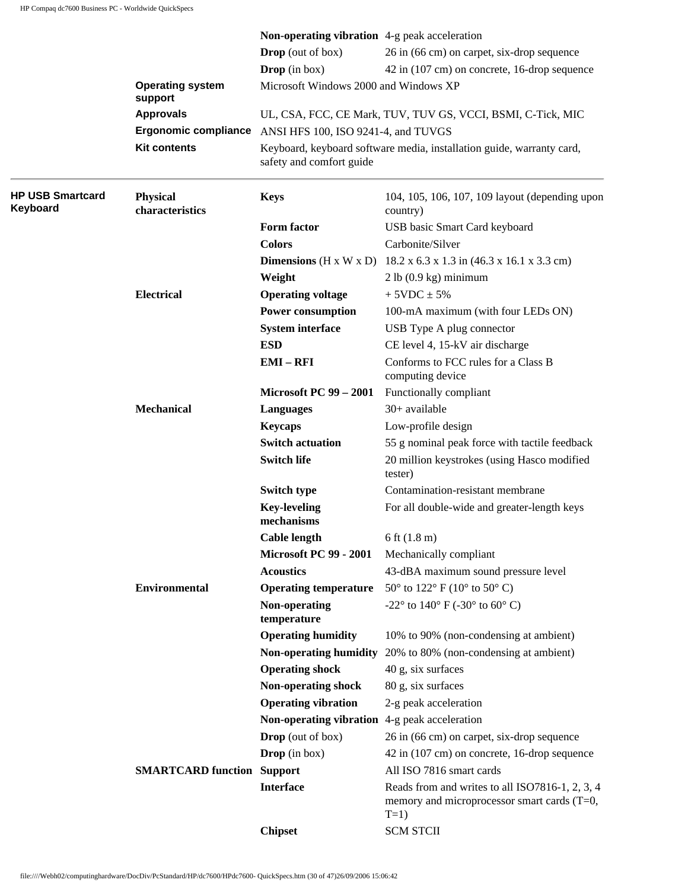| | | | |
|---|---|---|---|
| | | **Non-operating vibration** | 4-g peak acceleration |
| | | **Drop** (out of box) | 26 in (66 cm) on carpet, six-drop sequence |
| | | **Drop** (in box) | 42 in (107 cm) on concrete, 16-drop sequence |
| | **Operating system support** | Microsoft Windows 2000 and Windows XP | |
| | **Approvals** | UL, CSA, FCC, CE Mark, TUV, TUV GS, VCCI, BSMI, C-Tick, MIC | |
| | **Ergonomic compliance** | ANSI HFS 100, ISO 9241-4, and TUVGS | |
| | **Kit contents** | Keyboard, keyboard software media, installation guide, warranty card, safety and comfort guide | |

| | | | |
|---|---|---|---|
| **HP USB Smartcard Keyboard** | **Physical characteristics** | **Keys** | 104, 105, 106, 107, 109 layout (depending upon country) |
| | | **Form factor** | USB basic Smart Card keyboard |
| | | **Colors** | Carbonite/Silver |
| | | **Dimensions** (H x W x D) | 18.2 x 6.3 x 1.3 in (46.3 x 16.1 x 3.3 cm) |
| | | **Weight** | 2 lb (0.9 kg) minimum |
| | **Electrical** | **Operating voltage** | + 5VDC ± 5% |
| | | **Power consumption** | 100-mA maximum (with four LEDs ON) |
| | | **System interface** | USB Type A plug connector |
| | | **ESD** | CE level 4, 15-kV air discharge |
| | | **EMI – RFI** | Conforms to FCC rules for a Class B computing device |
| | | **Microsoft PC 99 – 2001** | Functionally compliant |
| | **Mechanical** | **Languages** | 30+ available |
| | | **Keycaps** | Low-profile design |
| | | **Switch actuation** | 55 g nominal peak force with tactile feedback |
| | | **Switch life** | 20 million keystrokes (using Hasco modified tester) |
| | | **Switch type** | Contamination-resistant membrane |
| | | **Key-leveling mechanisms** | For all double-wide and greater-length keys |
| | | **Cable length** | 6 ft (1.8 m) |
| | | **Microsoft PC 99 - 2001** | Mechanically compliant |
| | | **Acoustics** | 43-dBA maximum sound pressure level |
| | **Environmental** | **Operating temperature** | 50° to 122° F (10° to 50° C) |
| | | **Non-operating temperature** | -22° to 140° F (-30° to 60° C) |
| | | **Operating humidity** | 10% to 90% (non-condensing at ambient) |
| | | **Non-operating humidity** | 20% to 80% (non-condensing at ambient) |
| | | **Operating shock** | 40 g, six surfaces |
| | | **Non-operating shock** | 80 g, six surfaces |
| | | **Operating vibration** | 2-g peak acceleration |
| | | **Non-operating vibration** | 4-g peak acceleration |
| | | **Drop** (out of box) | 26 in (66 cm) on carpet, six-drop sequence |
| | | **Drop** (in box) | 42 in (107 cm) on concrete, 16-drop sequence |
| | **SMARTCARD function** | **Support** | All ISO 7816 smart cards |
| | | **Interface** | Reads from and writes to all ISO7816-1, 2, 3, 4 memory and microprocessor smart cards (T=0, T=1) |
| | | **Chipset** | SCM STCII |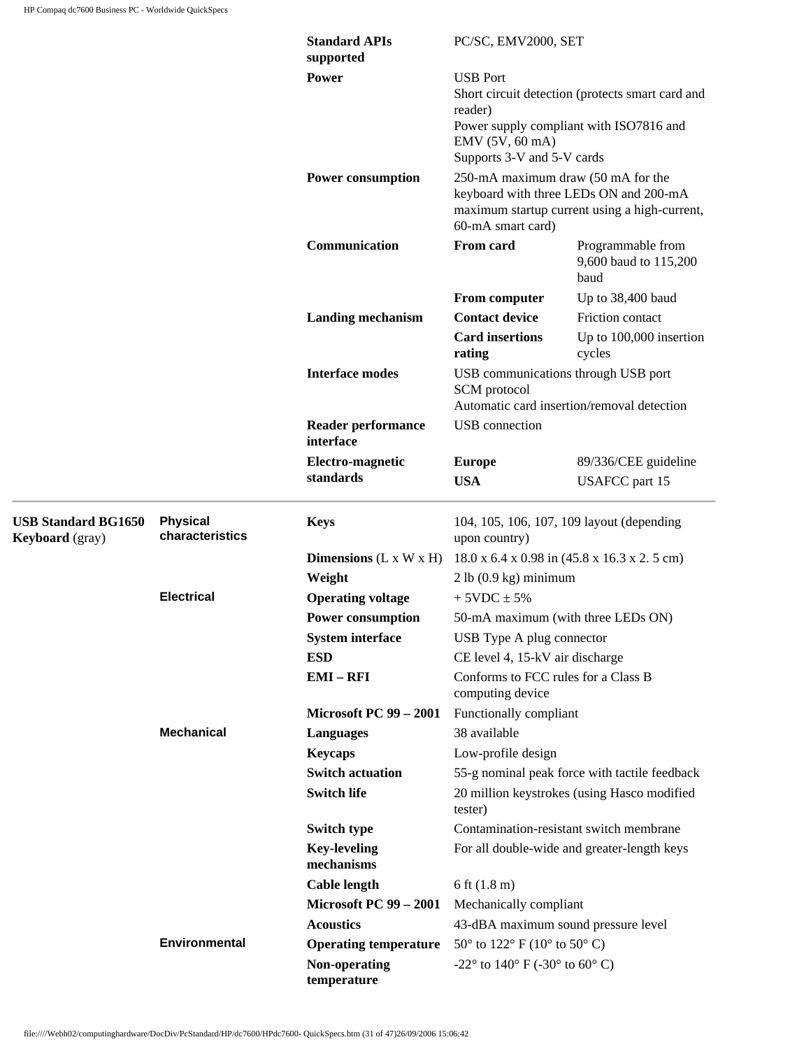| | | | | |
|---|---|---|---|---|
| | | **Standard APIs supported** | PC/SC, EMV2000, SET | |
| | | **Power** | USB Port<br>Short circuit detection (protects smart card and reader)<br>Power supply compliant with ISO7816 and EMV (5V, 60 mA)<br>Supports 3-V and 5-V cards | |
| | | **Power consumption** | 250-mA maximum draw (50 mA for the keyboard with three LEDs ON and 200-mA maximum startup current using a high-current, 60-mA smart card) | |
| | | **Communication** | **From card** | Programmable from 9,600 baud to 115,200 baud |
| | | | **From computer** | Up to 38,400 baud |
| | | **Landing mechanism** | **Contact device** | Friction contact |
| | | | **Card insertions rating** | Up to 100,000 insertion cycles |
| | | **Interface modes** | USB communications through USB port<br>SCM protocol<br>Automatic card insertion/removal detection | |
| | | **Reader performance interface** | USB connection | |
| | | **Electro-magnetic standards** | **Europe** | 89/336/CEE guideline |
| | | | **USA** | USAFCC part 15 |

| | | | |
|---|---|---|---|
| **USB Standard BG1650 Keyboard** (gray) | **Physical characteristics** | **Keys** | 104, 105, 106, 107, 109 layout (depending upon country) |
| | | **Dimensions** (L x W x H) | 18.0 x 6.4 x 0.98 in (45.8 x 16.3 x 2. 5 cm) |
| | | **Weight** | 2 lb (0.9 kg) minimum |
| | **Electrical** | **Operating voltage** | + 5VDC ± 5% |
| | | **Power consumption** | 50-mA maximum (with three LEDs ON) |
| | | **System interface** | USB Type A plug connector |
| | | **ESD** | CE level 4, 15-kV air discharge |
| | | **EMI – RFI** | Conforms to FCC rules for a Class B computing device |
| | | **Microsoft PC 99 – 2001** | Functionally compliant |
| | **Mechanical** | **Languages** | 38 available |
| | | **Keycaps** | Low-profile design |
| | | **Switch actuation** | 55-g nominal peak force with tactile feedback |
| | | **Switch life** | 20 million keystrokes (using Hasco modified tester) |
| | | **Switch type** | Contamination-resistant switch membrane |
| | | **Key-leveling mechanisms** | For all double-wide and greater-length keys |
| | | **Cable length** | 6 ft (1.8 m) |
| | | **Microsoft PC 99 – 2001** | Mechanically compliant |
| | | **Acoustics** | 43-dBA maximum sound pressure level |
| | **Environmental** | **Operating temperature** | 50° to 122° F (10° to 50° C) |
| | | **Non-operating temperature** | -22° to 140° F (-30° to 60° C) |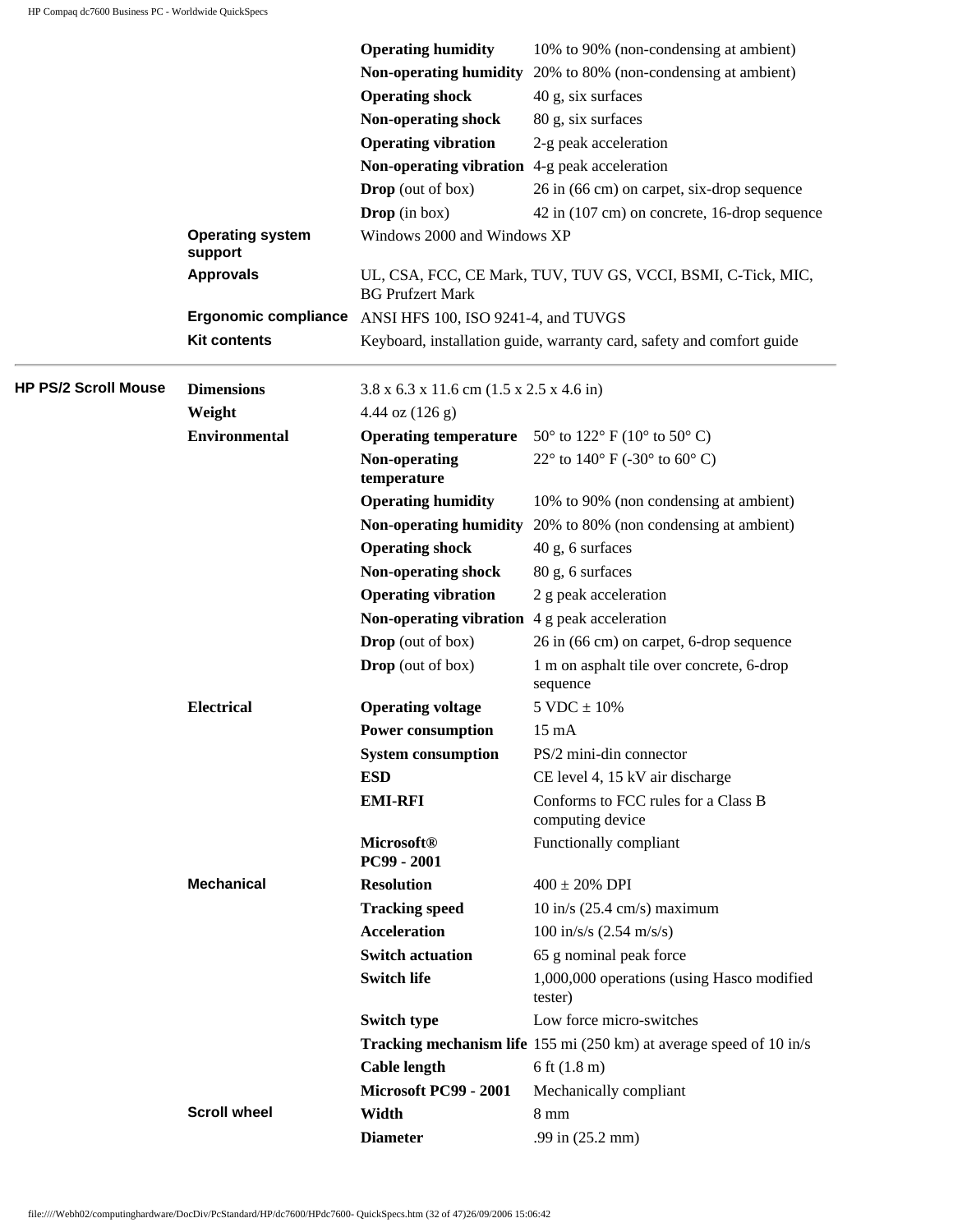| | | | |
|---|---|---|---|
| | | **Operating humidity** | 10% to 90% (non-condensing at ambient) |
| | | **Non-operating humidity** | 20% to 80% (non-condensing at ambient) |
| | | **Operating shock** | 40 g, six surfaces |
| | | **Non-operating shock** | 80 g, six surfaces |
| | | **Operating vibration** | 2-g peak acceleration |
| | | **Non-operating vibration** | 4-g peak acceleration |
| | | **Drop** (out of box) | 26 in (66 cm) on carpet, six-drop sequence |
| | | **Drop** (in box) | 42 in (107 cm) on concrete, 16-drop sequence |
| | **Operating system support** | Windows 2000 and Windows XP | |
| | **Approvals** | UL, CSA, FCC, CE Mark, TUV, TUV GS, VCCI, BSMI, C-Tick, MIC, BG Prufzert Mark | |
| | **Ergonomic compliance** | ANSI HFS 100, ISO 9241-4, and TUVGS | |
| | **Kit contents** | Keyboard, installation guide, warranty card, safety and comfort guide | |

| | | | |
|---|---|---|---|
| **HP PS/2 Scroll Mouse** | **Dimensions** | 3.8 x 6.3 x 11.6 cm (1.5 x 2.5 x 4.6 in) | |
| | **Weight** | 4.44 oz (126 g) | |
| | **Environmental** | **Operating temperature** | 50° to 122° F (10° to 50° C) |
| | | **Non-operating temperature** | 22° to 140° F (-30° to 60° C) |
| | | **Operating humidity** | 10% to 90% (non condensing at ambient) |
| | | **Non-operating humidity** | 20% to 80% (non condensing at ambient) |
| | | **Operating shock** | 40 g, 6 surfaces |
| | | **Non-operating shock** | 80 g, 6 surfaces |
| | | **Operating vibration** | 2 g peak acceleration |
| | | **Non-operating vibration** | 4 g peak acceleration |
| | | **Drop** (out of box) | 26 in (66 cm) on carpet, 6-drop sequence |
| | | **Drop** (out of box) | 1 m on asphalt tile over concrete, 6-drop sequence |
| | **Electrical** | **Operating voltage** | 5 VDC ± 10% |
| | | **Power consumption** | 15 mA |
| | | **System consumption** | PS/2 mini-din connector |
| | | **ESD** | CE level 4, 15 kV air discharge |
| | | **EMI-RFI** | Conforms to FCC rules for a Class B computing device |
| | | **Microsoft® PC99 - 2001** | Functionally compliant |
| | **Mechanical** | **Resolution** | 400 ± 20% DPI |
| | | **Tracking speed** | 10 in/s (25.4 cm/s) maximum |
| | | **Acceleration** | 100 in/s/s (2.54 m/s/s) |
| | | **Switch actuation** | 65 g nominal peak force |
| | | **Switch life** | 1,000,000 operations (using Hasco modified tester) |
| | | **Switch type** | Low force micro-switches |
| | | **Tracking mechanism life** | 155 mi (250 km) at average speed of 10 in/s |
| | | **Cable length** | 6 ft (1.8 m) |
| | | **Microsoft PC99 - 2001** | Mechanically compliant |
| | **Scroll wheel** | **Width** | 8 mm |
| | | **Diameter** | .99 in (25.2 mm) |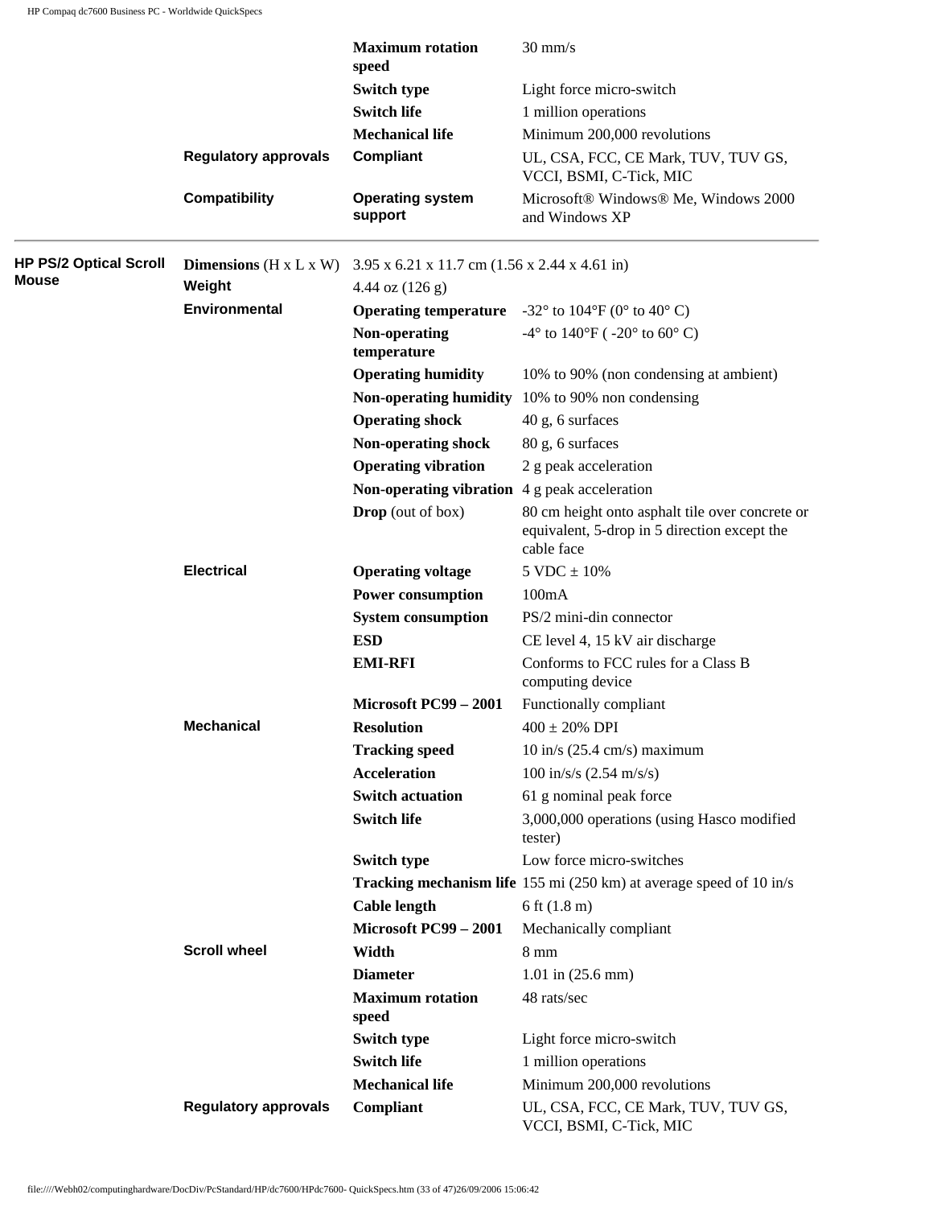| | | | |
|---|---|---|---|
| | | **Maximum rotation speed** | 30 mm/s |
| | | **Switch type** | Light force micro-switch |
| | | **Switch life** | 1 million operations |
| | | **Mechanical life** | Minimum 200,000 revolutions |
| | **Regulatory approvals** | **Compliant** | UL, CSA, FCC, CE Mark, TUV, TUV GS, VCCI, BSMI, C-Tick, MIC |
| | **Compatibility** | **Operating system support** | Microsoft® Windows® Me, Windows 2000 and Windows XP |

| | | | |
|---|---|---|---|
| **HP PS/2 Optical Scroll Mouse** | **Dimensions** (H x L x W) | 3.95 x 6.21 x 11.7 cm (1.56 x 2.44 x 4.61 in) | |
| | **Weight** | 4.44 oz (126 g) | |
| | **Environmental** | **Operating temperature** | -32° to 104°F (0° to 40° C) |
| | | **Non-operating temperature** | -4° to 140°F ( -20° to 60° C) |
| | | **Operating humidity** | 10% to 90% (non condensing at ambient) |
| | | **Non-operating humidity** | 10% to 90% non condensing |
| | | **Operating shock** | 40 g, 6 surfaces |
| | | **Non-operating shock** | 80 g, 6 surfaces |
| | | **Operating vibration** | 2 g peak acceleration |
| | | **Non-operating vibration** | 4 g peak acceleration |
| | | **Drop** (out of box) | 80 cm height onto asphalt tile over concrete or equivalent, 5-drop in 5 direction except the cable face |
| | **Electrical** | **Operating voltage** | 5 VDC ± 10% |
| | | **Power consumption** | 100mA |
| | | **System consumption** | PS/2 mini-din connector |
| | | **ESD** | CE level 4, 15 kV air discharge |
| | | **EMI-RFI** | Conforms to FCC rules for a Class B computing device |
| | | **Microsoft PC99 – 2001** | Functionally compliant |
| | **Mechanical** | **Resolution** | 400 ± 20% DPI |
| | | **Tracking speed** | 10 in/s (25.4 cm/s) maximum |
| | | **Acceleration** | 100 in/s/s (2.54 m/s/s) |
| | | **Switch actuation** | 61 g nominal peak force |
| | | **Switch life** | 3,000,000 operations (using Hasco modified tester) |
| | | **Switch type** | Low force micro-switches |
| | | **Tracking mechanism life** | 155 mi (250 km) at average speed of 10 in/s |
| | | **Cable length** | 6 ft (1.8 m) |
| | | **Microsoft PC99 – 2001** | Mechanically compliant |
| | **Scroll wheel** | **Width** | 8 mm |
| | | **Diameter** | 1.01 in (25.6 mm) |
| | | **Maximum rotation speed** | 48 rats/sec |
| | | **Switch type** | Light force micro-switch |
| | | **Switch life** | 1 million operations |
| | | **Mechanical life** | Minimum 200,000 revolutions |
| | **Regulatory approvals** | **Compliant** | UL, CSA, FCC, CE Mark, TUV, TUV GS, VCCI, BSMI, C-Tick, MIC |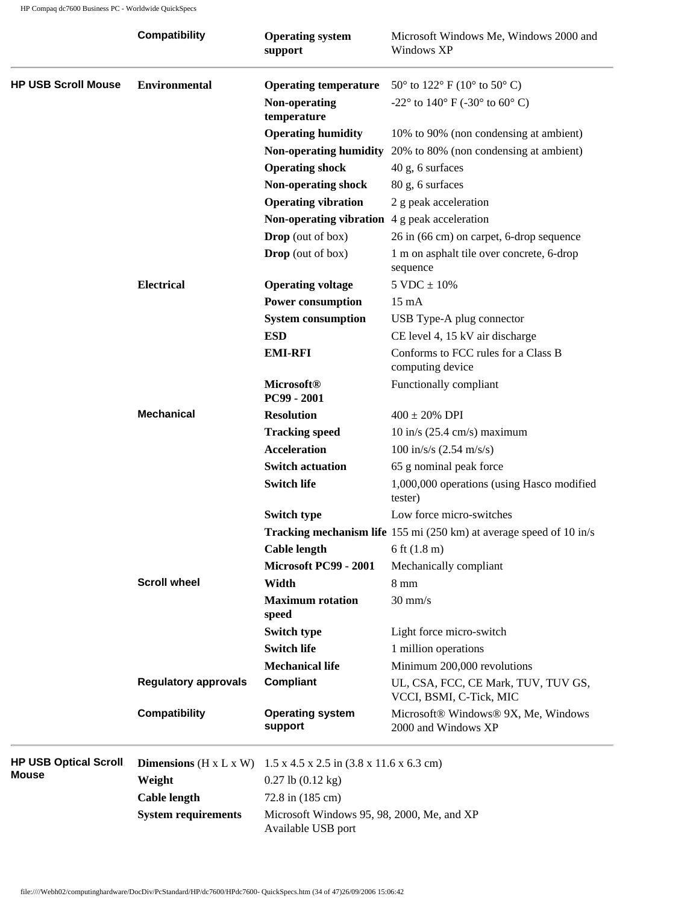| | | | |
|---|---|---|---|
| | **Compatibility** | **Operating system support** | Microsoft Windows Me, Windows 2000 and Windows XP |
| **HP USB Scroll Mouse** | **Environmental** | **Operating temperature** | 50° to 122° F (10° to 50° C) |
| | | **Non-operating temperature** | -22° to 140° F (-30° to 60° C) |
| | | **Operating humidity** | 10% to 90% (non condensing at ambient) |
| | | **Non-operating humidity** | 20% to 80% (non condensing at ambient) |
| | | **Operating shock** | 40 g, 6 surfaces |
| | | **Non-operating shock** | 80 g, 6 surfaces |
| | | **Operating vibration** | 2 g peak acceleration |
| | | **Non-operating vibration** | 4 g peak acceleration |
| | | **Drop** (out of box) | 26 in (66 cm) on carpet, 6-drop sequence |
| | | **Drop** (out of box) | 1 m on asphalt tile over concrete, 6-drop sequence |
| | **Electrical** | **Operating voltage** | 5 VDC ± 10% |
| | | **Power consumption** | 15 mA |
| | | **System consumption** | USB Type-A plug connector |
| | | **ESD** | CE level 4, 15 kV air discharge |
| | | **EMI-RFI** | Conforms to FCC rules for a Class B computing device |
| | | **Microsoft® PC99 - 2001** | Functionally compliant |
| | **Mechanical** | **Resolution** | 400 ± 20% DPI |
| | | **Tracking speed** | 10 in/s (25.4 cm/s) maximum |
| | | **Acceleration** | 100 in/s/s (2.54 m/s/s) |
| | | **Switch actuation** | 65 g nominal peak force |
| | | **Switch life** | 1,000,000 operations (using Hasco modified tester) |
| | | **Switch type** | Low force micro-switches |
| | | **Tracking mechanism life** | 155 mi (250 km) at average speed of 10 in/s |
| | | **Cable length** | 6 ft (1.8 m) |
| | | **Microsoft PC99 - 2001** | Mechanically compliant |
| | **Scroll wheel** | **Width** | 8 mm |
| | | **Maximum rotation speed** | 30 mm/s |
| | | **Switch type** | Light force micro-switch |
| | | **Switch life** | 1 million operations |
| | | **Mechanical life** | Minimum 200,000 revolutions |
| | **Regulatory approvals** | **Compliant** | UL, CSA, FCC, CE Mark, TUV, TUV GS, VCCI, BSMI, C-Tick, MIC |
| | **Compatibility** | **Operating system support** | Microsoft® Windows® 9X, Me, Windows 2000 and Windows XP |
| **HP USB Optical Scroll Mouse** | **Dimensions** (H x L x W) | 1.5 x 4.5 x 2.5 in (3.8 x 11.6 x 6.3 cm) | |
| | **Weight** | 0.27 lb (0.12 kg) | |
| | **Cable length** | 72.8 in (185 cm) | |
| | **System requirements** | Microsoft Windows 95, 98, 2000, Me, and XP<br>Available USB port | |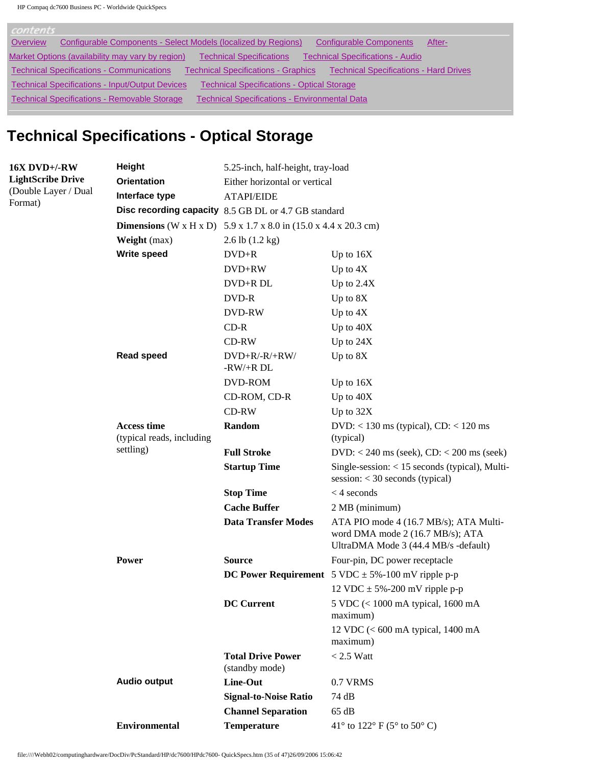contents

Overview | Configurable Components - Select Models (localized by Regions) | Configurable Components | After-Market Options (availability may vary by region) | Technical Specifications | Technical Specifications - Audio | Technical Specifications - Communications | Technical Specifications - Graphics | Technical Specifications - Hard Drives | Technical Specifications - Input/Output Devices | Technical Specifications - Optical Storage | Technical Specifications - Removable Storage | Technical Specifications - Environmental Data

# Technical Specifications - Optical Storage

| | | | |
|---|---|---|---|
| **16X DVD+/-RW LightScribe Drive** (Double Layer / Dual Format) | **Height** | 5.25-inch, half-height, tray-load | |
| | **Orientation** | Either horizontal or vertical | |
| | **Interface type** | ATAPI/EIDE | |
| | **Disc recording capacity** | 8.5 GB DL or 4.7 GB standard | |
| | **Dimensions** (W x H x D) | 5.9 x 1.7 x 8.0 in (15.0 x 4.4 x 20.3 cm) | |
| | **Weight** (max) | 2.6 lb (1.2 kg) | |
| | **Write speed** | DVD+R | Up to 16X |
| | | DVD+RW | Up to 4X |
| | | DVD+R DL | Up to 2.4X |
| | | DVD-R | Up to 8X |
| | | DVD-RW | Up to 4X |
| | | CD-R | Up to 40X |
| | | CD-RW | Up to 24X |
| | **Read speed** | DVD+R/-R/+RW/-RW/+R DL | Up to 8X |
| | | DVD-ROM | Up to 16X |
| | | CD-ROM, CD-R | Up to 40X |
| | | CD-RW | Up to 32X |
| | **Access time** (typical reads, including settling) | **Random** | DVD: < 130 ms (typical), CD: < 120 ms (typical) |
| | | **Full Stroke** | DVD: < 240 ms (seek), CD: < 200 ms (seek) |
| | | **Startup Time** | Single-session: < 15 seconds (typical), Multi-session: < 30 seconds (typical) |
| | | **Stop Time** | < 4 seconds |
| | | **Cache Buffer** | 2 MB (minimum) |
| | | **Data Transfer Modes** | ATA PIO mode 4 (16.7 MB/s); ATA Multi-word DMA mode 2 (16.7 MB/s); ATA UltraDMA Mode 3 (44.4 MB/s -default) |
| | **Power** | **Source** | Four-pin, DC power receptacle |
| | | **DC Power Requirement** | 5 VDC ± 5%-100 mV ripple p-p |
| | | | 12 VDC ± 5%-200 mV ripple p-p |
| | | **DC Current** | 5 VDC (< 1000 mA typical, 1600 mA maximum) |
| | | | 12 VDC (< 600 mA typical, 1400 mA maximum) |
| | | **Total Drive Power** (standby mode) | < 2.5 Watt |
| | **Audio output** | **Line-Out** | 0.7 VRMS |
| | | **Signal-to-Noise Ratio** | 74 dB |
| | | **Channel Separation** | 65 dB |
| | **Environmental** | **Temperature** | 41° to 122° F (5° to 50° C) |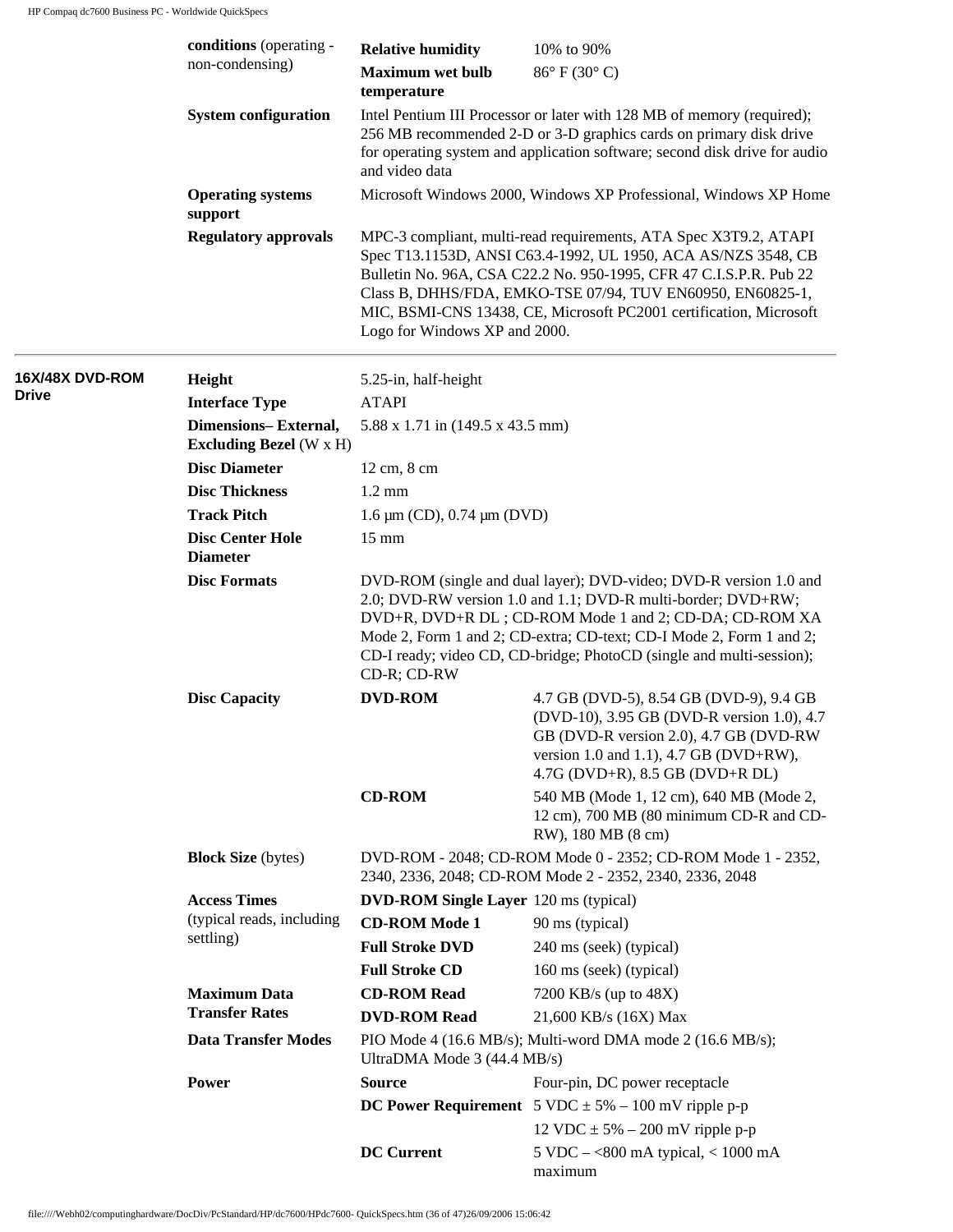| | | | |
|---|---|---|---|
| | **conditions** (operating - non-condensing) | **Relative humidity** | 10% to 90% |
| | | **Maximum wet bulb temperature** | 86° F (30° C) |
| | **System configuration** | Intel Pentium III Processor or later with 128 MB of memory (required); 256 MB recommended 2-D or 3-D graphics cards on primary disk drive for operating system and application software; second disk drive for audio and video data | |
| | **Operating systems support** | Microsoft Windows 2000, Windows XP Professional, Windows XP Home | |
| | **Regulatory approvals** | MPC-3 compliant, multi-read requirements, ATA Spec X3T9.2, ATAPI Spec T13.1153D, ANSI C63.4-1992, UL 1950, ACA AS/NZS 3548, CB Bulletin No. 96A, CSA C22.2 No. 950-1995, CFR 47 C.I.S.P.R. Pub 22 Class B, DHHS/FDA, EMKO-TSE 07/94, TUV EN60950, EN60825-1, MIC, BSMI-CNS 13438, CE, Microsoft PC2001 certification, Microsoft Logo for Windows XP and 2000. | |

| | | | |
|---|---|---|---|
| **16X/48X DVD-ROM Drive** | **Height** | 5.25-in, half-height | |
| | **Interface Type** | ATAPI | |
| | **Dimensions– External, Excluding Bezel** (W x H) | 5.88 x 1.71 in (149.5 x 43.5 mm) | |
| | **Disc Diameter** | 12 cm, 8 cm | |
| | **Disc Thickness** | 1.2 mm | |
| | **Track Pitch** | 1.6 µm (CD), 0.74 µm (DVD) | |
| | **Disc Center Hole Diameter** | 15 mm | |
| | **Disc Formats** | DVD-ROM (single and dual layer); DVD-video; DVD-R version 1.0 and 2.0; DVD-RW version 1.0 and 1.1; DVD-R multi-border; DVD+RW; DVD+R, DVD+R DL ; CD-ROM Mode 1 and 2; CD-DA; CD-ROM XA Mode 2, Form 1 and 2; CD-extra; CD-text; CD-I Mode 2, Form 1 and 2; CD-I ready; video CD, CD-bridge; PhotoCD (single and multi-session); CD-R; CD-RW | |
| | **Disc Capacity** | **DVD-ROM** | 4.7 GB (DVD-5), 8.54 GB (DVD-9), 9.4 GB (DVD-10), 3.95 GB (DVD-R version 1.0), 4.7 GB (DVD-R version 2.0), 4.7 GB (DVD-RW version 1.0 and 1.1), 4.7 GB (DVD+RW), 4.7G (DVD+R), 8.5 GB (DVD+R DL) |
| | | **CD-ROM** | 540 MB (Mode 1, 12 cm), 640 MB (Mode 2, 12 cm), 700 MB (80 minimum CD-R and CD-RW), 180 MB (8 cm) |
| | **Block Size** (bytes) | DVD-ROM - 2048; CD-ROM Mode 0 - 2352; CD-ROM Mode 1 - 2352, 2340, 2336, 2048; CD-ROM Mode 2 - 2352, 2340, 2336, 2048 | |
| | **Access Times** (typical reads, including settling) | **DVD-ROM Single Layer** | 120 ms (typical) |
| | | **CD-ROM Mode 1** | 90 ms (typical) |
| | | **Full Stroke DVD** | 240 ms (seek) (typical) |
| | | **Full Stroke CD** | 160 ms (seek) (typical) |
| | **Maximum Data Transfer Rates** | **CD-ROM Read** | 7200 KB/s (up to 48X) |
| | | **DVD-ROM Read** | 21,600 KB/s (16X) Max |
| | **Data Transfer Modes** | PIO Mode 4 (16.6 MB/s); Multi-word DMA mode 2 (16.6 MB/s); UltraDMA Mode 3 (44.4 MB/s) | |
| | **Power** | **Source** | Four-pin, DC power receptacle |
| | | **DC Power Requirement** | 5 VDC ± 5% – 100 mV ripple p-p |
| | | | 12 VDC ± 5% – 200 mV ripple p-p |
| | | **DC Current** | 5 VDC – <800 mA typical, < 1000 mA maximum |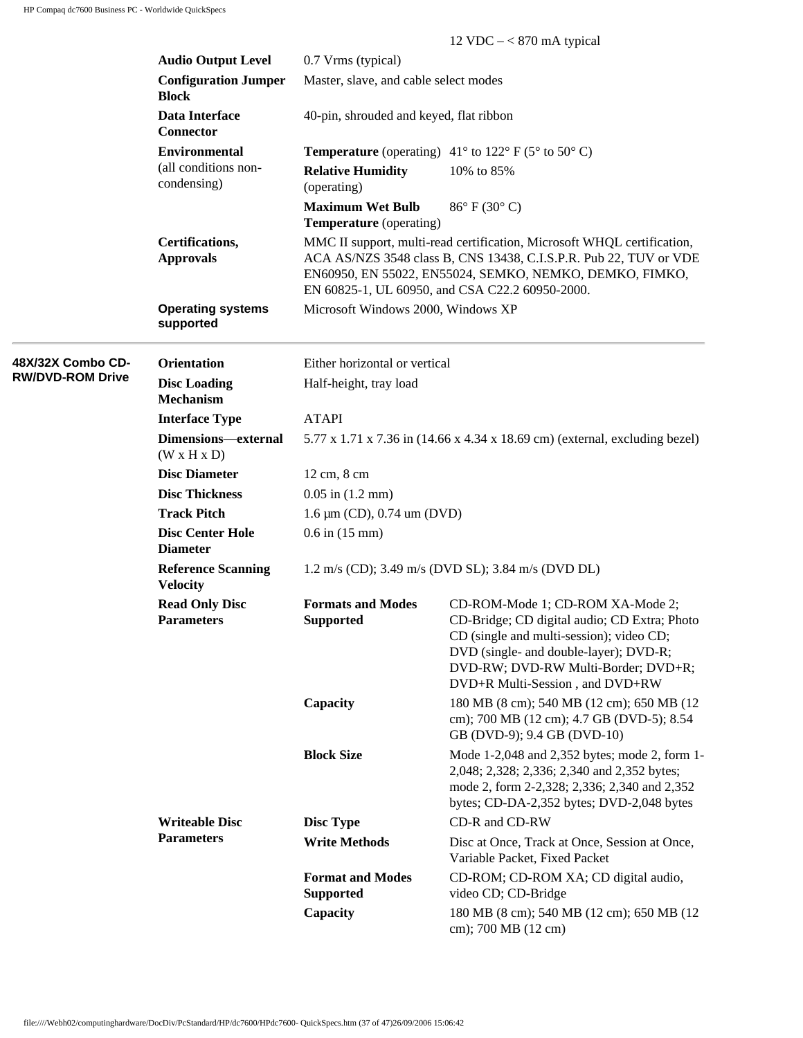| | | | |
|---|---|---|---|
| | | | 12 VDC – < 870 mA typical |
| | **Audio Output Level** | 0.7 Vrms (typical) | |
| | **Configuration Jumper Block** | Master, slave, and cable select modes | |
| | **Data Interface Connector** | 40-pin, shrouded and keyed, flat ribbon | |
| | **Environmental** (all conditions non-condensing) | **Temperature** (operating) | 41° to 122° F (5° to 50° C) |
| | | **Relative Humidity** (operating) | 10% to 85% |
| | | **Maximum Wet Bulb Temperature** (operating) | 86° F (30° C) |
| | **Certifications, Approvals** | MMC II support, multi-read certification, Microsoft WHQL certification, ACA AS/NZS 3548 class B, CNS 13438, C.I.S.P.R. Pub 22, TUV or VDE EN60950, EN 55022, EN55024, SEMKO, NEMKO, DEMKO, FIMKO, EN 60825-1, UL 60950, and CSA C22.2 60950-2000. | |
| | **Operating systems supported** | Microsoft Windows 2000, Windows XP | |

| | | | |
|---|---|---|---|
| **48X/32X Combo CD-RW/DVD-ROM Drive** | **Orientation** | Either horizontal or vertical | |
| | **Disc Loading Mechanism** | Half-height, tray load | |
| | **Interface Type** | ATAPI | |
| | **Dimensions—external** (W x H x D) | 5.77 x 1.71 x 7.36 in (14.66 x 4.34 x 18.69 cm) (external, excluding bezel) | |
| | **Disc Diameter** | 12 cm, 8 cm | |
| | **Disc Thickness** | 0.05 in (1.2 mm) | |
| | **Track Pitch** | 1.6 µm (CD), 0.74 um (DVD) | |
| | **Disc Center Hole Diameter** | 0.6 in (15 mm) | |
| | **Reference Scanning Velocity** | 1.2 m/s (CD); 3.49 m/s (DVD SL); 3.84 m/s (DVD DL) | |
| | **Read Only Disc Parameters** | **Formats and Modes Supported** | CD-ROM-Mode 1; CD-ROM XA-Mode 2; CD-Bridge; CD digital audio; CD Extra; Photo CD (single and multi-session); video CD; DVD (single- and double-layer); DVD-R; DVD-RW; DVD-RW Multi-Border; DVD+R; DVD+R Multi-Session , and DVD+RW |
| | | **Capacity** | 180 MB (8 cm); 540 MB (12 cm); 650 MB (12 cm); 700 MB (12 cm); 4.7 GB (DVD-5); 8.54 GB (DVD-9); 9.4 GB (DVD-10) |
| | | **Block Size** | Mode 1-2,048 and 2,352 bytes; mode 2, form 1-2,048; 2,328; 2,336; 2,340 and 2,352 bytes; mode 2, form 2-2,328; 2,336; 2,340 and 2,352 bytes; CD-DA-2,352 bytes; DVD-2,048 bytes |
| | **Writeable Disc Parameters** | **Disc Type** | CD-R and CD-RW |
| | | **Write Methods** | Disc at Once, Track at Once, Session at Once, Variable Packet, Fixed Packet |
| | | **Format and Modes Supported** | CD-ROM; CD-ROM XA; CD digital audio, video CD; CD-Bridge |
| | | **Capacity** | 180 MB (8 cm); 540 MB (12 cm); 650 MB (12 cm); 700 MB (12 cm) |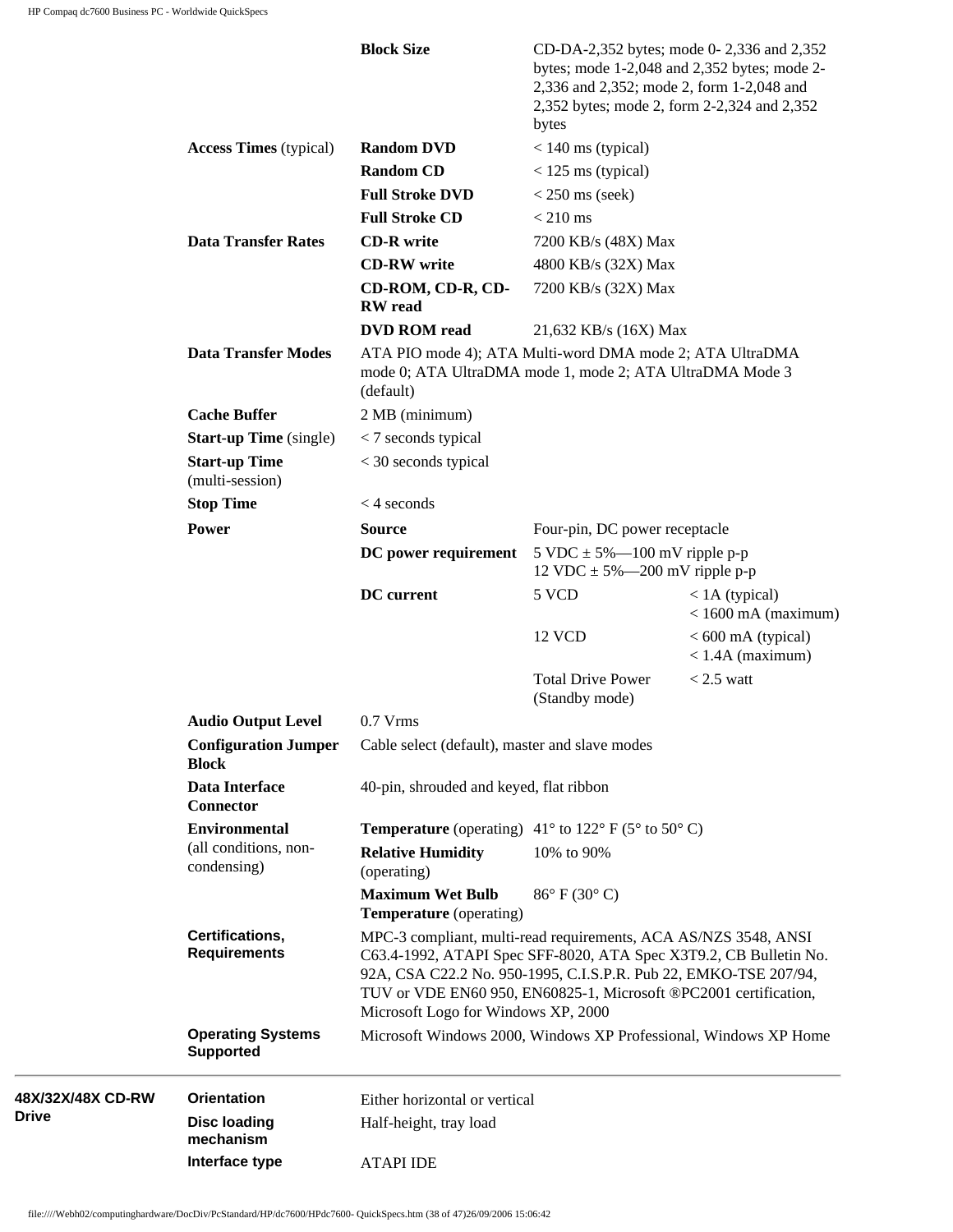| | | | | |
|---|---|---|---|---|
| | | **Block Size** | CD-DA-2,352 bytes; mode 0- 2,336 and 2,352 bytes; mode 1-2,048 and 2,352 bytes; mode 2-2,336 and 2,352; mode 2, form 1-2,048 and 2,352 bytes; mode 2, form 2-2,324 and 2,352 bytes | |
| | **Access Times** (typical) | **Random DVD** | < 140 ms (typical) | |
| | | **Random CD** | < 125 ms (typical) | |
| | | **Full Stroke DVD** | < 250 ms (seek) | |
| | | **Full Stroke CD** | < 210 ms | |
| | **Data Transfer Rates** | **CD-R write** | 7200 KB/s (48X) Max | |
| | | **CD-RW write** | 4800 KB/s (32X) Max | |
| | | **CD-ROM, CD-R, CD-RW read** | 7200 KB/s (32X) Max | |
| | | **DVD ROM read** | 21,632 KB/s (16X) Max | |
| | **Data Transfer Modes** | ATA PIO mode 4); ATA Multi-word DMA mode 2; ATA UltraDMA mode 0; ATA UltraDMA mode 1, mode 2; ATA UltraDMA Mode 3 (default) | | |
| | **Cache Buffer** | 2 MB (minimum) | | |
| | **Start-up Time** (single) | < 7 seconds typical | | |
| | **Start-up Time** (multi-session) | < 30 seconds typical | | |
| | **Stop Time** | < 4 seconds | | |
| | **Power** | **Source** | Four-pin, DC power receptacle | |
| | | **DC power requirement** | 5 VDC ± 5%—100 mV ripple p-p<br>12 VDC ± 5%—200 mV ripple p-p | |
| | | **DC current** | 5 VCD | < 1A (typical)<br>< 1600 mA (maximum) |
| | | | 12 VCD | < 600 mA (typical)<br>< 1.4A (maximum) |
| | | | Total Drive Power (Standby mode) | < 2.5 watt |
| | **Audio Output Level** | 0.7 Vrms | | |
| | **Configuration Jumper Block** | Cable select (default), master and slave modes | | |
| | **Data Interface Connector** | 40-pin, shrouded and keyed, flat ribbon | | |
| | **Environmental** (all conditions, non-condensing) | **Temperature** (operating) | 41° to 122° F (5° to 50° C) | |
| | | **Relative Humidity** (operating) | 10% to 90% | |
| | | **Maximum Wet Bulb Temperature** (operating) | 86° F (30° C) | |
| | **Certifications, Requirements** | MPC-3 compliant, multi-read requirements, ACA AS/NZS 3548, ANSI C63.4-1992, ATAPI Spec SFF-8020, ATA Spec X3T9.2, CB Bulletin No. 92A, CSA C22.2 No. 950-1995, C.I.S.P.R. Pub 22, EMKO-TSE 207/94, TUV or VDE EN60 950, EN60825-1, Microsoft ®PC2001 certification, Microsoft Logo for Windows XP, 2000 | | |
| | **Operating Systems Supported** | Microsoft Windows 2000, Windows XP Professional, Windows XP Home | | |
| **48X/32X/48X CD-RW Drive** | **Orientation** | Either horizontal or vertical | | |
| | **Disc loading mechanism** | Half-height, tray load | | |
| | **Interface type** | ATAPI IDE | | |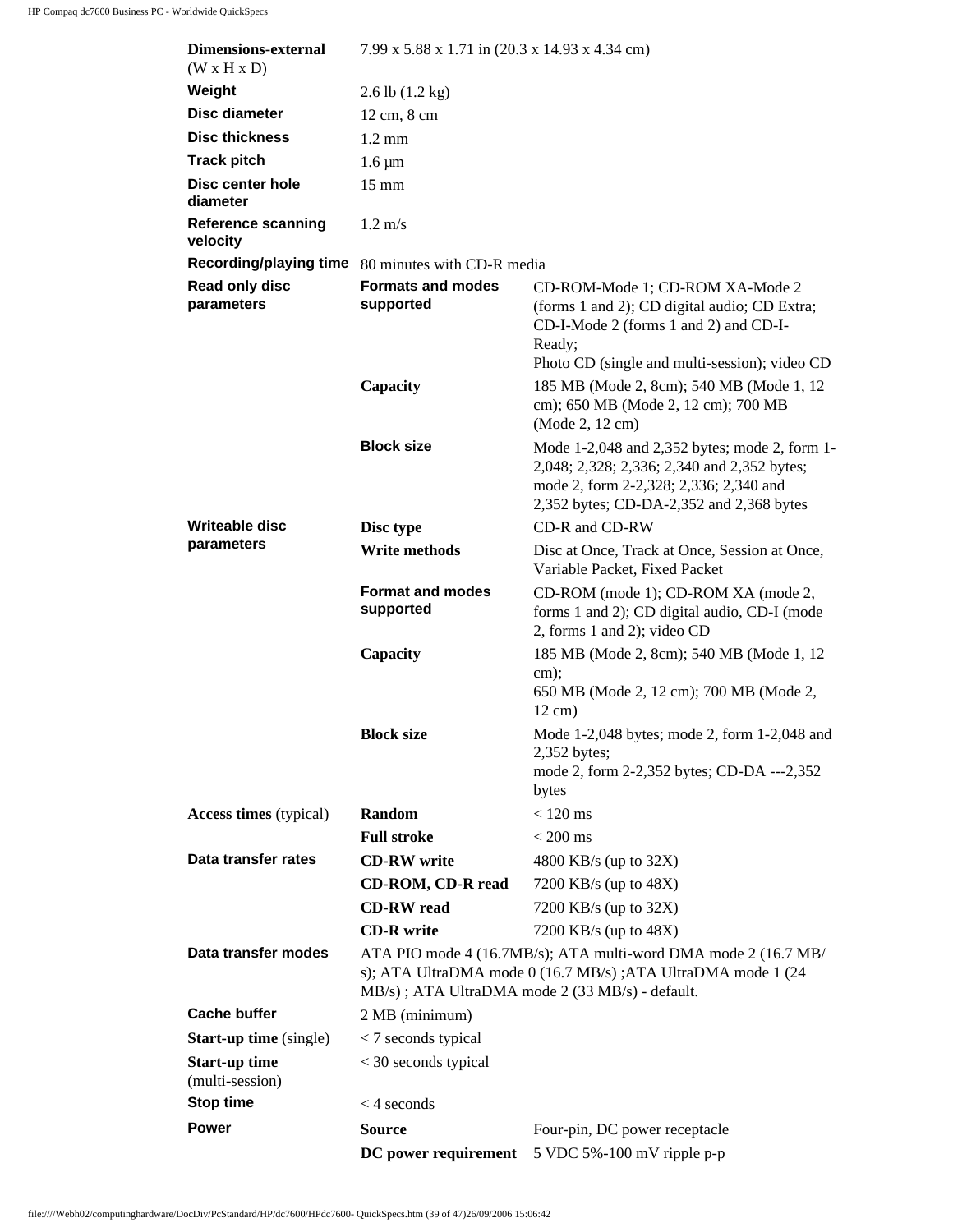| | | |
|---|---|---|
| **Dimensions-external** (W x H x D) | 7.99 x 5.88 x 1.71 in (20.3 x 14.93 x 4.34 cm) | |
| **Weight** | 2.6 lb (1.2 kg) | |
| **Disc diameter** | 12 cm, 8 cm | |
| **Disc thickness** | 1.2 mm | |
| **Track pitch** | 1.6 µm | |
| **Disc center hole diameter** | 15 mm | |
| **Reference scanning velocity** | 1.2 m/s | |
| **Recording/playing time** | 80 minutes with CD-R media | |
| **Read only disc parameters** | **Formats and modes supported** | CD-ROM-Mode 1; CD-ROM XA-Mode 2 (forms 1 and 2); CD digital audio; CD Extra; CD-I-Mode 2 (forms 1 and 2) and CD-I-Ready;<br>Photo CD (single and multi-session); video CD |
| | **Capacity** | 185 MB (Mode 2, 8cm); 540 MB (Mode 1, 12 cm); 650 MB (Mode 2, 12 cm); 700 MB (Mode 2, 12 cm) |
| | **Block size** | Mode 1-2,048 and 2,352 bytes; mode 2, form 1-2,048; 2,328; 2,336; 2,340 and 2,352 bytes; mode 2, form 2-2,328; 2,336; 2,340 and 2,352 bytes; CD-DA-2,352 and 2,368 bytes |
| **Writeable disc parameters** | **Disc type** | CD-R and CD-RW |
| | **Write methods** | Disc at Once, Track at Once, Session at Once, Variable Packet, Fixed Packet |
| | **Format and modes supported** | CD-ROM (mode 1); CD-ROM XA (mode 2, forms 1 and 2); CD digital audio, CD-I (mode 2, forms 1 and 2); video CD |
| | **Capacity** | 185 MB (Mode 2, 8cm); 540 MB (Mode 1, 12 cm);<br>650 MB (Mode 2, 12 cm); 700 MB (Mode 2, 12 cm) |
| | **Block size** | Mode 1-2,048 bytes; mode 2, form 1-2,048 and 2,352 bytes;<br>mode 2, form 2-2,352 bytes; CD-DA ---2,352 bytes |
| **Access times** (typical) | **Random** | < 120 ms |
| | **Full stroke** | < 200 ms |
| **Data transfer rates** | **CD-RW write** | 4800 KB/s (up to 32X) |
| | **CD-ROM, CD-R read** | 7200 KB/s (up to 48X) |
| | **CD-RW read** | 7200 KB/s (up to 32X) |
| | **CD-R write** | 7200 KB/s (up to 48X) |
| **Data transfer modes** | ATA PIO mode 4 (16.7MB/s); ATA multi-word DMA mode 2 (16.7 MB/s); ATA UltraDMA mode 0 (16.7 MB/s) ;ATA UltraDMA mode 1 (24 MB/s) ; ATA UltraDMA mode 2 (33 MB/s) - default. | |
| **Cache buffer** | 2 MB (minimum) | |
| **Start-up time** (single) | < 7 seconds typical | |
| **Start-up time** (multi-session) | < 30 seconds typical | |
| **Stop time** | < 4 seconds | |
| **Power** | **Source** | Four-pin, DC power receptacle |
| | **DC power requirement** | 5 VDC 5%-100 mV ripple p-p |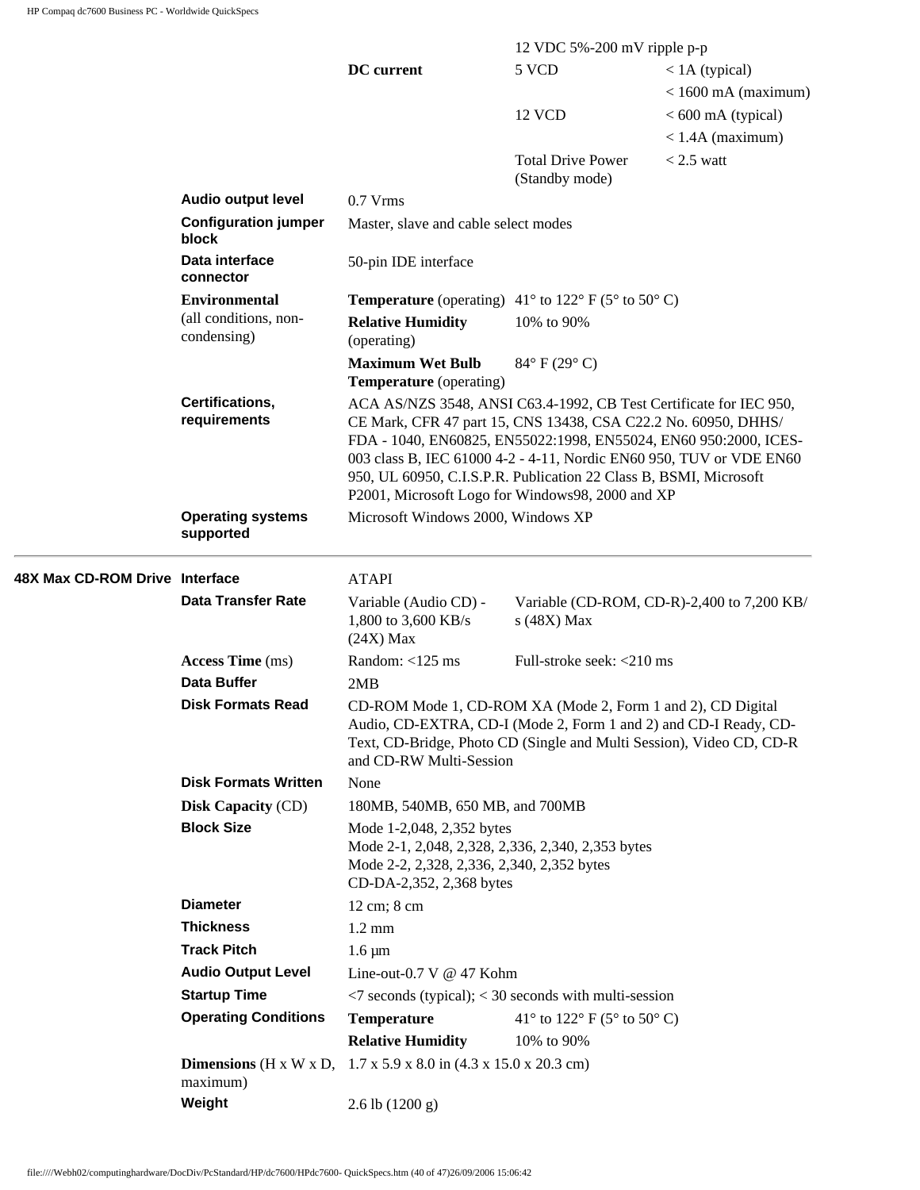| | | | | |
|---|---|---|---|---|
| | | | 12 VDC 5%-200 mV ripple p-p | |
| | | **DC current** | 5 VCD | < 1A (typical) |
| | | | | < 1600 mA (maximum) |
| | | | 12 VCD | < 600 mA (typical) |
| | | | | < 1.4A (maximum) |
| | | | Total Drive Power (Standby mode) | < 2.5 watt |
| | **Audio output level** | 0.7 Vrms | | |
| | **Configuration jumper block** | Master, slave and cable select modes | | |
| | **Data interface connector** | 50-pin IDE interface | | |
| | **Environmental** (all conditions, non-condensing) | **Temperature** (operating) | 41° to 122° F (5° to 50° C) | |
| | | **Relative Humidity** (operating) | 10% to 90% | |
| | | **Maximum Wet Bulb Temperature** (operating) | 84° F (29° C) | |
| | **Certifications, requirements** | ACA AS/NZS 3548, ANSI C63.4-1992, CB Test Certificate for IEC 950, CE Mark, CFR 47 part 15, CNS 13438, CSA C22.2 No. 60950, DHHS/ FDA - 1040, EN60825, EN55022:1998, EN55024, EN60 950:2000, ICES-003 class B, IEC 61000 4-2 - 4-11, Nordic EN60 950, TUV or VDE EN60 950, UL 60950, C.I.S.P.R. Publication 22 Class B, BSMI, Microsoft P2001, Microsoft Logo for Windows98, 2000 and XP | | |
| | **Operating systems supported** | Microsoft Windows 2000, Windows XP | | |

| | | | |
|---|---|---|---|
| **48X Max CD-ROM Drive** | **Interface** | ATAPI | |
| | **Data Transfer Rate** | Variable (Audio CD) - 1,800 to 3,600 KB/s (24X) Max | Variable (CD-ROM, CD-R)-2,400 to 7,200 KB/s (48X) Max |
| | **Access Time** (ms) | Random: <125 ms | Full-stroke seek: <210 ms |
| | **Data Buffer** | 2MB | |
| | **Disk Formats Read** | CD-ROM Mode 1, CD-ROM XA (Mode 2, Form 1 and 2), CD Digital Audio, CD-EXTRA, CD-I (Mode 2, Form 1 and 2) and CD-I Ready, CD-Text, CD-Bridge, Photo CD (Single and Multi Session), Video CD, CD-R and CD-RW Multi-Session | |
| | **Disk Formats Written** | None | |
| | **Disk Capacity** (CD) | 180MB, 540MB, 650 MB, and 700MB | |
| | **Block Size** | Mode 1-2,048, 2,352 bytes<br>Mode 2-1, 2,048, 2,328, 2,336, 2,340, 2,353 bytes<br>Mode 2-2, 2,328, 2,336, 2,340, 2,352 bytes<br>CD-DA-2,352, 2,368 bytes | |
| | **Diameter** | 12 cm; 8 cm | |
| | **Thickness** | 1.2 mm | |
| | **Track Pitch** | 1.6 µm | |
| | **Audio Output Level** | Line-out-0.7 V @ 47 Kohm | |
| | **Startup Time** | <7 seconds (typical); < 30 seconds with multi-session | |
| | **Operating Conditions** | **Temperature** | 41° to 122° F (5° to 50° C) |
| | | **Relative Humidity** | 10% to 90% |
| | **Dimensions** (H x W x D, maximum) | 1.7 x 5.9 x 8.0 in (4.3 x 15.0 x 20.3 cm) | |
| | **Weight** | 2.6 lb (1200 g) | |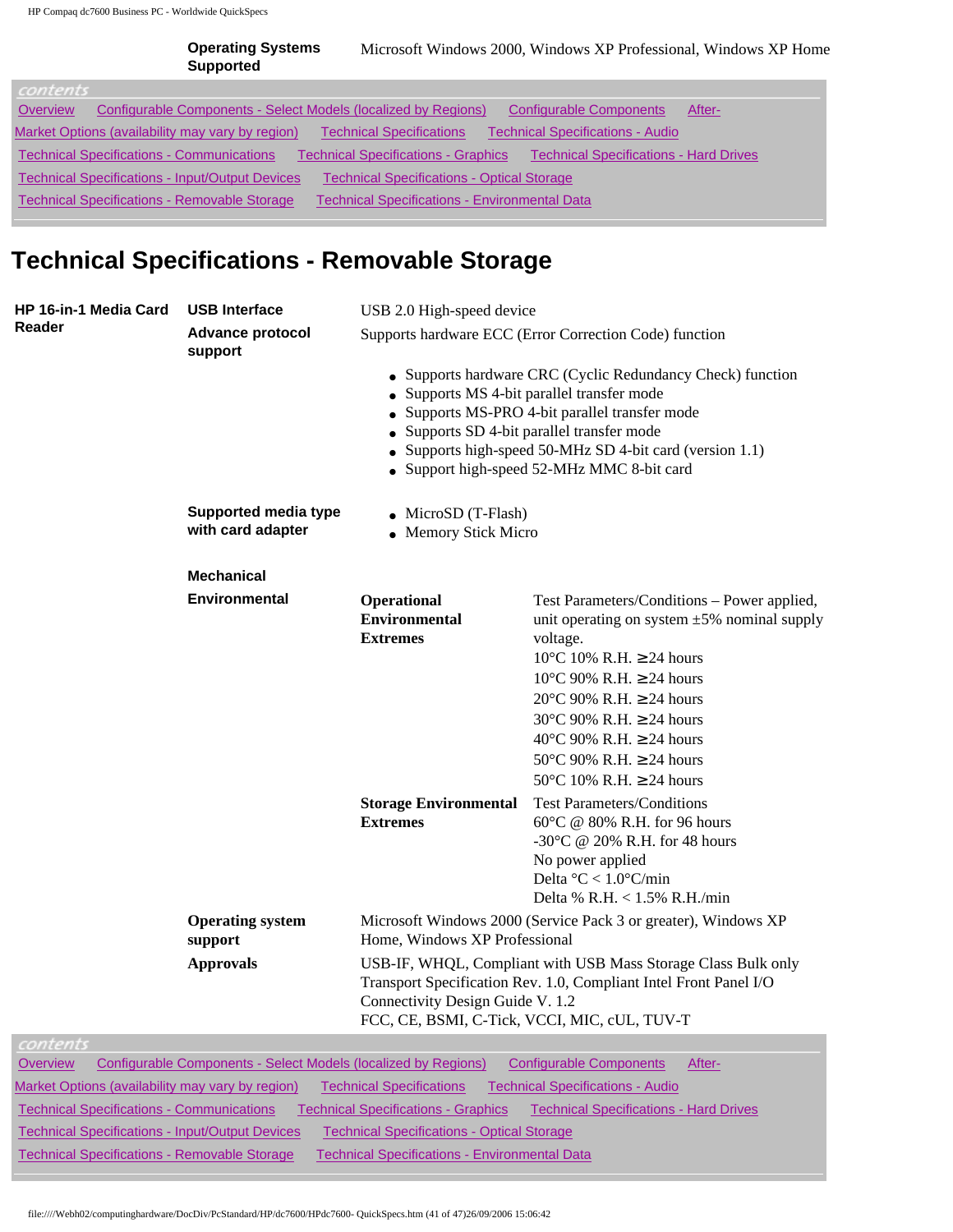| | |
|---|---|
| **Operating Systems Supported** | Microsoft Windows 2000, Windows XP Professional, Windows XP Home |

*contents*

Overview | Configurable Components - Select Models (localized by Regions) | Configurable Components | After-Market Options (availability may vary by region) | Technical Specifications | Technical Specifications - Audio | Technical Specifications - Communications | Technical Specifications - Graphics | Technical Specifications - Hard Drives | Technical Specifications - Input/Output Devices | Technical Specifications - Optical Storage | Technical Specifications - Removable Storage | Technical Specifications - Environmental Data

# Technical Specifications - Removable Storage

**HP 16-in-1 Media Card Reader**

| | | |
|---|---|---|
| **USB Interface** | USB 2.0 High-speed device | |
| **Advance protocol support** | Supports hardware ECC (Error Correction Code) function<br>• Supports hardware CRC (Cyclic Redundancy Check) function<br>• Supports MS 4-bit parallel transfer mode<br>• Supports MS-PRO 4-bit parallel transfer mode<br>• Supports SD 4-bit parallel transfer mode<br>• Supports high-speed 50-MHz SD 4-bit card (version 1.1)<br>• Support high-speed 52-MHz MMC 8-bit card | |
| **Supported media type with card adapter** | • MicroSD (T-Flash)<br>• Memory Stick Micro | |
| **Mechanical** | | |
| **Environmental** | **Operational Environmental Extremes** | Test Parameters/Conditions – Power applied, unit operating on system ±5% nominal supply voltage.<br>10°C 10% R.H. ≥24 hours<br>10°C 90% R.H. ≥24 hours<br>20°C 90% R.H. ≥24 hours<br>30°C 90% R.H. ≥24 hours<br>40°C 90% R.H. ≥24 hours<br>50°C 90% R.H. ≥24 hours<br>50°C 10% R.H. ≥24 hours |
| | **Storage Environmental Extremes** | Test Parameters/Conditions<br>60°C @ 80% R.H. for 96 hours<br>-30°C @ 20% R.H. for 48 hours<br>No power applied<br>Delta °C < 1.0°C/min<br>Delta % R.H. < 1.5% R.H./min |
| **Operating system support** | Microsoft Windows 2000 (Service Pack 3 or greater), Windows XP Home, Windows XP Professional | |
| **Approvals** | USB-IF, WHQL, Compliant with USB Mass Storage Class Bulk only Transport Specification Rev. 1.0, Compliant Intel Front Panel I/O Connectivity Design Guide V. 1.2<br>FCC, CE, BSMI, C-Tick, VCCI, MIC, cUL, TUV-T | |

*contents*

Overview | Configurable Components - Select Models (localized by Regions) | Configurable Components | After-Market Options (availability may vary by region) | Technical Specifications | Technical Specifications - Audio | Technical Specifications - Communications | Technical Specifications - Graphics | Technical Specifications - Hard Drives | Technical Specifications - Input/Output Devices | Technical Specifications - Optical Storage | Technical Specifications - Removable Storage | Technical Specifications - Environmental Data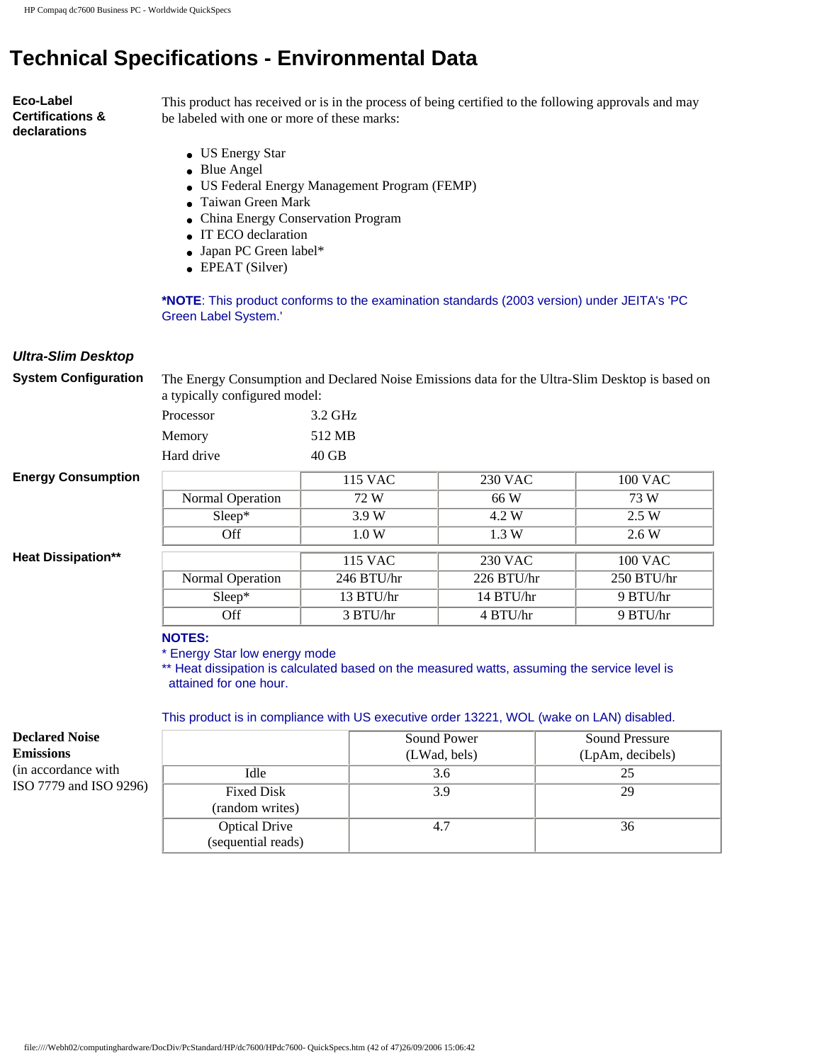# Technical Specifications - Environmental Data

**Eco-Label Certifications & declarations**

This product has received or is in the process of being certified to the following approvals and may be labeled with one or more of these marks:

- US Energy Star
- Blue Angel
- US Federal Energy Management Program (FEMP)
- Taiwan Green Mark
- China Energy Conservation Program
- IT ECO declaration
- Japan PC Green label*
- EPEAT (Silver)

***NOTE**: This product conforms to the examination standards (2003 version) under JEITA's 'PC Green Label System.'

### *Ultra-Slim Desktop*

**System Configuration**

The Energy Consumption and Declared Noise Emissions data for the Ultra-Slim Desktop is based on a typically configured model:

| | |
|---|---|
| Processor | 3.2 GHz |
| Memory | 512 MB |
| Hard drive | 40 GB |

**Energy Consumption**

| | 115 VAC | 230 VAC | 100 VAC |
|---|---|---|---|
| Normal Operation | 72 W | 66 W | 73 W |
| Sleep* | 3.9 W | 4.2 W | 2.5 W |
| Off | 1.0 W | 1.3 W | 2.6 W |

**Heat Dissipation****

| | 115 VAC | 230 VAC | 100 VAC |
|---|---|---|---|
| Normal Operation | 246 BTU/hr | 226 BTU/hr | 250 BTU/hr |
| Sleep* | 13 BTU/hr | 14 BTU/hr | 9 BTU/hr |
| Off | 3 BTU/hr | 4 BTU/hr | 9 BTU/hr |

**NOTES:**

\* Energy Star low energy mode

** Heat dissipation is calculated based on the measured watts, assuming the service level is attained for one hour.

This product is in compliance with US executive order 13221, WOL (wake on LAN) disabled.

**Declared Noise Emissions** (in accordance with ISO 7779 and ISO 9296)

| | Sound Power (LWad, bels) | Sound Pressure (LpAm, decibels) |
|---|---|---|
| Idle | 3.6 | 25 |
| Fixed Disk (random writes) | 3.9 | 29 |
| Optical Drive (sequential reads) | 4.7 | 36 |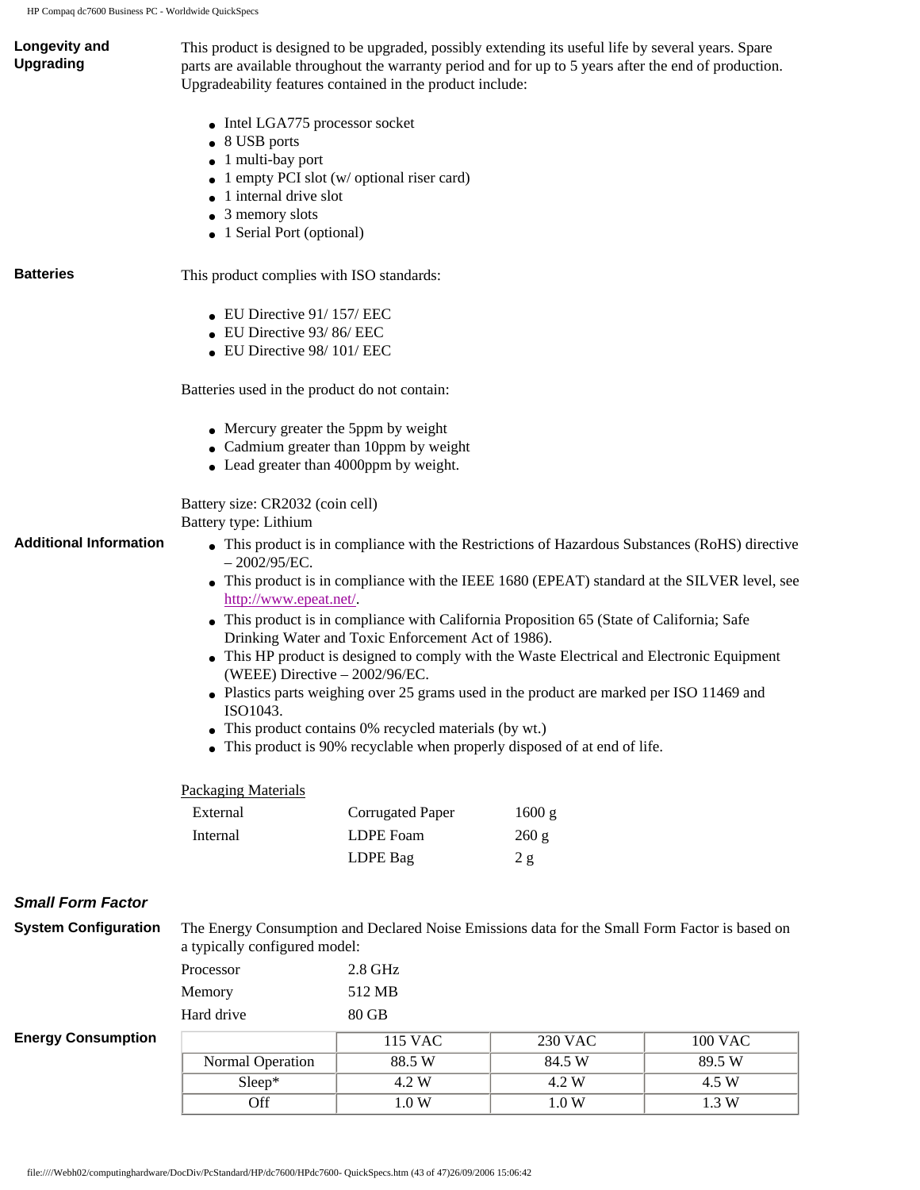**Longevity and Upgrading**

This product is designed to be upgraded, possibly extending its useful life by several years. Spare parts are available throughout the warranty period and for up to 5 years after the end of production. Upgradeability features contained in the product include:

- Intel LGA775 processor socket
- 8 USB ports
- 1 multi-bay port
- 1 empty PCI slot (w/ optional riser card)
- 1 internal drive slot
- 3 memory slots
- 1 Serial Port (optional)

**Batteries**

This product complies with ISO standards:

- EU Directive 91/ 157/ EEC
- EU Directive 93/ 86/ EEC
- EU Directive 98/ 101/ EEC

Batteries used in the product do not contain:

- Mercury greater the 5ppm by weight
- Cadmium greater than 10ppm by weight
- Lead greater than 4000ppm by weight.

Battery size: CR2032 (coin cell)
Battery type: Lithium

**Additional Information**

- This product is in compliance with the Restrictions of Hazardous Substances (RoHS) directive – 2002/95/EC.
- This product is in compliance with the IEEE 1680 (EPEAT) standard at the SILVER level, see http://www.epeat.net/.
- This product is in compliance with California Proposition 65 (State of California; Safe Drinking Water and Toxic Enforcement Act of 1986).
- This HP product is designed to comply with the Waste Electrical and Electronic Equipment (WEEE) Directive – 2002/96/EC.
- Plastics parts weighing over 25 grams used in the product are marked per ISO 11469 and ISO1043.
- This product contains 0% recycled materials (by wt.)
- This product is 90% recyclable when properly disposed of at end of life.

Packaging Materials

| | | |
|---|---|---|
| External | Corrugated Paper | 1600 g |
| Internal | LDPE Foam | 260 g |
| | LDPE Bag | 2 g |

### *Small Form Factor*

**System Configuration**

The Energy Consumption and Declared Noise Emissions data for the Small Form Factor is based on a typically configured model:

| | |
|---|---|
| Processor | 2.8 GHz |
| Memory | 512 MB |
| Hard drive | 80 GB |

**Energy Consumption**

| | 115 VAC | 230 VAC | 100 VAC |
|---|---|---|---|
| Normal Operation | 88.5 W | 84.5 W | 89.5 W |
| Sleep* | 4.2 W | 4.2 W | 4.5 W |
| Off | 1.0 W | 1.0 W | 1.3 W |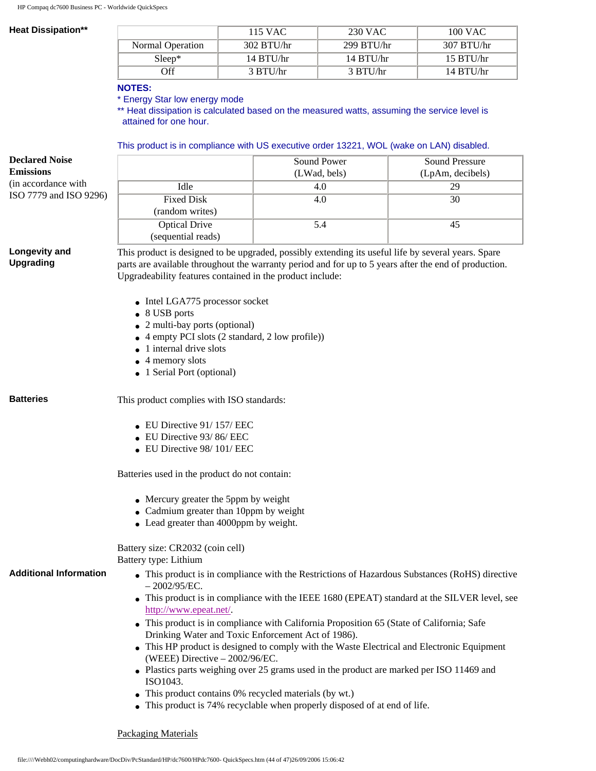**Heat Dissipation****

| | 115 VAC | 230 VAC | 100 VAC |
|---|---|---|---|
| Normal Operation | 302 BTU/hr | 299 BTU/hr | 307 BTU/hr |
| Sleep* | 14 BTU/hr | 14 BTU/hr | 15 BTU/hr |
| Off | 3 BTU/hr | 3 BTU/hr | 14 BTU/hr |

**NOTES:**

* Energy Star low energy mode

** Heat dissipation is calculated based on the measured watts, assuming the service level is attained for one hour.

This product is in compliance with US executive order 13221, WOL (wake on LAN) disabled.

**Declared Noise Emissions** (in accordance with ISO 7779 and ISO 9296)

| | Sound Power (LWad, bels) | Sound Pressure (LpAm, decibels) |
|---|---|---|
| Idle | 4.0 | 29 |
| Fixed Disk (random writes) | 4.0 | 30 |
| Optical Drive (sequential reads) | 5.4 | 45 |

**Longevity and Upgrading**

This product is designed to be upgraded, possibly extending its useful life by several years. Spare parts are available throughout the warranty period and for up to 5 years after the end of production. Upgradeability features contained in the product include:

- Intel LGA775 processor socket
- 8 USB ports
- 2 multi-bay ports (optional)
- 4 empty PCI slots (2 standard, 2 low profile))
- 1 internal drive slots
- 4 memory slots
- 1 Serial Port (optional)

**Batteries**

This product complies with ISO standards:

- EU Directive 91/ 157/ EEC
- EU Directive 93/ 86/ EEC
- EU Directive 98/ 101/ EEC

Batteries used in the product do not contain:

- Mercury greater the 5ppm by weight
- Cadmium greater than 10ppm by weight
- Lead greater than 4000ppm by weight.

Battery size: CR2032 (coin cell)
Battery type: Lithium

**Additional Information**

- This product is in compliance with the Restrictions of Hazardous Substances (RoHS) directive – 2002/95/EC.
- This product is in compliance with the IEEE 1680 (EPEAT) standard at the SILVER level, see http://www.epeat.net/.
- This product is in compliance with California Proposition 65 (State of California; Safe Drinking Water and Toxic Enforcement Act of 1986).
- This HP product is designed to comply with the Waste Electrical and Electronic Equipment (WEEE) Directive – 2002/96/EC.
- Plastics parts weighing over 25 grams used in the product are marked per ISO 11469 and ISO1043.
- This product contains 0% recycled materials (by wt.)
- This product is 74% recyclable when properly disposed of at end of life.

Packaging Materials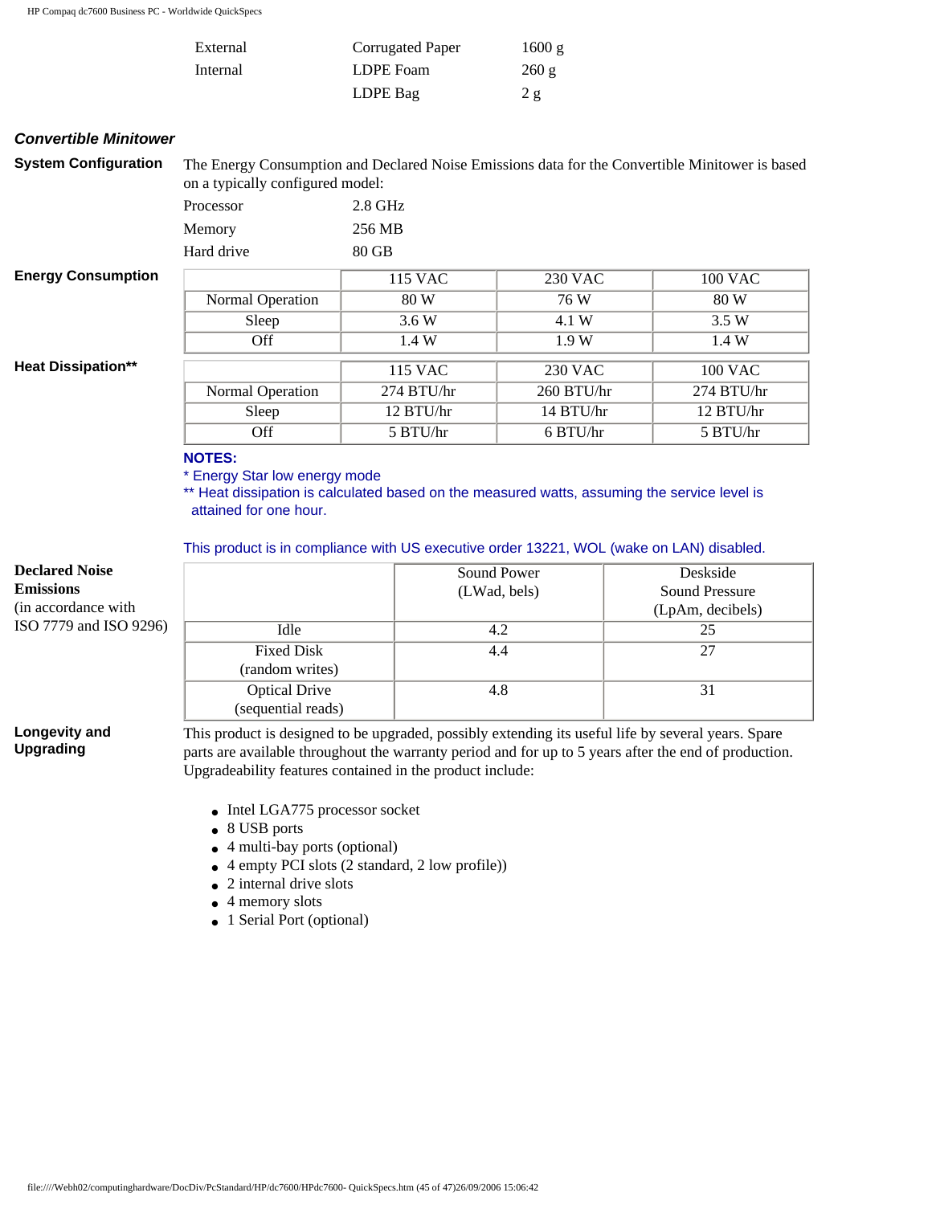| | | |
|---|---|---|
| External | Corrugated Paper | 1600 g |
| Internal | LDPE Foam | 260 g |
| | LDPE Bag | 2 g |

### *Convertible Minitower*

**System Configuration**

The Energy Consumption and Declared Noise Emissions data for the Convertible Minitower is based on a typically configured model:

| | |
|---|---|
| Processor | 2.8 GHz |
| Memory | 256 MB |
| Hard drive | 80 GB |

**Energy Consumption**

| | 115 VAC | 230 VAC | 100 VAC |
|---|---|---|---|
| Normal Operation | 80 W | 76 W | 80 W |
| Sleep | 3.6 W | 4.1 W | 3.5 W |
| Off | 1.4 W | 1.9 W | 1.4 W |

**Heat Dissipation****

| | 115 VAC | 230 VAC | 100 VAC |
|---|---|---|---|
| Normal Operation | 274 BTU/hr | 260 BTU/hr | 274 BTU/hr |
| Sleep | 12 BTU/hr | 14 BTU/hr | 12 BTU/hr |
| Off | 5 BTU/hr | 6 BTU/hr | 5 BTU/hr |

**NOTES:**

* Energy Star low energy mode

** Heat dissipation is calculated based on the measured watts, assuming the service level is attained for one hour.

This product is in compliance with US executive order 13221, WOL (wake on LAN) disabled.

**Declared Noise Emissions** (in accordance with ISO 7779 and ISO 9296)

| | Sound Power (LWad, bels) | Deskside Sound Pressure (LpAm, decibels) |
|---|---|---|
| Idle | 4.2 | 25 |
| Fixed Disk (random writes) | 4.4 | 27 |
| Optical Drive (sequential reads) | 4.8 | 31 |

**Longevity and Upgrading**

This product is designed to be upgraded, possibly extending its useful life by several years. Spare parts are available throughout the warranty period and for up to 5 years after the end of production. Upgradeability features contained in the product include:

- Intel LGA775 processor socket
- 8 USB ports
- 4 multi-bay ports (optional)
- 4 empty PCI slots (2 standard, 2 low profile))
- 2 internal drive slots
- 4 memory slots
- 1 Serial Port (optional)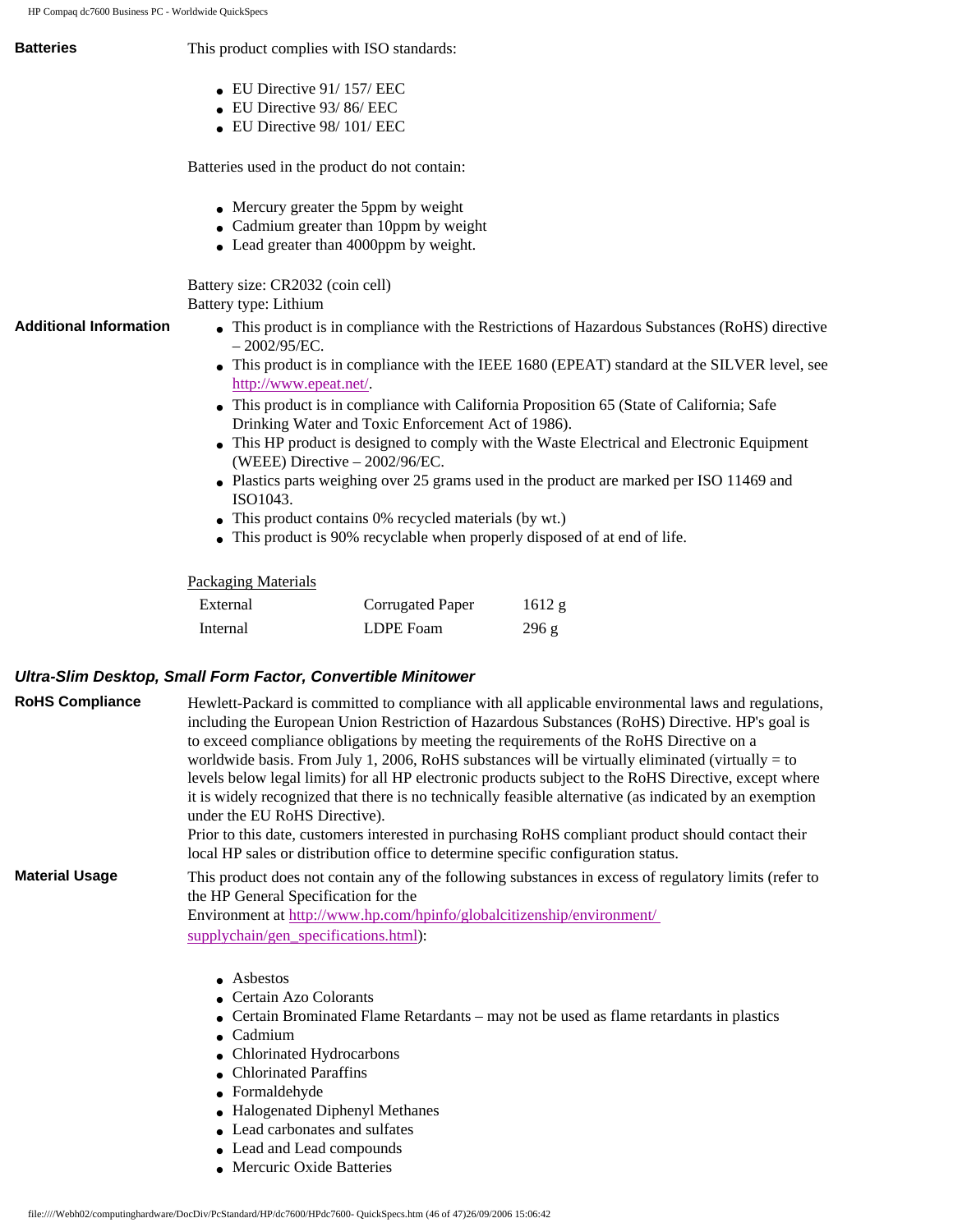**Batteries**

This product complies with ISO standards:

- EU Directive 91/ 157/ EEC
- EU Directive 93/ 86/ EEC
- EU Directive 98/ 101/ EEC

Batteries used in the product do not contain:

- Mercury greater the 5ppm by weight
- Cadmium greater than 10ppm by weight
- Lead greater than 4000ppm by weight.

Battery size: CR2032 (coin cell)
Battery type: Lithium

**Additional Information**

- This product is in compliance with the Restrictions of Hazardous Substances (RoHS) directive – 2002/95/EC.
- This product is in compliance with the IEEE 1680 (EPEAT) standard at the SILVER level, see http://www.epeat.net/.
- This product is in compliance with California Proposition 65 (State of California; Safe Drinking Water and Toxic Enforcement Act of 1986).
- This HP product is designed to comply with the Waste Electrical and Electronic Equipment (WEEE) Directive – 2002/96/EC.
- Plastics parts weighing over 25 grams used in the product are marked per ISO 11469 and ISO1043.
- This product contains 0% recycled materials (by wt.)
- This product is 90% recyclable when properly disposed of at end of life.

Packaging Materials

| | | |
|---|---|---|
| External | Corrugated Paper | 1612 g |
| Internal | LDPE Foam | 296 g |

### *Ultra-Slim Desktop, Small Form Factor, Convertible Minitower*

**RoHS Compliance**

Hewlett-Packard is committed to compliance with all applicable environmental laws and regulations, including the European Union Restriction of Hazardous Substances (RoHS) Directive. HP's goal is to exceed compliance obligations by meeting the requirements of the RoHS Directive on a worldwide basis. From July 1, 2006, RoHS substances will be virtually eliminated (virtually = to levels below legal limits) for all HP electronic products subject to the RoHS Directive, except where it is widely recognized that there is no technically feasible alternative (as indicated by an exemption under the EU RoHS Directive).
Prior to this date, customers interested in purchasing RoHS compliant product should contact their local HP sales or distribution office to determine specific configuration status.

**Material Usage**

This product does not contain any of the following substances in excess of regulatory limits (refer to the HP General Specification for the Environment at http://www.hp.com/hpinfo/globalcitizenship/environment/supplychain/gen_specifications.html):

- Asbestos
- Certain Azo Colorants
- Certain Brominated Flame Retardants – may not be used as flame retardants in plastics
- Cadmium
- Chlorinated Hydrocarbons
- Chlorinated Paraffins
- Formaldehyde
- Halogenated Diphenyl Methanes
- Lead carbonates and sulfates
- Lead and Lead compounds
- Mercuric Oxide Batteries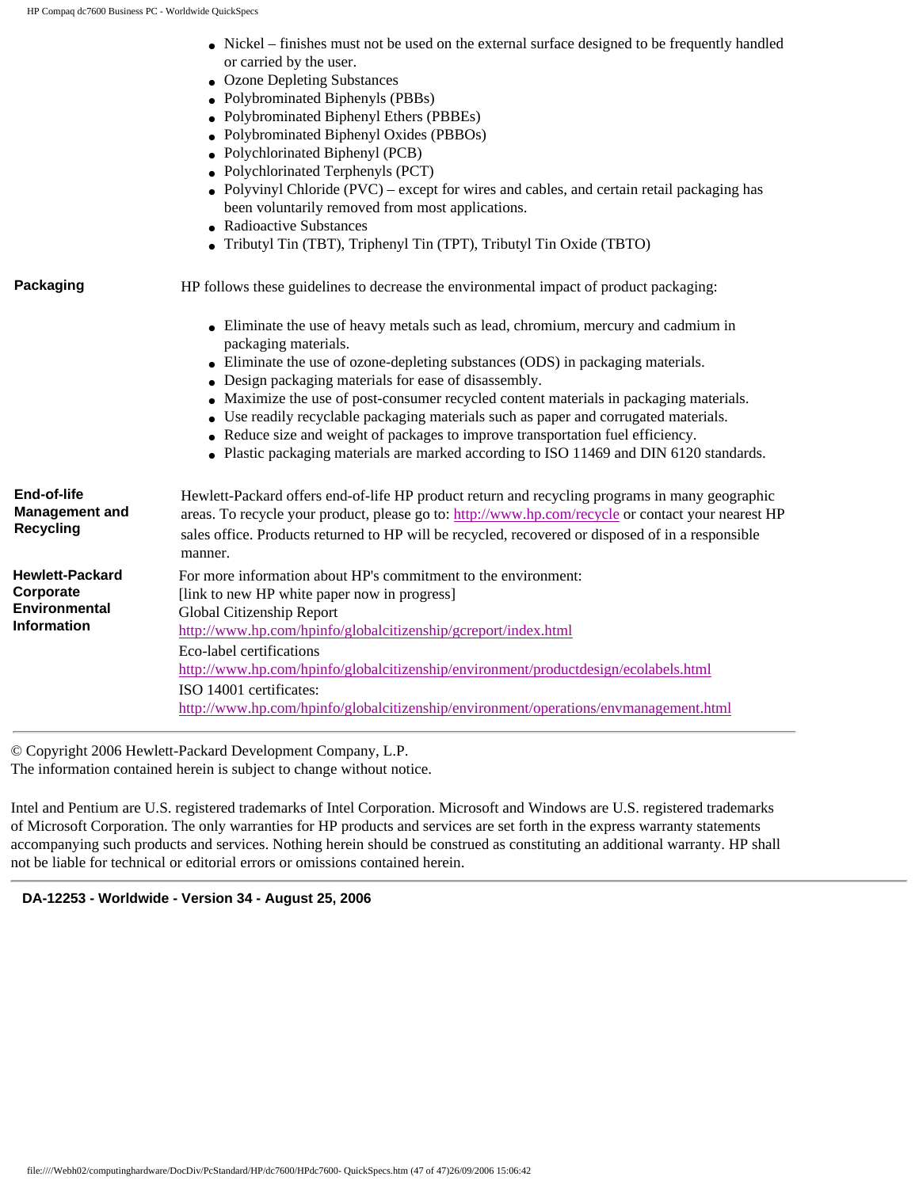- Nickel – finishes must not be used on the external surface designed to be frequently handled or carried by the user.
- Ozone Depleting Substances
- Polybrominated Biphenyls (PBBs)
- Polybrominated Biphenyl Ethers (PBBEs)
- Polybrominated Biphenyl Oxides (PBBOs)
- Polychlorinated Biphenyl (PCB)
- Polychlorinated Terphenyls (PCT)
- Polyvinyl Chloride (PVC) – except for wires and cables, and certain retail packaging has been voluntarily removed from most applications.
- Radioactive Substances
- Tributyl Tin (TBT), Triphenyl Tin (TPT), Tributyl Tin Oxide (TBTO)

**Packaging**

HP follows these guidelines to decrease the environmental impact of product packaging:

- Eliminate the use of heavy metals such as lead, chromium, mercury and cadmium in packaging materials.
- Eliminate the use of ozone-depleting substances (ODS) in packaging materials.
- Design packaging materials for ease of disassembly.
- Maximize the use of post-consumer recycled content materials in packaging materials.
- Use readily recyclable packaging materials such as paper and corrugated materials.
- Reduce size and weight of packages to improve transportation fuel efficiency.
- Plastic packaging materials are marked according to ISO 11469 and DIN 6120 standards.

**End-of-life Management and Recycling**

Hewlett-Packard offers end-of-life HP product return and recycling programs in many geographic areas. To recycle your product, please go to: http://www.hp.com/recycle or contact your nearest HP sales office. Products returned to HP will be recycled, recovered or disposed of in a responsible manner.

**Hewlett-Packard Corporate Environmental Information**

For more information about HP's commitment to the environment:
[link to new HP white paper now in progress]
Global Citizenship Report
http://www.hp.com/hpinfo/globalcitizenship/gcreport/index.html
Eco-label certifications
http://www.hp.com/hpinfo/globalcitizenship/environment/productdesign/ecolabels.html
ISO 14001 certificates:
http://www.hp.com/hpinfo/globalcitizenship/environment/operations/envmanagement.html

---

© Copyright 2006 Hewlett-Packard Development Company, L.P.
The information contained herein is subject to change without notice.

Intel and Pentium are U.S. registered trademarks of Intel Corporation. Microsoft and Windows are U.S. registered trademarks of Microsoft Corporation. The only warranties for HP products and services are set forth in the express warranty statements accompanying such products and services. Nothing herein should be construed as constituting an additional warranty. HP shall not be liable for technical or editorial errors or omissions contained herein.

---

**DA-12253 - Worldwide - Version 34 - August 25, 2006**